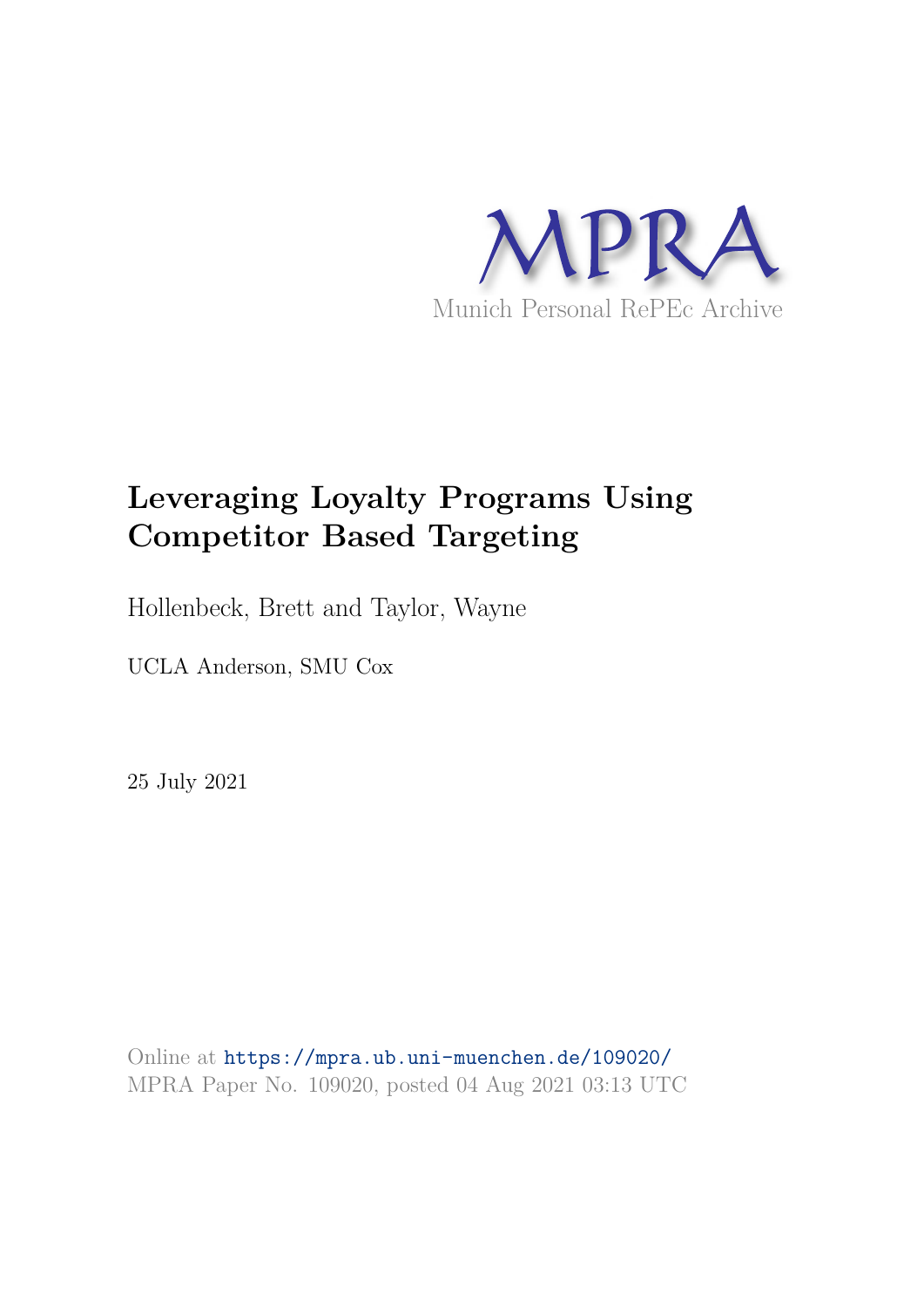MPRA

Munich Personal RePEc Archive

# Leveraging Loyalty Programs Using Competitor Based Targeting

Hollenbeck, Brett and Taylor, Wayne

UCLA Anderson, SMU Cox

25 July 2021

Online at https://mpra.ub.uni-muenchen.de/109020/
MPRA Paper No. 109020, posted 04 Aug 2021 03:13 UTC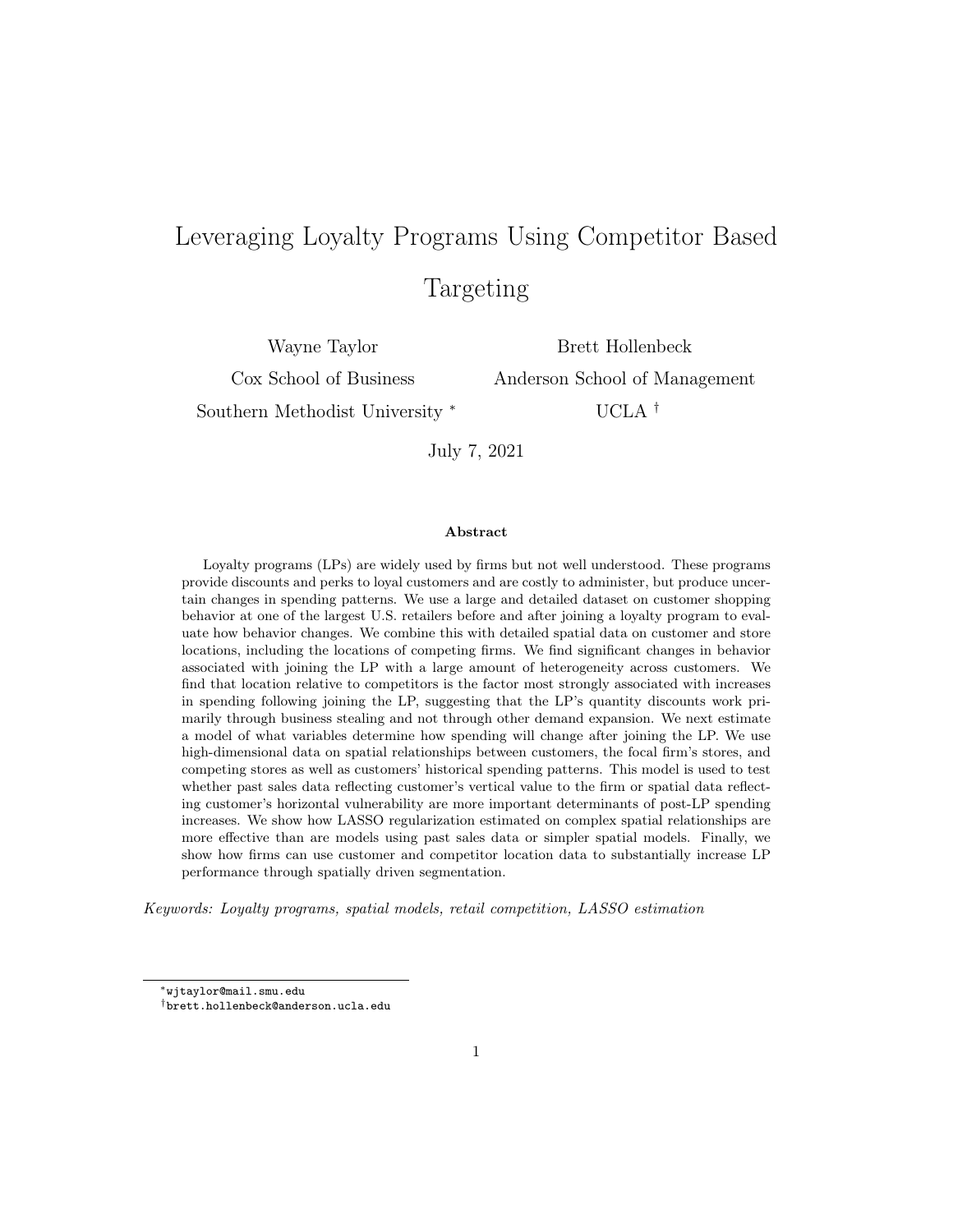# Leveraging Loyalty Programs Using Competitor Based Targeting

Wayne Taylor
Cox School of Business
Southern Methodist University *

Brett Hollenbeck
Anderson School of Management
UCLA †

July 7, 2021

### Abstract

Loyalty programs (LPs) are widely used by firms but not well understood. These programs provide discounts and perks to loyal customers and are costly to administer, but produce uncertain changes in spending patterns. We use a large and detailed dataset on customer shopping behavior at one of the largest U.S. retailers before and after joining a loyalty program to evaluate how behavior changes. We combine this with detailed spatial data on customer and store locations, including the locations of competing firms. We find significant changes in behavior associated with joining the LP with a large amount of heterogeneity across customers. We find that location relative to competitors is the factor most strongly associated with increases in spending following joining the LP, suggesting that the LP's quantity discounts work primarily through business stealing and not through other demand expansion. We next estimate a model of what variables determine how spending will change after joining the LP. We use high-dimensional data on spatial relationships between customers, the focal firm's stores, and competing stores as well as customers' historical spending patterns. This model is used to test whether past sales data reflecting customer's vertical value to the firm or spatial data reflecting customer's horizontal vulnerability are more important determinants of post-LP spending increases. We show how LASSO regularization estimated on complex spatial relationships are more effective than are models using past sales data or simpler spatial models. Finally, we show how firms can use customer and competitor location data to substantially increase LP performance through spatially driven segmentation.

*Keywords: Loyalty programs, spatial models, retail competition, LASSO estimation*

---

*wjtaylor@mail.smu.edu

†brett.hollenbeck@anderson.ucla.edu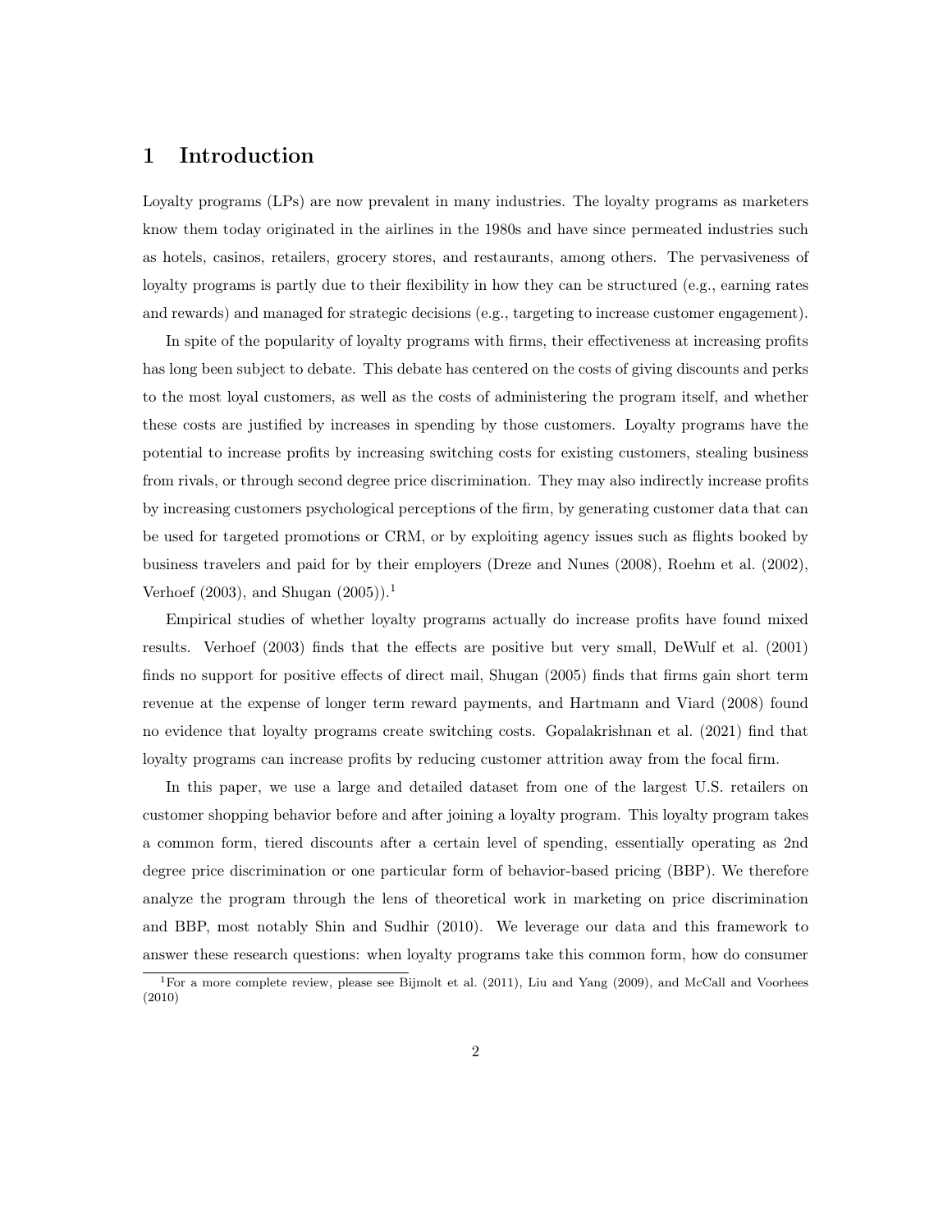# 1 Introduction

Loyalty programs (LPs) are now prevalent in many industries. The loyalty programs as marketers know them today originated in the airlines in the 1980s and have since permeated industries such as hotels, casinos, retailers, grocery stores, and restaurants, among others. The pervasiveness of loyalty programs is partly due to their flexibility in how they can be structured (e.g., earning rates and rewards) and managed for strategic decisions (e.g., targeting to increase customer engagement).

In spite of the popularity of loyalty programs with firms, their effectiveness at increasing profits has long been subject to debate. This debate has centered on the costs of giving discounts and perks to the most loyal customers, as well as the costs of administering the program itself, and whether these costs are justified by increases in spending by those customers. Loyalty programs have the potential to increase profits by increasing switching costs for existing customers, stealing business from rivals, or through second degree price discrimination. They may also indirectly increase profits by increasing customers psychological perceptions of the firm, by generating customer data that can be used for targeted promotions or CRM, or by exploiting agency issues such as flights booked by business travelers and paid for by their employers (Dreze and Nunes (2008), Roehm et al. (2002), Verhoef (2003), and Shugan (2005)).[1]

Empirical studies of whether loyalty programs actually do increase profits have found mixed results. Verhoef (2003) finds that the effects are positive but very small, DeWulf et al. (2001) finds no support for positive effects of direct mail, Shugan (2005) finds that firms gain short term revenue at the expense of longer term reward payments, and Hartmann and Viard (2008) found no evidence that loyalty programs create switching costs. Gopalakrishnan et al. (2021) find that loyalty programs can increase profits by reducing customer attrition away from the focal firm.

In this paper, we use a large and detailed dataset from one of the largest U.S. retailers on customer shopping behavior before and after joining a loyalty program. This loyalty program takes a common form, tiered discounts after a certain level of spending, essentially operating as 2nd degree price discrimination or one particular form of behavior-based pricing (BBP). We therefore analyze the program through the lens of theoretical work in marketing on price discrimination and BBP, most notably Shin and Sudhir (2010). We leverage our data and this framework to answer these research questions: when loyalty programs take this common form, how do consumer

[1] For a more complete review, please see Bijmolt et al. (2011), Liu and Yang (2009), and McCall and Voorhees (2010)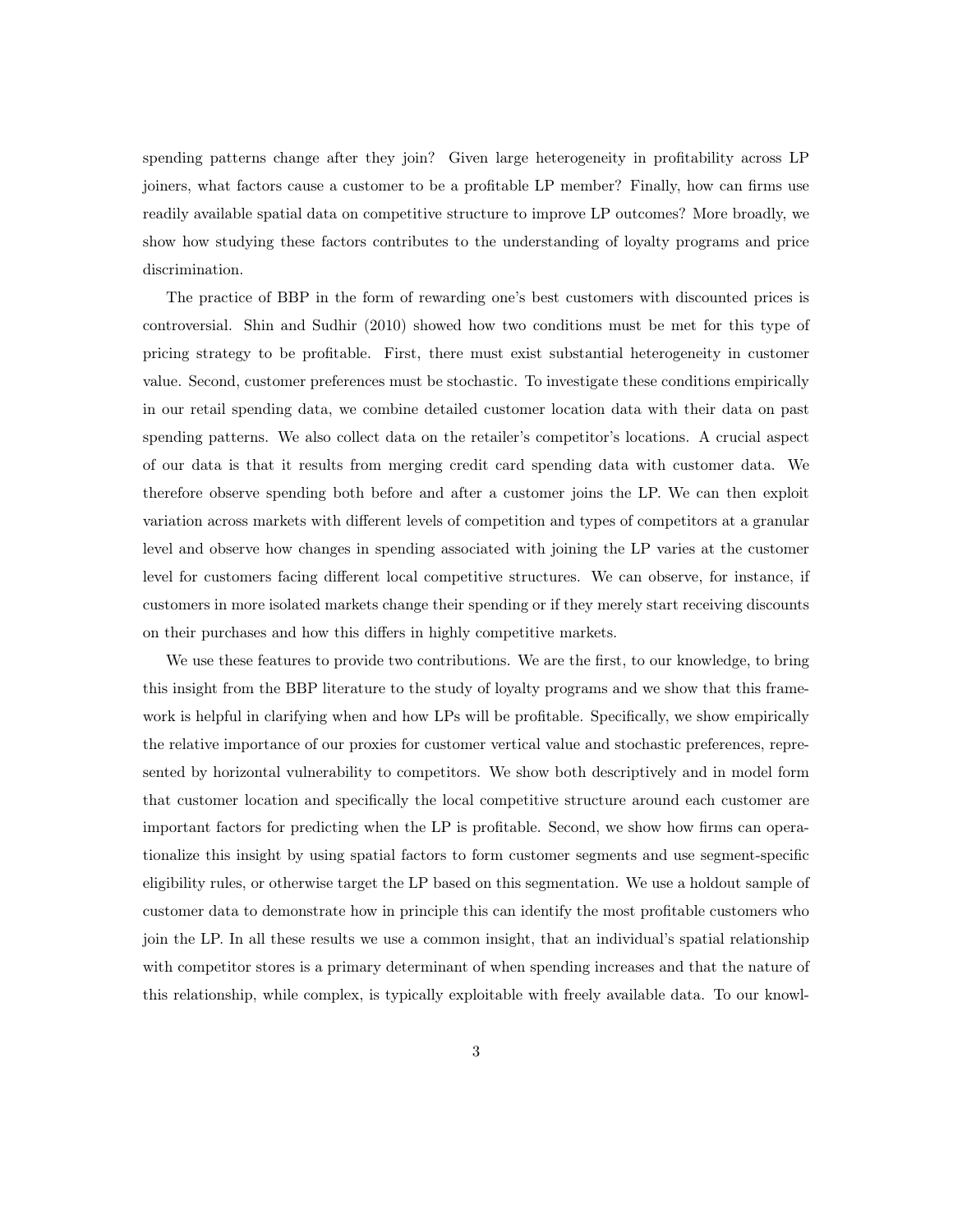spending patterns change after they join? Given large heterogeneity in profitability across LP joiners, what factors cause a customer to be a profitable LP member? Finally, how can firms use readily available spatial data on competitive structure to improve LP outcomes? More broadly, we show how studying these factors contributes to the understanding of loyalty programs and price discrimination.

The practice of BBP in the form of rewarding one's best customers with discounted prices is controversial. Shin and Sudhir (2010) showed how two conditions must be met for this type of pricing strategy to be profitable. First, there must exist substantial heterogeneity in customer value. Second, customer preferences must be stochastic. To investigate these conditions empirically in our retail spending data, we combine detailed customer location data with their data on past spending patterns. We also collect data on the retailer's competitor's locations. A crucial aspect of our data is that it results from merging credit card spending data with customer data. We therefore observe spending both before and after a customer joins the LP. We can then exploit variation across markets with different levels of competition and types of competitors at a granular level and observe how changes in spending associated with joining the LP varies at the customer level for customers facing different local competitive structures. We can observe, for instance, if customers in more isolated markets change their spending or if they merely start receiving discounts on their purchases and how this differs in highly competitive markets.

We use these features to provide two contributions. We are the first, to our knowledge, to bring this insight from the BBP literature to the study of loyalty programs and we show that this framework is helpful in clarifying when and how LPs will be profitable. Specifically, we show empirically the relative importance of our proxies for customer vertical value and stochastic preferences, represented by horizontal vulnerability to competitors. We show both descriptively and in model form that customer location and specifically the local competitive structure around each customer are important factors for predicting when the LP is profitable. Second, we show how firms can operationalize this insight by using spatial factors to form customer segments and use segment-specific eligibility rules, or otherwise target the LP based on this segmentation. We use a holdout sample of customer data to demonstrate how in principle this can identify the most profitable customers who join the LP. In all these results we use a common insight, that an individual's spatial relationship with competitor stores is a primary determinant of when spending increases and that the nature of this relationship, while complex, is typically exploitable with freely available data. To our knowl-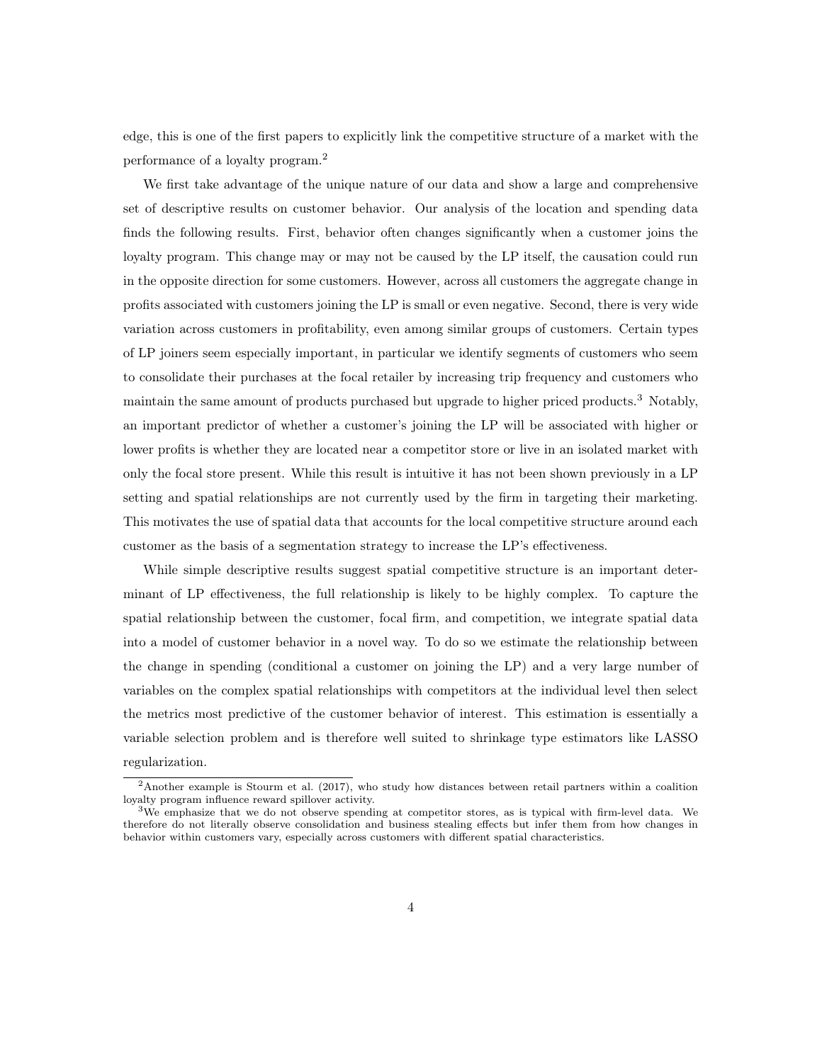edge, this is one of the first papers to explicitly link the competitive structure of a market with the performance of a loyalty program.[2]

We first take advantage of the unique nature of our data and show a large and comprehensive set of descriptive results on customer behavior. Our analysis of the location and spending data finds the following results. First, behavior often changes significantly when a customer joins the loyalty program. This change may or may not be caused by the LP itself, the causation could run in the opposite direction for some customers. However, across all customers the aggregate change in profits associated with customers joining the LP is small or even negative. Second, there is very wide variation across customers in profitability, even among similar groups of customers. Certain types of LP joiners seem especially important, in particular we identify segments of customers who seem to consolidate their purchases at the focal retailer by increasing trip frequency and customers who maintain the same amount of products purchased but upgrade to higher priced products.[3] Notably, an important predictor of whether a customer's joining the LP will be associated with higher or lower profits is whether they are located near a competitor store or live in an isolated market with only the focal store present. While this result is intuitive it has not been shown previously in a LP setting and spatial relationships are not currently used by the firm in targeting their marketing. This motivates the use of spatial data that accounts for the local competitive structure around each customer as the basis of a segmentation strategy to increase the LP's effectiveness.

While simple descriptive results suggest spatial competitive structure is an important determinant of LP effectiveness, the full relationship is likely to be highly complex. To capture the spatial relationship between the customer, focal firm, and competition, we integrate spatial data into a model of customer behavior in a novel way. To do so we estimate the relationship between the change in spending (conditional a customer on joining the LP) and a very large number of variables on the complex spatial relationships with competitors at the individual level then select the metrics most predictive of the customer behavior of interest. This estimation is essentially a variable selection problem and is therefore well suited to shrinkage type estimators like LASSO regularization.

[2]Another example is Stourm et al. (2017), who study how distances between retail partners within a coalition loyalty program influence reward spillover activity.

[3]We emphasize that we do not observe spending at competitor stores, as is typical with firm-level data. We therefore do not literally observe consolidation and business stealing effects but infer them from how changes in behavior within customers vary, especially across customers with different spatial characteristics.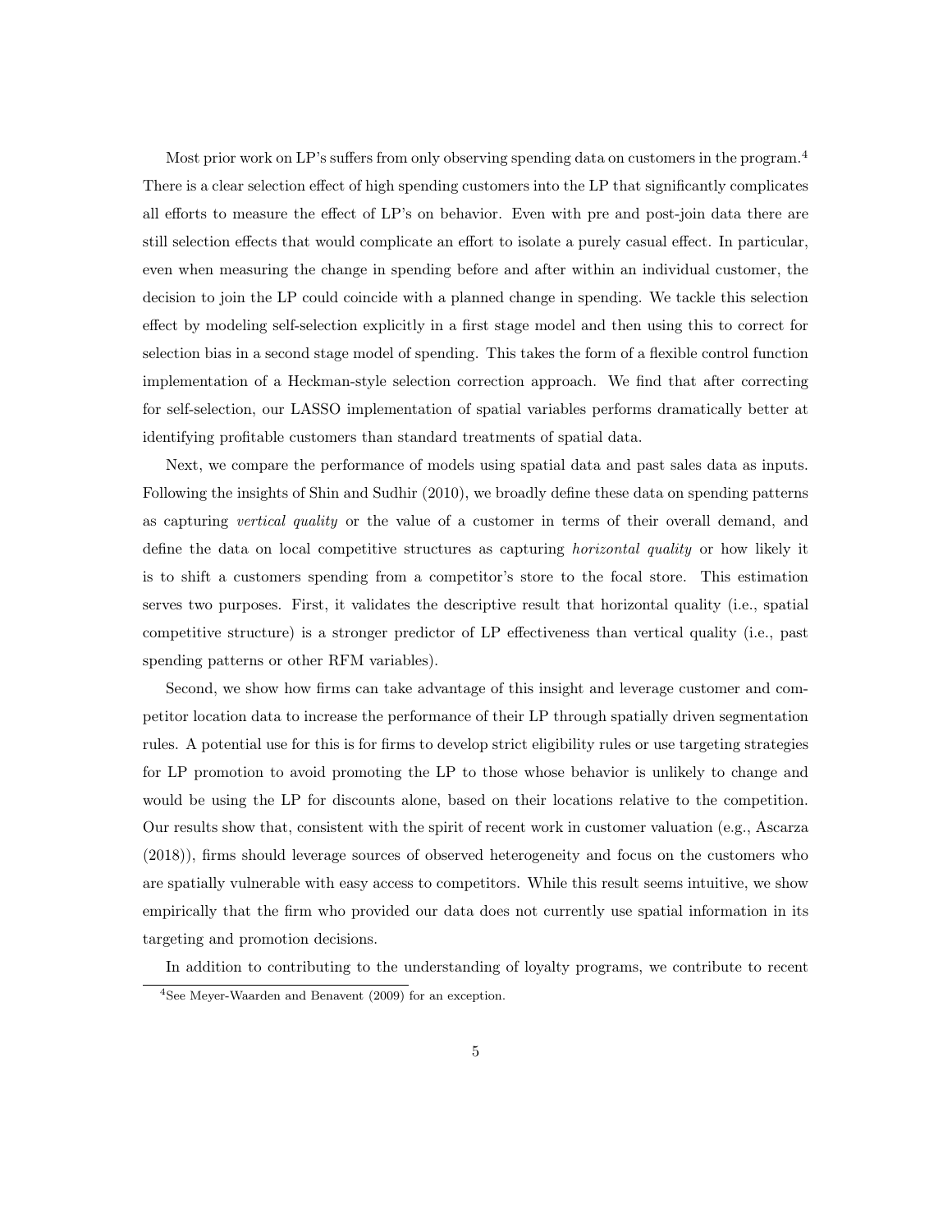Most prior work on LP's suffers from only observing spending data on customers in the program.[4] There is a clear selection effect of high spending customers into the LP that significantly complicates all efforts to measure the effect of LP's on behavior. Even with pre and post-join data there are still selection effects that would complicate an effort to isolate a purely casual effect. In particular, even when measuring the change in spending before and after within an individual customer, the decision to join the LP could coincide with a planned change in spending. We tackle this selection effect by modeling self-selection explicitly in a first stage model and then using this to correct for selection bias in a second stage model of spending. This takes the form of a flexible control function implementation of a Heckman-style selection correction approach. We find that after correcting for self-selection, our LASSO implementation of spatial variables performs dramatically better at identifying profitable customers than standard treatments of spatial data.

Next, we compare the performance of models using spatial data and past sales data as inputs. Following the insights of Shin and Sudhir (2010), we broadly define these data on spending patterns as capturing *vertical quality* or the value of a customer in terms of their overall demand, and define the data on local competitive structures as capturing *horizontal quality* or how likely it is to shift a customers spending from a competitor's store to the focal store. This estimation serves two purposes. First, it validates the descriptive result that horizontal quality (i.e., spatial competitive structure) is a stronger predictor of LP effectiveness than vertical quality (i.e., past spending patterns or other RFM variables).

Second, we show how firms can take advantage of this insight and leverage customer and competitor location data to increase the performance of their LP through spatially driven segmentation rules. A potential use for this is for firms to develop strict eligibility rules or use targeting strategies for LP promotion to avoid promoting the LP to those whose behavior is unlikely to change and would be using the LP for discounts alone, based on their locations relative to the competition. Our results show that, consistent with the spirit of recent work in customer valuation (e.g., Ascarza (2018)), firms should leverage sources of observed heterogeneity and focus on the customers who are spatially vulnerable with easy access to competitors. While this result seems intuitive, we show empirically that the firm who provided our data does not currently use spatial information in its targeting and promotion decisions.

In addition to contributing to the understanding of loyalty programs, we contribute to recent

[4] See Meyer-Waarden and Benavent (2009) for an exception.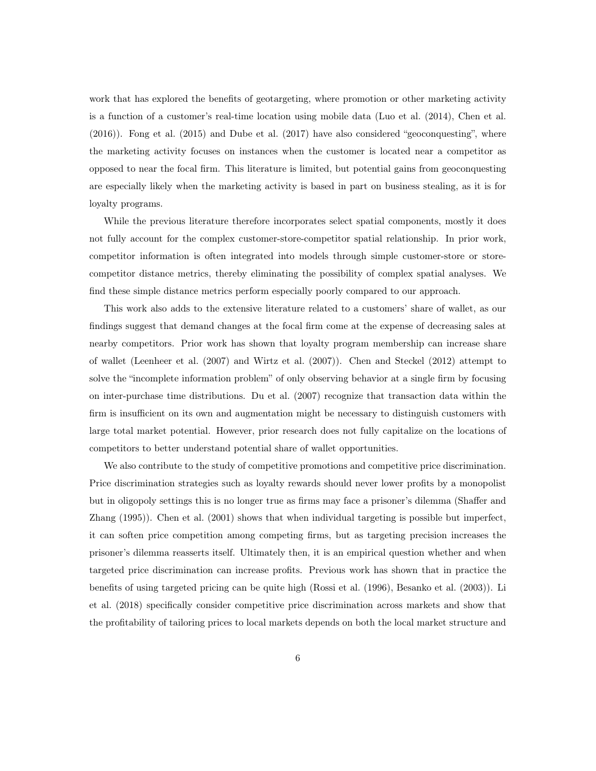work that has explored the benefits of geotargeting, where promotion or other marketing activity is a function of a customer's real-time location using mobile data (Luo et al. (2014), Chen et al. (2016)). Fong et al. (2015) and Dube et al. (2017) have also considered "geoconquesting", where the marketing activity focuses on instances when the customer is located near a competitor as opposed to near the focal firm. This literature is limited, but potential gains from geoconquesting are especially likely when the marketing activity is based in part on business stealing, as it is for loyalty programs.

While the previous literature therefore incorporates select spatial components, mostly it does not fully account for the complex customer-store-competitor spatial relationship. In prior work, competitor information is often integrated into models through simple customer-store or store-competitor distance metrics, thereby eliminating the possibility of complex spatial analyses. We find these simple distance metrics perform especially poorly compared to our approach.

This work also adds to the extensive literature related to a customers' share of wallet, as our findings suggest that demand changes at the focal firm come at the expense of decreasing sales at nearby competitors. Prior work has shown that loyalty program membership can increase share of wallet (Leenheer et al. (2007) and Wirtz et al. (2007)). Chen and Steckel (2012) attempt to solve the "incomplete information problem" of only observing behavior at a single firm by focusing on inter-purchase time distributions. Du et al. (2007) recognize that transaction data within the firm is insufficient on its own and augmentation might be necessary to distinguish customers with large total market potential. However, prior research does not fully capitalize on the locations of competitors to better understand potential share of wallet opportunities.

We also contribute to the study of competitive promotions and competitive price discrimination. Price discrimination strategies such as loyalty rewards should never lower profits by a monopolist but in oligopoly settings this is no longer true as firms may face a prisoner's dilemma (Shaffer and Zhang (1995)). Chen et al. (2001) shows that when individual targeting is possible but imperfect, it can soften price competition among competing firms, but as targeting precision increases the prisoner's dilemma reasserts itself. Ultimately then, it is an empirical question whether and when targeted price discrimination can increase profits. Previous work has shown that in practice the benefits of using targeted pricing can be quite high (Rossi et al. (1996), Besanko et al. (2003)). Li et al. (2018) specifically consider competitive price discrimination across markets and show that the profitability of tailoring prices to local markets depends on both the local market structure and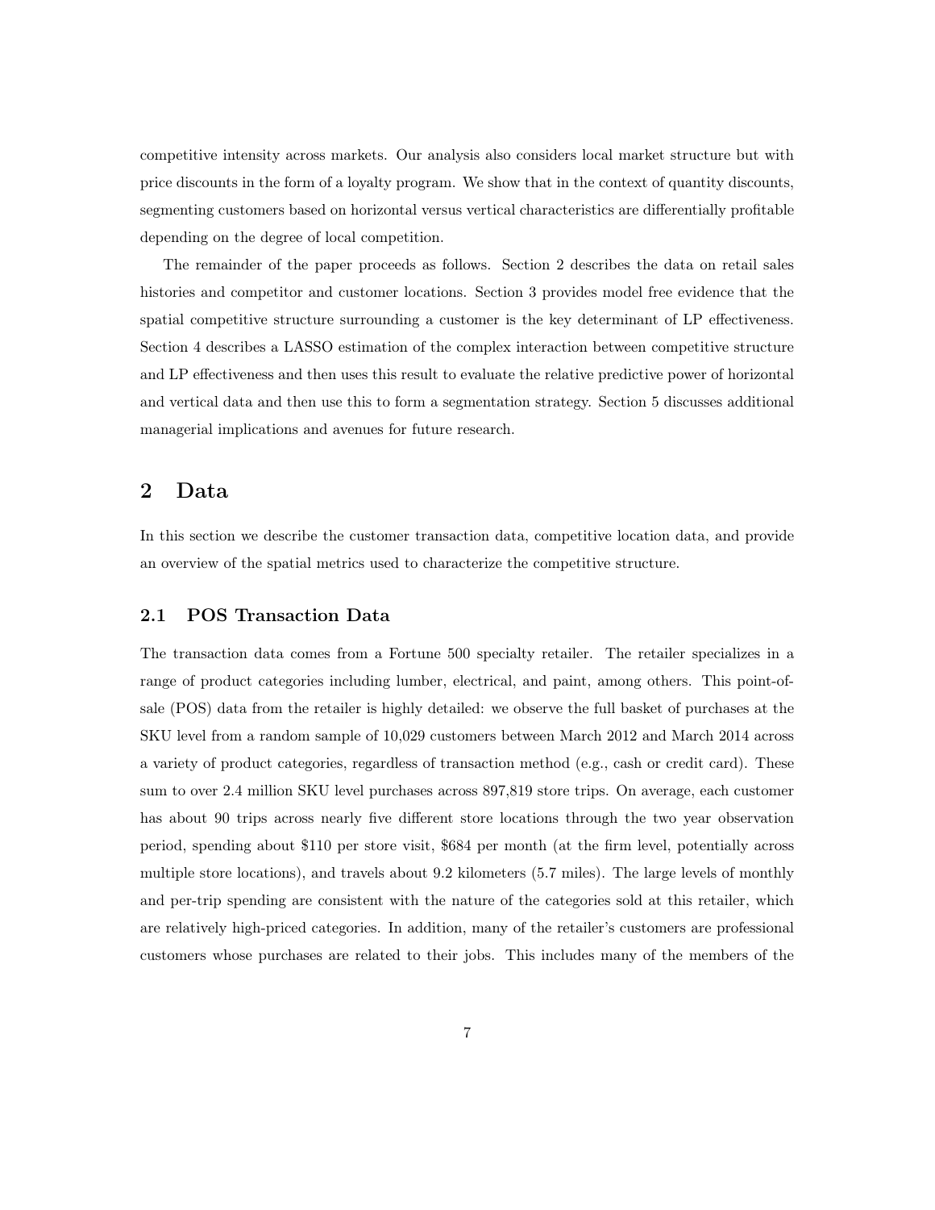competitive intensity across markets. Our analysis also considers local market structure but with price discounts in the form of a loyalty program. We show that in the context of quantity discounts, segmenting customers based on horizontal versus vertical characteristics are differentially profitable depending on the degree of local competition.

The remainder of the paper proceeds as follows. Section 2 describes the data on retail sales histories and competitor and customer locations. Section 3 provides model free evidence that the spatial competitive structure surrounding a customer is the key determinant of LP effectiveness. Section 4 describes a LASSO estimation of the complex interaction between competitive structure and LP effectiveness and then uses this result to evaluate the relative predictive power of horizontal and vertical data and then use this to form a segmentation strategy. Section 5 discusses additional managerial implications and avenues for future research.

## 2 Data

In this section we describe the customer transaction data, competitive location data, and provide an overview of the spatial metrics used to characterize the competitive structure.

### 2.1 POS Transaction Data

The transaction data comes from a Fortune 500 specialty retailer. The retailer specializes in a range of product categories including lumber, electrical, and paint, among others. This point-of-sale (POS) data from the retailer is highly detailed: we observe the full basket of purchases at the SKU level from a random sample of 10,029 customers between March 2012 and March 2014 across a variety of product categories, regardless of transaction method (e.g., cash or credit card). These sum to over 2.4 million SKU level purchases across 897,819 store trips. On average, each customer has about 90 trips across nearly five different store locations through the two year observation period, spending about $110 per store visit, $684 per month (at the firm level, potentially across multiple store locations), and travels about 9.2 kilometers (5.7 miles). The large levels of monthly and per-trip spending are consistent with the nature of the categories sold at this retailer, which are relatively high-priced categories. In addition, many of the retailer's customers are professional customers whose purchases are related to their jobs. This includes many of the members of the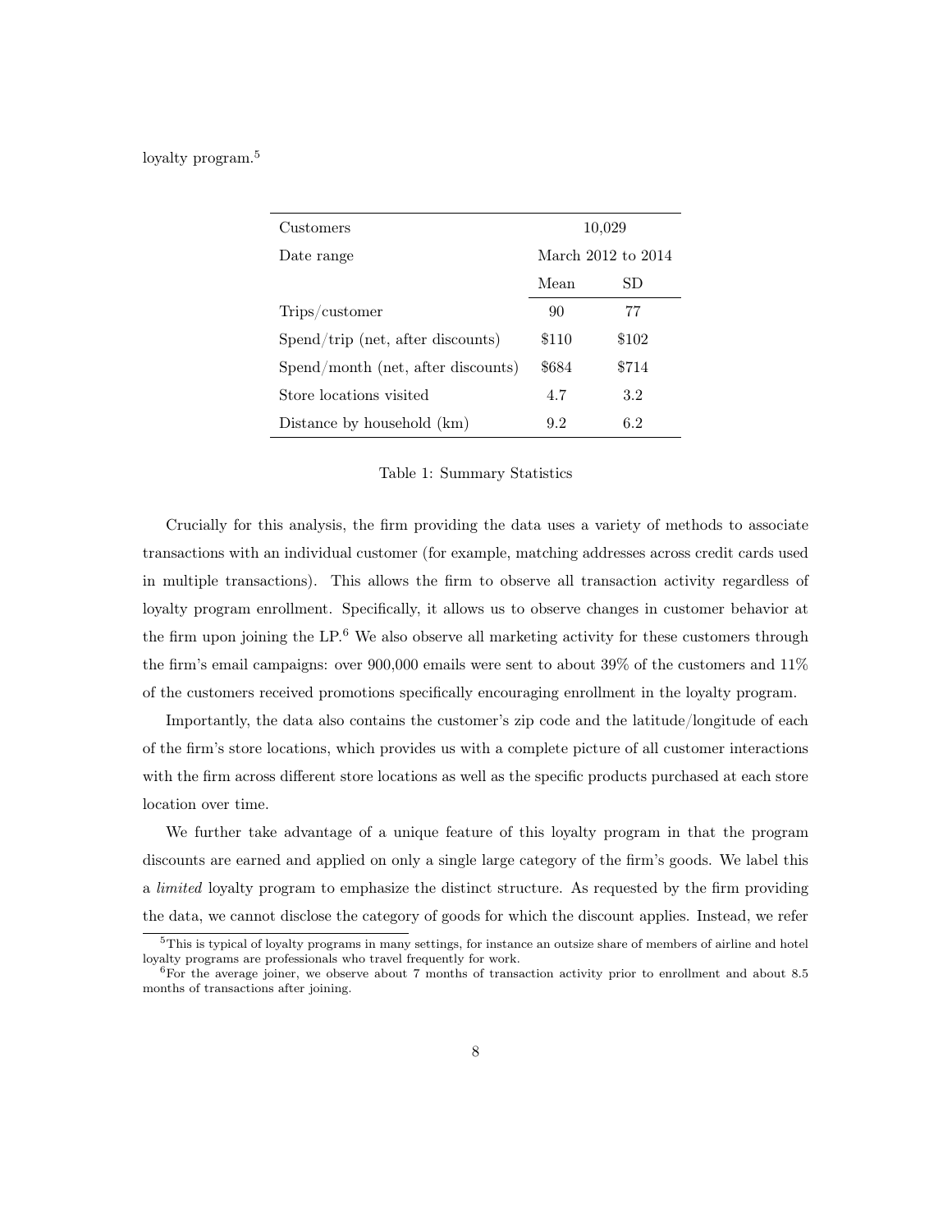loyalty program.[5]

| Customers | 10,029 | |
|---|---|---|
| Date range | March 2012 to 2014 | |
| | Mean | SD |
| Trips/customer | 90 | 77 |
| Spend/trip (net, after discounts) | $110 | $102 |
| Spend/month (net, after discounts) | $684 | $714 |
| Store locations visited | 4.7 | 3.2 |
| Distance by household (km) | 9.2 | 6.2 |

Table 1: Summary Statistics

Crucially for this analysis, the firm providing the data uses a variety of methods to associate transactions with an individual customer (for example, matching addresses across credit cards used in multiple transactions). This allows the firm to observe all transaction activity regardless of loyalty program enrollment. Specifically, it allows us to observe changes in customer behavior at the firm upon joining the LP.[6] We also observe all marketing activity for these customers through the firm's email campaigns: over 900,000 emails were sent to about 39% of the customers and 11% of the customers received promotions specifically encouraging enrollment in the loyalty program.

Importantly, the data also contains the customer's zip code and the latitude/longitude of each of the firm's store locations, which provides us with a complete picture of all customer interactions with the firm across different store locations as well as the specific products purchased at each store location over time.

We further take advantage of a unique feature of this loyalty program in that the program discounts are earned and applied on only a single large category of the firm's goods. We label this a *limited* loyalty program to emphasize the distinct structure. As requested by the firm providing the data, we cannot disclose the category of goods for which the discount applies. Instead, we refer

[5] This is typical of loyalty programs in many settings, for instance an outsize share of members of airline and hotel loyalty programs are professionals who travel frequently for work.

[6] For the average joiner, we observe about 7 months of transaction activity prior to enrollment and about 8.5 months of transactions after joining.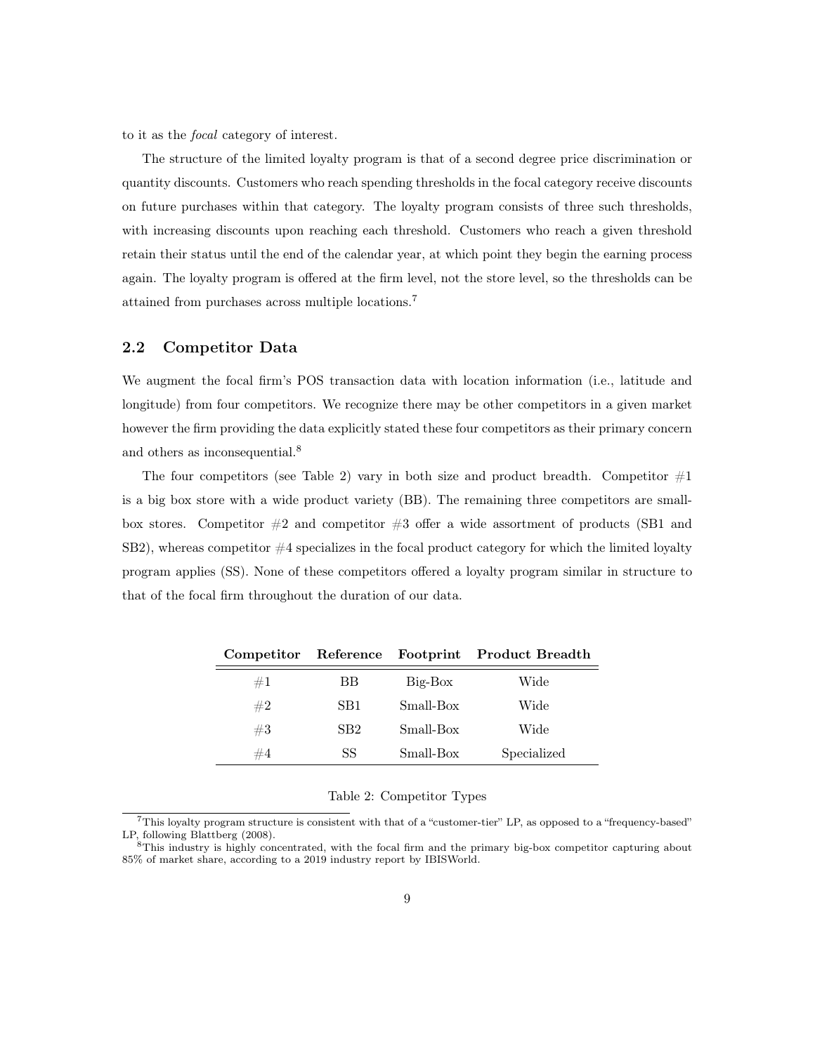to it as the *focal* category of interest.

The structure of the limited loyalty program is that of a second degree price discrimination or quantity discounts. Customers who reach spending thresholds in the focal category receive discounts on future purchases within that category. The loyalty program consists of three such thresholds, with increasing discounts upon reaching each threshold. Customers who reach a given threshold retain their status until the end of the calendar year, at which point they begin the earning process again. The loyalty program is offered at the firm level, not the store level, so the thresholds can be attained from purchases across multiple locations.[7]

## 2.2 Competitor Data

We augment the focal firm's POS transaction data with location information (i.e., latitude and longitude) from four competitors. We recognize there may be other competitors in a given market however the firm providing the data explicitly stated these four competitors as their primary concern and others as inconsequential.[8]

The four competitors (see Table 2) vary in both size and product breadth. Competitor #1 is a big box store with a wide product variety (BB). The remaining three competitors are small-box stores. Competitor #2 and competitor #3 offer a wide assortment of products (SB1 and SB2), whereas competitor #4 specializes in the focal product category for which the limited loyalty program applies (SS). None of these competitors offered a loyalty program similar in structure to that of the focal firm throughout the duration of our data.

| Competitor | Reference | Footprint | Product Breadth |
|---|---|---|---|
| #1 | BB | Big-Box | Wide |
| #2 | SB1 | Small-Box | Wide |
| #3 | SB2 | Small-Box | Wide |
| #4 | SS | Small-Box | Specialized |

Table 2: Competitor Types

[7] This loyalty program structure is consistent with that of a "customer-tier" LP, as opposed to a "frequency-based" LP, following Blattberg (2008).

[8] This industry is highly concentrated, with the focal firm and the primary big-box competitor capturing about 85% of market share, according to a 2019 industry report by IBISWorld.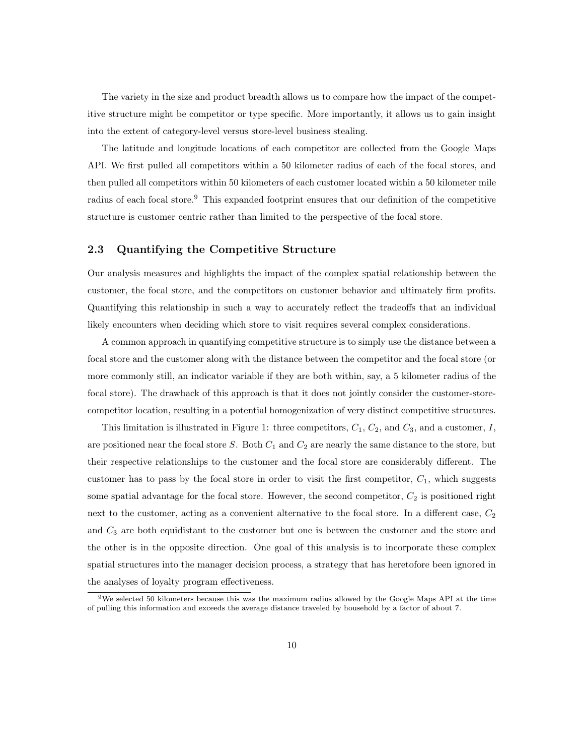The variety in the size and product breadth allows us to compare how the impact of the competitive structure might be competitor or type specific. More importantly, it allows us to gain insight into the extent of category-level versus store-level business stealing.

The latitude and longitude locations of each competitor are collected from the Google Maps API. We first pulled all competitors within a 50 kilometer radius of each of the focal stores, and then pulled all competitors within 50 kilometers of each customer located within a 50 kilometer mile radius of each focal store.[9] This expanded footprint ensures that our definition of the competitive structure is customer centric rather than limited to the perspective of the focal store.

## 2.3 Quantifying the Competitive Structure

Our analysis measures and highlights the impact of the complex spatial relationship between the customer, the focal store, and the competitors on customer behavior and ultimately firm profits. Quantifying this relationship in such a way to accurately reflect the tradeoffs that an individual likely encounters when deciding which store to visit requires several complex considerations.

A common approach in quantifying competitive structure is to simply use the distance between a focal store and the customer along with the distance between the competitor and the focal store (or more commonly still, an indicator variable if they are both within, say, a 5 kilometer radius of the focal store). The drawback of this approach is that it does not jointly consider the customer-store-competitor location, resulting in a potential homogenization of very distinct competitive structures.

This limitation is illustrated in Figure 1: three competitors, $C_1$, $C_2$, and $C_3$, and a customer, $I$, are positioned near the focal store $S$. Both $C_1$ and $C_2$ are nearly the same distance to the store, but their respective relationships to the customer and the focal store are considerably different. The customer has to pass by the focal store in order to visit the first competitor, $C_1$, which suggests some spatial advantage for the focal store. However, the second competitor, $C_2$ is positioned right next to the customer, acting as a convenient alternative to the focal store. In a different case, $C_2$ and $C_3$ are both equidistant to the customer but one is between the customer and the store and the other is in the opposite direction. One goal of this analysis is to incorporate these complex spatial structures into the manager decision process, a strategy that has heretofore been ignored in the analyses of loyalty program effectiveness.

[9] We selected 50 kilometers because this was the maximum radius allowed by the Google Maps API at the time of pulling this information and exceeds the average distance traveled by household by a factor of about 7.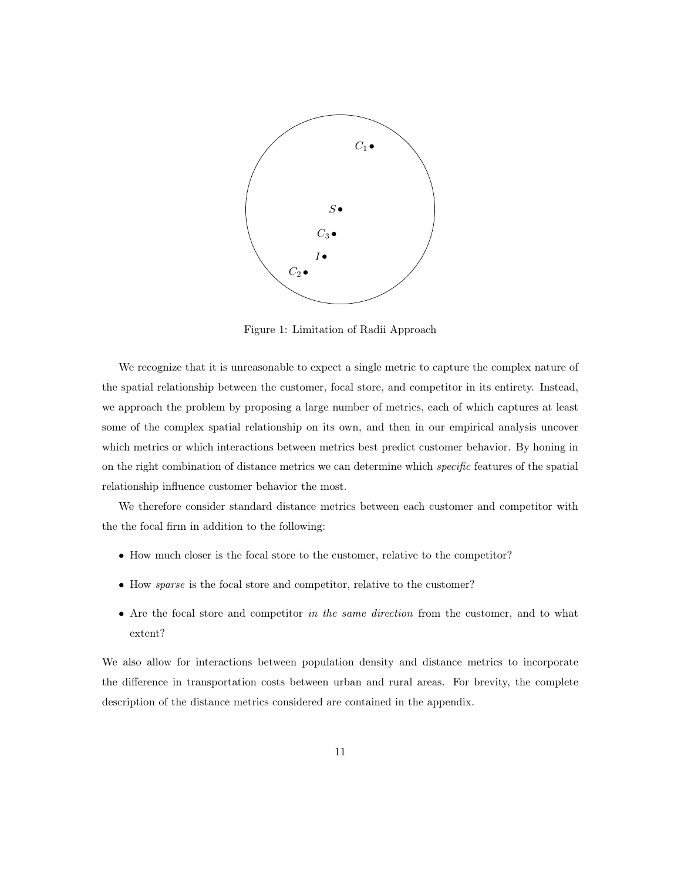Figure 1: Limitation of Radii Approach

We recognize that it is unreasonable to expect a single metric to capture the complex nature of the spatial relationship between the customer, focal store, and competitor in its entirety. Instead, we approach the problem by proposing a large number of metrics, each of which captures at least some of the complex spatial relationship on its own, and then in our empirical analysis uncover which metrics or which interactions between metrics best predict customer behavior. By honing in on the right combination of distance metrics we can determine which *specific* features of the spatial relationship influence customer behavior the most.

We therefore consider standard distance metrics between each customer and competitor with the the focal firm in addition to the following:

- How much closer is the focal store to the customer, relative to the competitor?
- How *sparse* is the focal store and competitor, relative to the customer?
- Are the focal store and competitor *in the same direction* from the customer, and to what extent?

We also allow for interactions between population density and distance metrics to incorporate the difference in transportation costs between urban and rural areas. For brevity, the complete description of the distance metrics considered are contained in the appendix.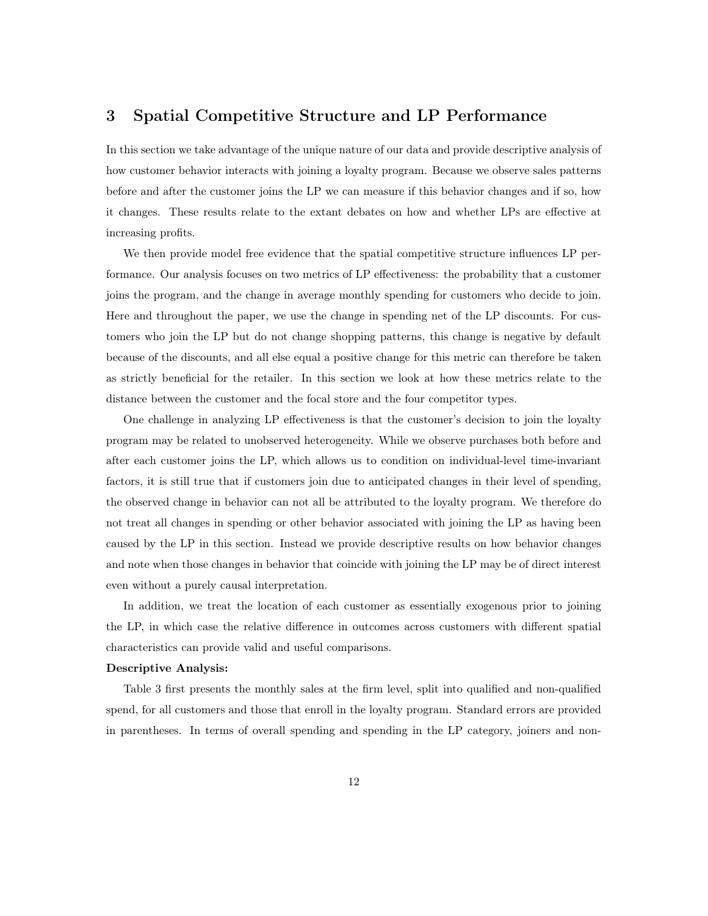# 3 Spatial Competitive Structure and LP Performance

In this section we take advantage of the unique nature of our data and provide descriptive analysis of how customer behavior interacts with joining a loyalty program. Because we observe sales patterns before and after the customer joins the LP we can measure if this behavior changes and if so, how it changes. These results relate to the extant debates on how and whether LPs are effective at increasing profits.

We then provide model free evidence that the spatial competitive structure influences LP performance. Our analysis focuses on two metrics of LP effectiveness: the probability that a customer joins the program, and the change in average monthly spending for customers who decide to join. Here and throughout the paper, we use the change in spending net of the LP discounts. For customers who join the LP but do not change shopping patterns, this change is negative by default because of the discounts, and all else equal a positive change for this metric can therefore be taken as strictly beneficial for the retailer. In this section we look at how these metrics relate to the distance between the customer and the focal store and the four competitor types.

One challenge in analyzing LP effectiveness is that the customer's decision to join the loyalty program may be related to unobserved heterogeneity. While we observe purchases both before and after each customer joins the LP, which allows us to condition on individual-level time-invariant factors, it is still true that if customers join due to anticipated changes in their level of spending, the observed change in behavior can not all be attributed to the loyalty program. We therefore do not treat all changes in spending or other behavior associated with joining the LP as having been caused by the LP in this section. Instead we provide descriptive results on how behavior changes and note when those changes in behavior that coincide with joining the LP may be of direct interest even without a purely causal interpretation.

In addition, we treat the location of each customer as essentially exogenous prior to joining the LP, in which case the relative difference in outcomes across customers with different spatial characteristics can provide valid and useful comparisons.

**Descriptive Analysis:**

Table 3 first presents the monthly sales at the firm level, split into qualified and non-qualified spend, for all customers and those that enroll in the loyalty program. Standard errors are provided in parentheses. In terms of overall spending and spending in the LP category, joiners and non-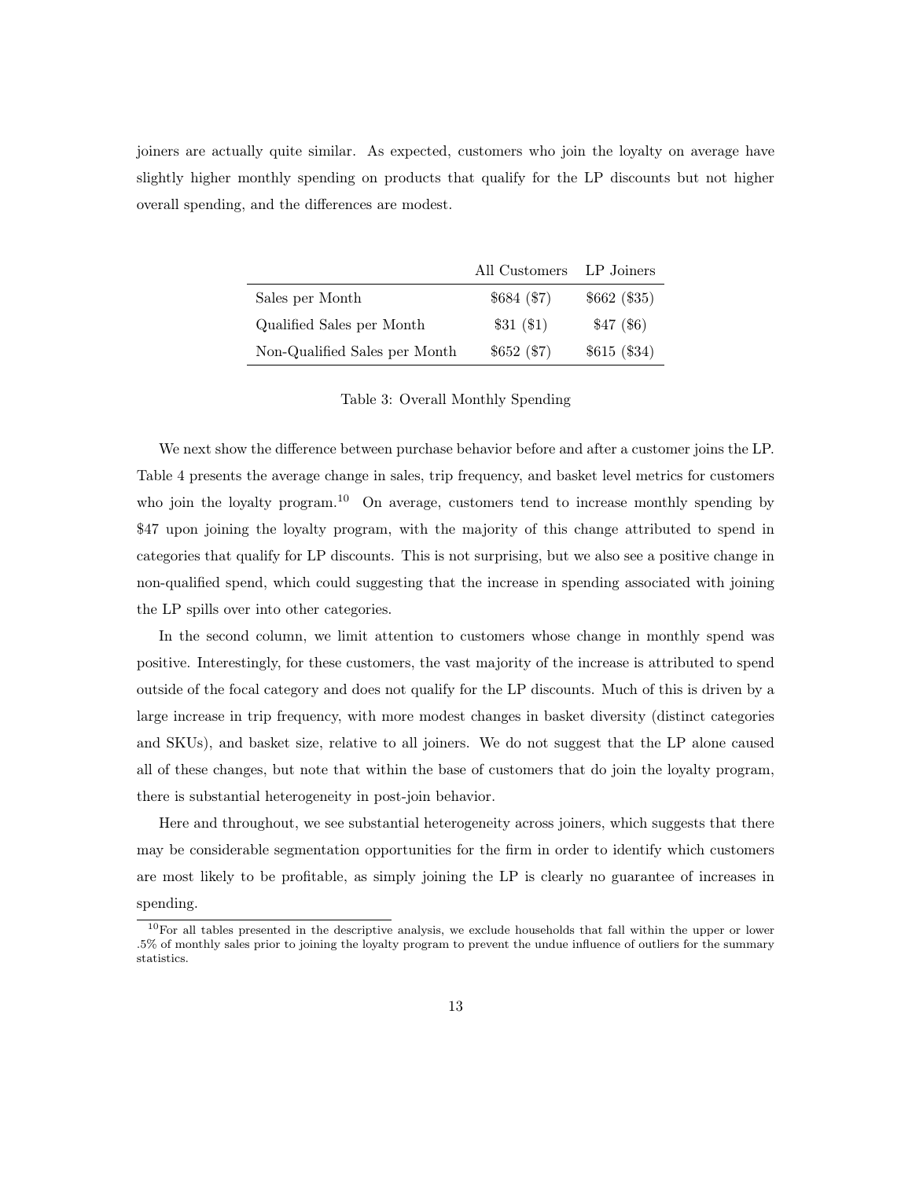joiners are actually quite similar. As expected, customers who join the loyalty on average have slightly higher monthly spending on products that qualify for the LP discounts but not higher overall spending, and the differences are modest.

| | All Customers | LP Joiners |
|---|---|---|
| Sales per Month | $684 ($7) | $662 ($35) |
| Qualified Sales per Month | $31 ($1) | $47 ($6) |
| Non-Qualified Sales per Month | $652 ($7) | $615 ($34) |

Table 3: Overall Monthly Spending

We next show the difference between purchase behavior before and after a customer joins the LP. Table 4 presents the average change in sales, trip frequency, and basket level metrics for customers who join the loyalty program.[10] On average, customers tend to increase monthly spending by $47 upon joining the loyalty program, with the majority of this change attributed to spend in categories that qualify for LP discounts. This is not surprising, but we also see a positive change in non-qualified spend, which could suggesting that the increase in spending associated with joining the LP spills over into other categories.

In the second column, we limit attention to customers whose change in monthly spend was positive. Interestingly, for these customers, the vast majority of the increase is attributed to spend outside of the focal category and does not qualify for the LP discounts. Much of this is driven by a large increase in trip frequency, with more modest changes in basket diversity (distinct categories and SKUs), and basket size, relative to all joiners. We do not suggest that the LP alone caused all of these changes, but note that within the base of customers that do join the loyalty program, there is substantial heterogeneity in post-join behavior.

Here and throughout, we see substantial heterogeneity across joiners, which suggests that there may be considerable segmentation opportunities for the firm in order to identify which customers are most likely to be profitable, as simply joining the LP is clearly no guarantee of increases in spending.

[10]For all tables presented in the descriptive analysis, we exclude households that fall within the upper or lower .5% of monthly sales prior to joining the loyalty program to prevent the undue influence of outliers for the summary statistics.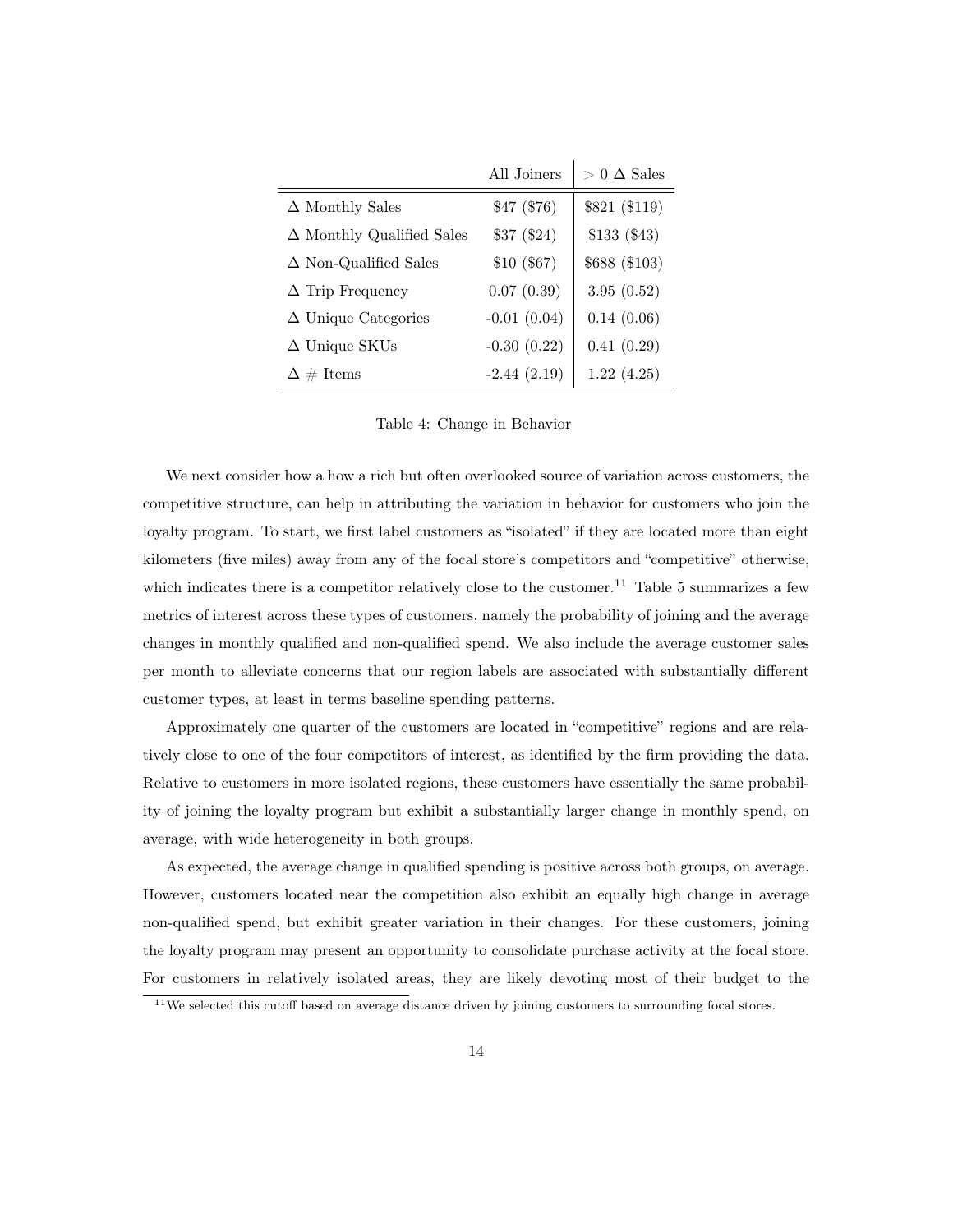| | All Joiners | $> 0$ $\Delta$ Sales |
|---|---|---|
| $\Delta$ Monthly Sales | \$47 (\$76) | \$821 (\$119) |
| $\Delta$ Monthly Qualified Sales | \$37 (\$24) | \$133 (\$43) |
| $\Delta$ Non-Qualified Sales | \$10 (\$67) | \$688 (\$103) |
| $\Delta$ Trip Frequency | 0.07 (0.39) | 3.95 (0.52) |
| $\Delta$ Unique Categories | -0.01 (0.04) | 0.14 (0.06) |
| $\Delta$ Unique SKUs | -0.30 (0.22) | 0.41 (0.29) |
| $\Delta$ # Items | -2.44 (2.19) | 1.22 (4.25) |

Table 4: Change in Behavior

We next consider how a how a rich but often overlooked source of variation across customers, the competitive structure, can help in attributing the variation in behavior for customers who join the loyalty program. To start, we first label customers as "isolated" if they are located more than eight kilometers (five miles) away from any of the focal store's competitors and "competitive" otherwise, which indicates there is a competitor relatively close to the customer.[11] Table 5 summarizes a few metrics of interest across these types of customers, namely the probability of joining and the average changes in monthly qualified and non-qualified spend. We also include the average customer sales per month to alleviate concerns that our region labels are associated with substantially different customer types, at least in terms baseline spending patterns.

Approximately one quarter of the customers are located in "competitive" regions and are relatively close to one of the four competitors of interest, as identified by the firm providing the data. Relative to customers in more isolated regions, these customers have essentially the same probability of joining the loyalty program but exhibit a substantially larger change in monthly spend, on average, with wide heterogeneity in both groups.

As expected, the average change in qualified spending is positive across both groups, on average. However, customers located near the competition also exhibit an equally high change in average non-qualified spend, but exhibit greater variation in their changes. For these customers, joining the loyalty program may present an opportunity to consolidate purchase activity at the focal store. For customers in relatively isolated areas, they are likely devoting most of their budget to the

[11] We selected this cutoff based on average distance driven by joining customers to surrounding focal stores.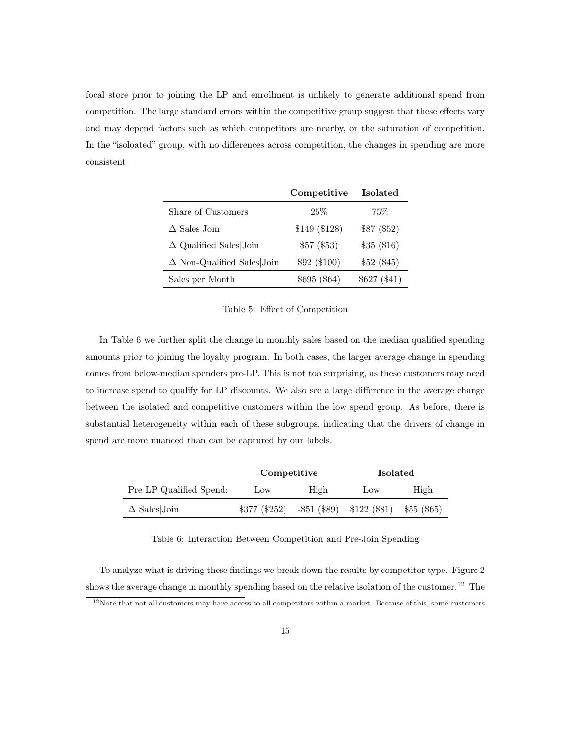focal store prior to joining the LP and enrollment is unlikely to generate additional spend from competition. The large standard errors within the competitive group suggest that these effects vary and may depend factors such as which competitors are nearby, or the saturation of competition. In the "isoloated" group, with no differences across competition, the changes in spending are more consistent.

| | **Competitive** | **Isolated** |
|---|---|---|
| Share of Customers | 25% | 75% |
| $\Delta$ Sales\|Join | $149 ($128) | $87 ($52) |
| $\Delta$ Qualified Sales\|Join | $57 ($53) | $35 ($16) |
| $\Delta$ Non-Qualified Sales\|Join | $92 ($100) | $52 ($45) |
| Sales per Month | $695 ($64) | $627 ($41) |

Table 5: Effect of Competition

In Table 6 we further split the change in monthly sales based on the median qualified spending amounts prior to joining the loyalty program. In both cases, the larger average change in spending comes from below-median spenders pre-LP. This is not too surprising, as these customers may need to increase spend to qualify for LP discounts. We also see a large difference in the average change between the isolated and competitive customers within the low spend group. As before, there is substantial heterogeneity within each of these subgroups, indicating that the drivers of change in spend are more nuanced than can be captured by our labels.

| | **Competitive** | | **Isolated** | |
|---|---|---|---|---|
| Pre LP Qualified Spend: | Low | High | Low | High |
| $\Delta$ Sales\|Join | $377 ($252) | -$51 ($89) | $122 ($81) | $55 ($65) |

Table 6: Interaction Between Competition and Pre-Join Spending

To analyze what is driving these findings we break down the results by competitor type. Figure 2 shows the average change in monthly spending based on the relative isolation of the customer.[12] The

[12]Note that not all customers may have access to all competitors within a market. Because of this, some customers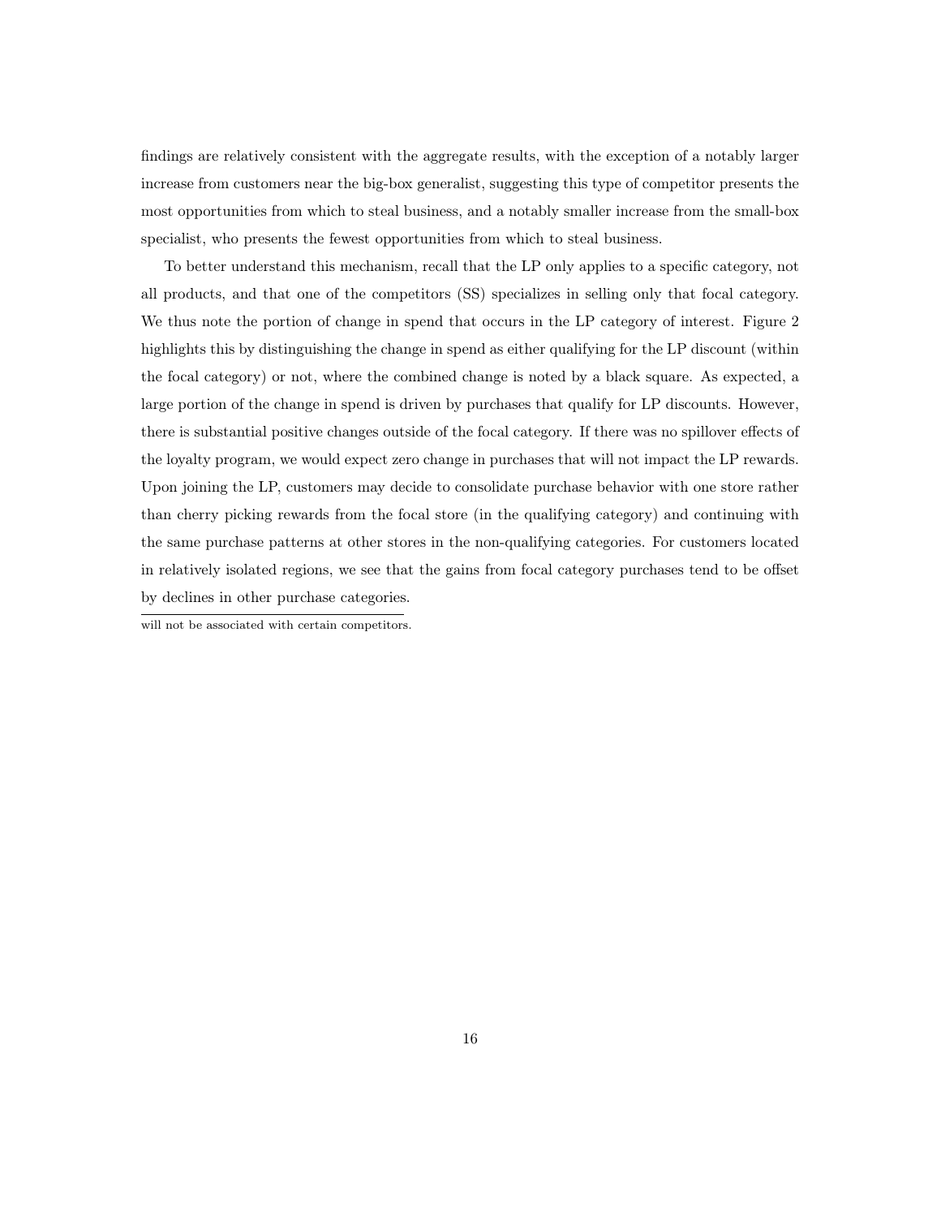findings are relatively consistent with the aggregate results, with the exception of a notably larger increase from customers near the big-box generalist, suggesting this type of competitor presents the most opportunities from which to steal business, and a notably smaller increase from the small-box specialist, who presents the fewest opportunities from which to steal business.

To better understand this mechanism, recall that the LP only applies to a specific category, not all products, and that one of the competitors (SS) specializes in selling only that focal category. We thus note the portion of change in spend that occurs in the LP category of interest. Figure 2 highlights this by distinguishing the change in spend as either qualifying for the LP discount (within the focal category) or not, where the combined change is noted by a black square. As expected, a large portion of the change in spend is driven by purchases that qualify for LP discounts. However, there is substantial positive changes outside of the focal category. If there was no spillover effects of the loyalty program, we would expect zero change in purchases that will not impact the LP rewards. Upon joining the LP, customers may decide to consolidate purchase behavior with one store rather than cherry picking rewards from the focal store (in the qualifying category) and continuing with the same purchase patterns at other stores in the non-qualifying categories. For customers located in relatively isolated regions, we see that the gains from focal category purchases tend to be offset by declines in other purchase categories.

---

will not be associated with certain competitors.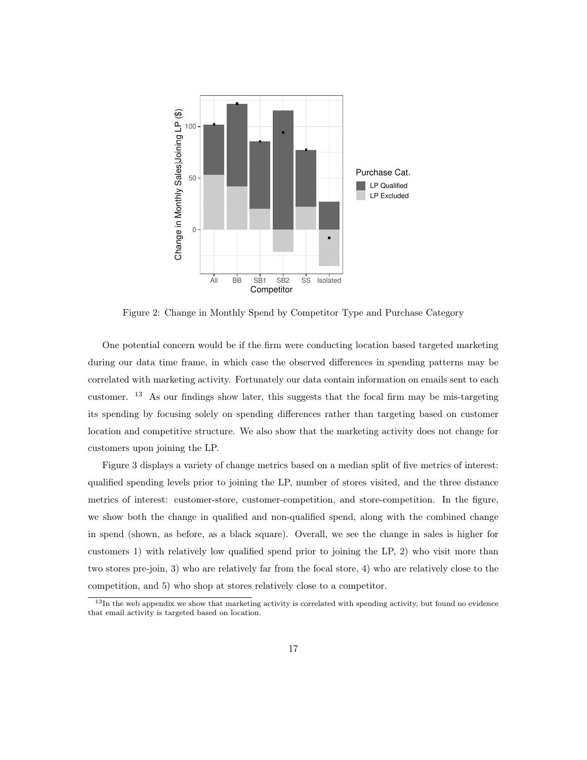Figure 2: Change in Monthly Spend by Competitor Type and Purchase Category

One potential concern would be if the firm were conducting location based targeted marketing during our data time frame, in which case the observed differences in spending patterns may be correlated with marketing activity. Fortunately our data contain information on emails sent to each customer. [13] As our findings show later, this suggests that the focal firm may be mis-targeting its spending by focusing solely on spending differences rather than targeting based on customer location and competitive structure. We also show that the marketing activity does not change for customers upon joining the LP.

Figure 3 displays a variety of change metrics based on a median split of five metrics of interest: qualified spending levels prior to joining the LP, number of stores visited, and the three distance metrics of interest: customer-store, customer-competition, and store-competition. In the figure, we show both the change in qualified and non-qualified spend, along with the combined change in spend (shown, as before, as a black square). Overall, we see the change in sales is higher for customers 1) with relatively low qualified spend prior to joining the LP, 2) who visit more than two stores pre-join, 3) who are relatively far from the focal store, 4) who are relatively close to the competition, and 5) who shop at stores relatively close to a competitor.

[13] In the web appendix we show that marketing activity is correlated with spending activity, but found no evidence that email activity is targeted based on location.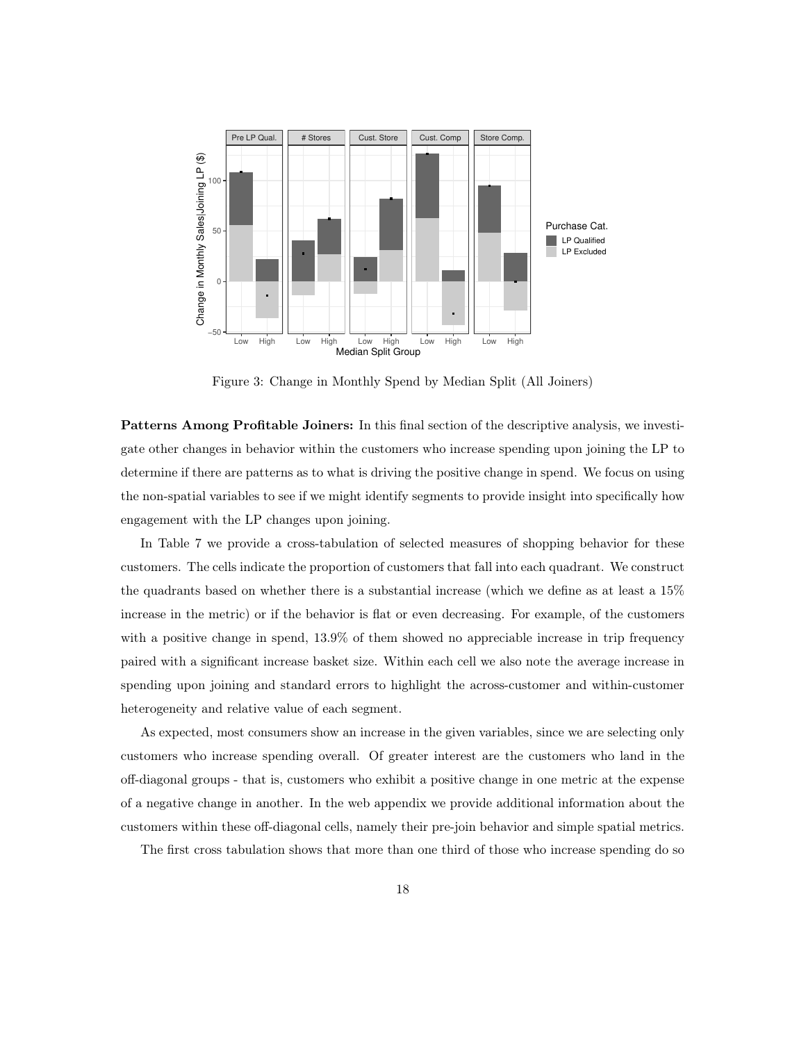Figure 3: Change in Monthly Spend by Median Split (All Joiners)

**Patterns Among Profitable Joiners:** In this final section of the descriptive analysis, we investigate other changes in behavior within the customers who increase spending upon joining the LP to determine if there are patterns as to what is driving the positive change in spend. We focus on using the non-spatial variables to see if we might identify segments to provide insight into specifically how engagement with the LP changes upon joining.

In Table 7 we provide a cross-tabulation of selected measures of shopping behavior for these customers. The cells indicate the proportion of customers that fall into each quadrant. We construct the quadrants based on whether there is a substantial increase (which we define as at least a 15% increase in the metric) or if the behavior is flat or even decreasing. For example, of the customers with a positive change in spend, 13.9% of them showed no appreciable increase in trip frequency paired with a significant increase basket size. Within each cell we also note the average increase in spending upon joining and standard errors to highlight the across-customer and within-customer heterogeneity and relative value of each segment.

As expected, most consumers show an increase in the given variables, since we are selecting only customers who increase spending overall. Of greater interest are the customers who land in the off-diagonal groups - that is, customers who exhibit a positive change in one metric at the expense of a negative change in another. In the web appendix we provide additional information about the customers within these off-diagonal cells, namely their pre-join behavior and simple spatial metrics.

The first cross tabulation shows that more than one third of those who increase spending do so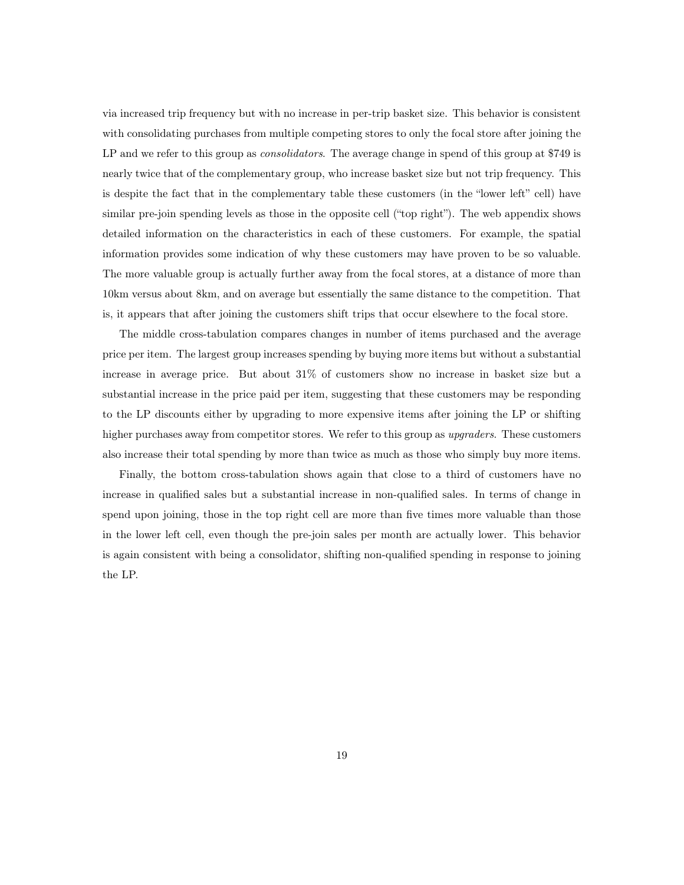via increased trip frequency but with no increase in per-trip basket size. This behavior is consistent with consolidating purchases from multiple competing stores to only the focal store after joining the LP and we refer to this group as *consolidators*. The average change in spend of this group at $749 is nearly twice that of the complementary group, who increase basket size but not trip frequency. This is despite the fact that in the complementary table these customers (in the "lower left" cell) have similar pre-join spending levels as those in the opposite cell ("top right"). The web appendix shows detailed information on the characteristics in each of these customers. For example, the spatial information provides some indication of why these customers may have proven to be so valuable. The more valuable group is actually further away from the focal stores, at a distance of more than 10km versus about 8km, and on average but essentially the same distance to the competition. That is, it appears that after joining the customers shift trips that occur elsewhere to the focal store.

The middle cross-tabulation compares changes in number of items purchased and the average price per item. The largest group increases spending by buying more items but without a substantial increase in average price. But about 31% of customers show no increase in basket size but a substantial increase in the price paid per item, suggesting that these customers may be responding to the LP discounts either by upgrading to more expensive items after joining the LP or shifting higher purchases away from competitor stores. We refer to this group as *upgraders*. These customers also increase their total spending by more than twice as much as those who simply buy more items.

Finally, the bottom cross-tabulation shows again that close to a third of customers have no increase in qualified sales but a substantial increase in non-qualified sales. In terms of change in spend upon joining, those in the top right cell are more than five times more valuable than those in the lower left cell, even though the pre-join sales per month are actually lower. This behavior is again consistent with being a consolidator, shifting non-qualified spending in response to joining the LP.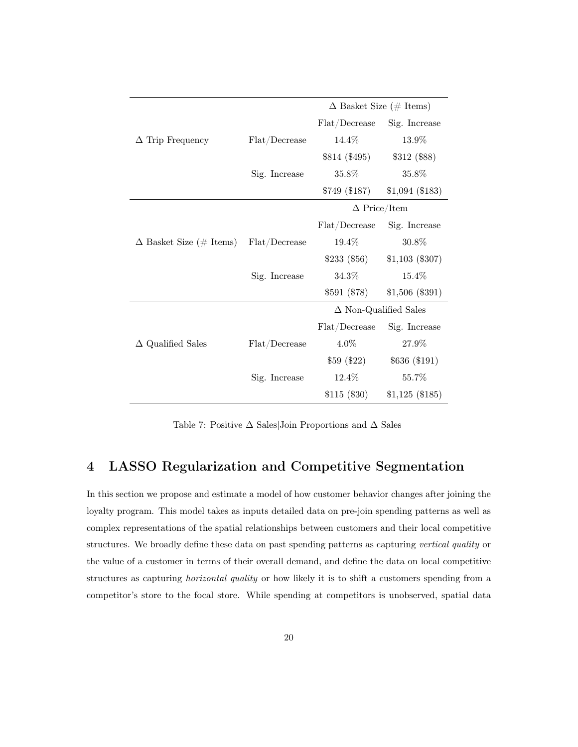| | | Δ Basket Size (# Items) | |
|---|---|---|---|
| | | Flat/Decrease | Sig. Increase |
| Δ Trip Frequency | Flat/Decrease | 14.4% | 13.9% |
| | | \$814 (\$495) | \$312 (\$88) |
| | Sig. Increase | 35.8% | 35.8% |
| | | \$749 (\$187) | \$1,094 (\$183) |
| | | Δ Price/Item | |
| | | Flat/Decrease | Sig. Increase |
| Δ Basket Size (# Items) | Flat/Decrease | 19.4% | 30.8% |
| | | \$233 (\$56) | \$1,103 (\$307) |
| | Sig. Increase | 34.3% | 15.4% |
| | | \$591 (\$78) | \$1,506 (\$391) |
| | | Δ Non-Qualified Sales | |
| | | Flat/Decrease | Sig. Increase |
| Δ Qualified Sales | Flat/Decrease | 4.0% | 27.9% |
| | | \$59 (\$22) | \$636 (\$191) |
| | Sig. Increase | 12.4% | 55.7% |
| | | \$115 (\$30) | \$1,125 (\$185) |

Table 7: Positive Δ Sales|Join Proportions and Δ Sales

# 4 LASSO Regularization and Competitive Segmentation

In this section we propose and estimate a model of how customer behavior changes after joining the loyalty program. This model takes as inputs detailed data on pre-join spending patterns as well as complex representations of the spatial relationships between customers and their local competitive structures. We broadly define these data on past spending patterns as capturing *vertical quality* or the value of a customer in terms of their overall demand, and define the data on local competitive structures as capturing *horizontal quality* or how likely it is to shift a customers spending from a competitor's store to the focal store. While spending at competitors is unobserved, spatial data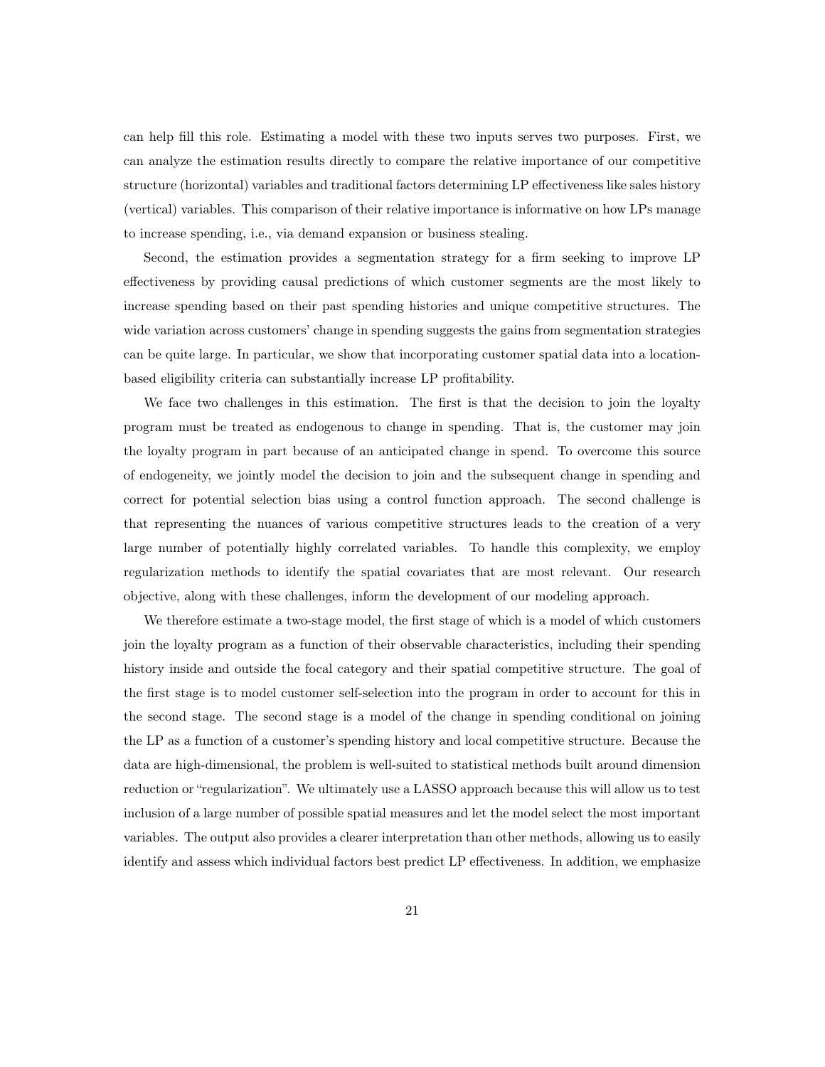can help fill this role. Estimating a model with these two inputs serves two purposes. First, we can analyze the estimation results directly to compare the relative importance of our competitive structure (horizontal) variables and traditional factors determining LP effectiveness like sales history (vertical) variables. This comparison of their relative importance is informative on how LPs manage to increase spending, i.e., via demand expansion or business stealing.

Second, the estimation provides a segmentation strategy for a firm seeking to improve LP effectiveness by providing causal predictions of which customer segments are the most likely to increase spending based on their past spending histories and unique competitive structures. The wide variation across customers' change in spending suggests the gains from segmentation strategies can be quite large. In particular, we show that incorporating customer spatial data into a location-based eligibility criteria can substantially increase LP profitability.

We face two challenges in this estimation. The first is that the decision to join the loyalty program must be treated as endogenous to change in spending. That is, the customer may join the loyalty program in part because of an anticipated change in spend. To overcome this source of endogeneity, we jointly model the decision to join and the subsequent change in spending and correct for potential selection bias using a control function approach. The second challenge is that representing the nuances of various competitive structures leads to the creation of a very large number of potentially highly correlated variables. To handle this complexity, we employ regularization methods to identify the spatial covariates that are most relevant. Our research objective, along with these challenges, inform the development of our modeling approach.

We therefore estimate a two-stage model, the first stage of which is a model of which customers join the loyalty program as a function of their observable characteristics, including their spending history inside and outside the focal category and their spatial competitive structure. The goal of the first stage is to model customer self-selection into the program in order to account for this in the second stage. The second stage is a model of the change in spending conditional on joining the LP as a function of a customer's spending history and local competitive structure. Because the data are high-dimensional, the problem is well-suited to statistical methods built around dimension reduction or "regularization". We ultimately use a LASSO approach because this will allow us to test inclusion of a large number of possible spatial measures and let the model select the most important variables. The output also provides a clearer interpretation than other methods, allowing us to easily identify and assess which individual factors best predict LP effectiveness. In addition, we emphasize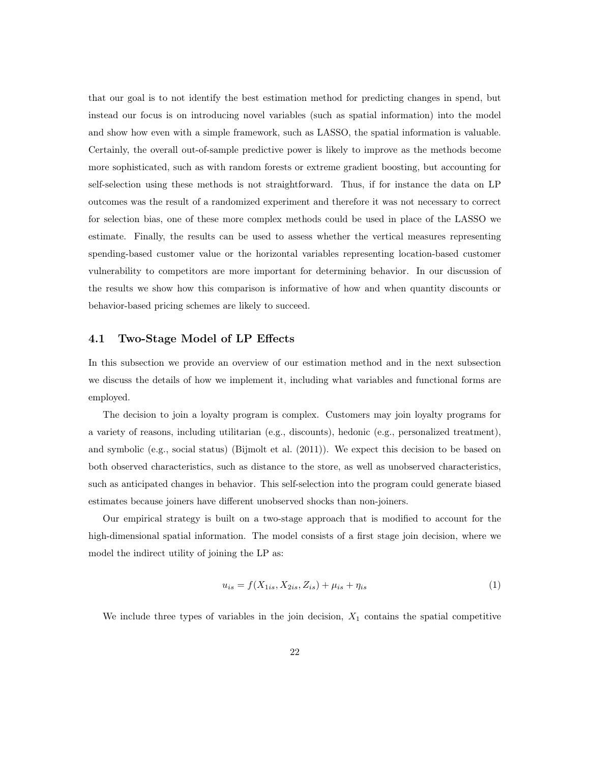that our goal is to not identify the best estimation method for predicting changes in spend, but instead our focus is on introducing novel variables (such as spatial information) into the model and show how even with a simple framework, such as LASSO, the spatial information is valuable. Certainly, the overall out-of-sample predictive power is likely to improve as the methods become more sophisticated, such as with random forests or extreme gradient boosting, but accounting for self-selection using these methods is not straightforward. Thus, if for instance the data on LP outcomes was the result of a randomized experiment and therefore it was not necessary to correct for selection bias, one of these more complex methods could be used in place of the LASSO we estimate. Finally, the results can be used to assess whether the vertical measures representing spending-based customer value or the horizontal variables representing location-based customer vulnerability to competitors are more important for determining behavior. In our discussion of the results we show how this comparison is informative of how and when quantity discounts or behavior-based pricing schemes are likely to succeed.

### 4.1 Two-Stage Model of LP Effects

In this subsection we provide an overview of our estimation method and in the next subsection we discuss the details of how we implement it, including what variables and functional forms are employed.

The decision to join a loyalty program is complex. Customers may join loyalty programs for a variety of reasons, including utilitarian (e.g., discounts), hedonic (e.g., personalized treatment), and symbolic (e.g., social status) (Bijmolt et al. (2011)). We expect this decision to be based on both observed characteristics, such as distance to the store, as well as unobserved characteristics, such as anticipated changes in behavior. This self-selection into the program could generate biased estimates because joiners have different unobserved shocks than non-joiners.

Our empirical strategy is built on a two-stage approach that is modified to account for the high-dimensional spatial information. The model consists of a first stage join decision, where we model the indirect utility of joining the LP as:

$$u_{is} = f(X_{1is}, X_{2is}, Z_{is}) + \mu_{is} + \eta_{is} \tag{1}$$

We include three types of variables in the join decision, $X_1$ contains the spatial competitive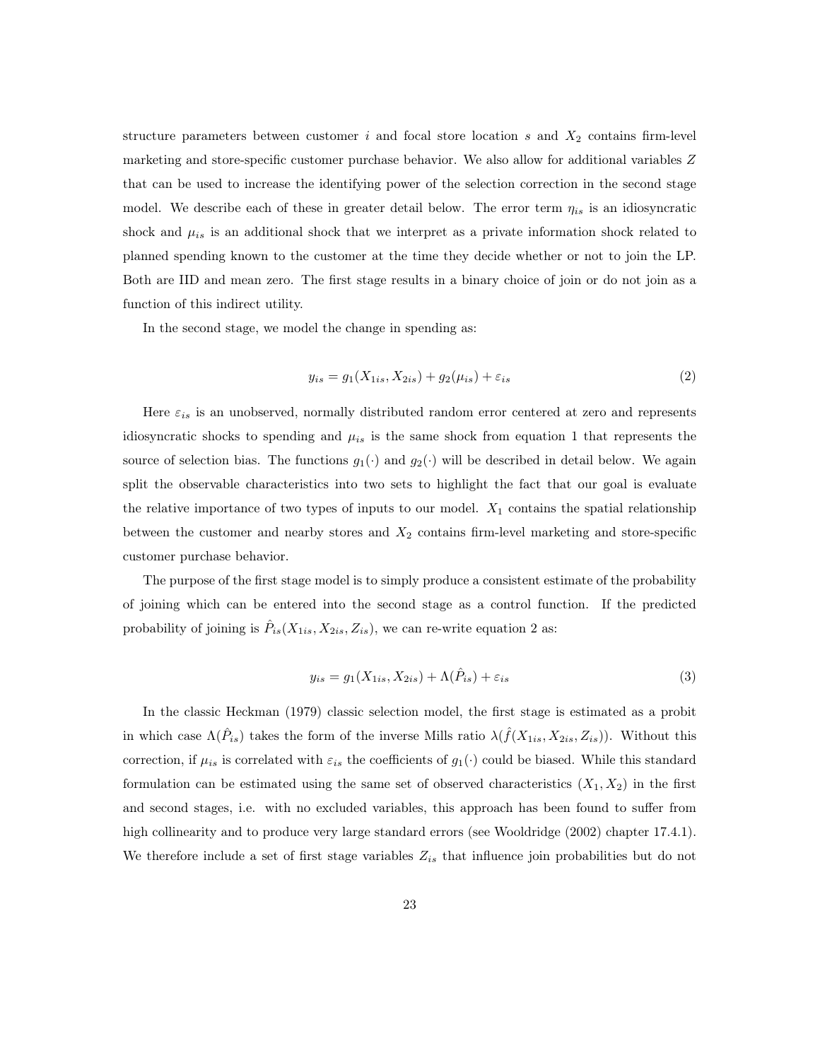structure parameters between customer $i$ and focal store location $s$ and $X_2$ contains firm-level marketing and store-specific customer purchase behavior. We also allow for additional variables $Z$ that can be used to increase the identifying power of the selection correction in the second stage model. We describe each of these in greater detail below. The error term $\eta_{is}$ is an idiosyncratic shock and $\mu_{is}$ is an additional shock that we interpret as a private information shock related to planned spending known to the customer at the time they decide whether or not to join the LP. Both are IID and mean zero. The first stage results in a binary choice of join or do not join as a function of this indirect utility.

In the second stage, we model the change in spending as:

$$y_{is} = g_1(X_{1is}, X_{2is}) + g_2(\mu_{is}) + \varepsilon_{is} \tag{2}$$

Here $\varepsilon_{is}$ is an unobserved, normally distributed random error centered at zero and represents idiosyncratic shocks to spending and $\mu_{is}$ is the same shock from equation 1 that represents the source of selection bias. The functions $g_1(\cdot)$ and $g_2(\cdot)$ will be described in detail below. We again split the observable characteristics into two sets to highlight the fact that our goal is evaluate the relative importance of two types of inputs to our model. $X_1$ contains the spatial relationship between the customer and nearby stores and $X_2$ contains firm-level marketing and store-specific customer purchase behavior.

The purpose of the first stage model is to simply produce a consistent estimate of the probability of joining which can be entered into the second stage as a control function. If the predicted probability of joining is $\hat{P}_{is}(X_{1is}, X_{2is}, Z_{is})$, we can re-write equation 2 as:

$$y_{is} = g_1(X_{1is}, X_{2is}) + \Lambda(\hat{P}_{is}) + \varepsilon_{is} \tag{3}$$

In the classic Heckman (1979) classic selection model, the first stage is estimated as a probit in which case $\Lambda(\hat{P}_{is})$ takes the form of the inverse Mills ratio $\lambda(\hat{f}(X_{1is}, X_{2is}, Z_{is}))$. Without this correction, if $\mu_{is}$ is correlated with $\varepsilon_{is}$ the coefficients of $g_1(\cdot)$ could be biased. While this standard formulation can be estimated using the same set of observed characteristics $(X_1, X_2)$ in the first and second stages, i.e. with no excluded variables, this approach has been found to suffer from high collinearity and to produce very large standard errors (see Wooldridge (2002) chapter 17.4.1). We therefore include a set of first stage variables $Z_{is}$ that influence join probabilities but do not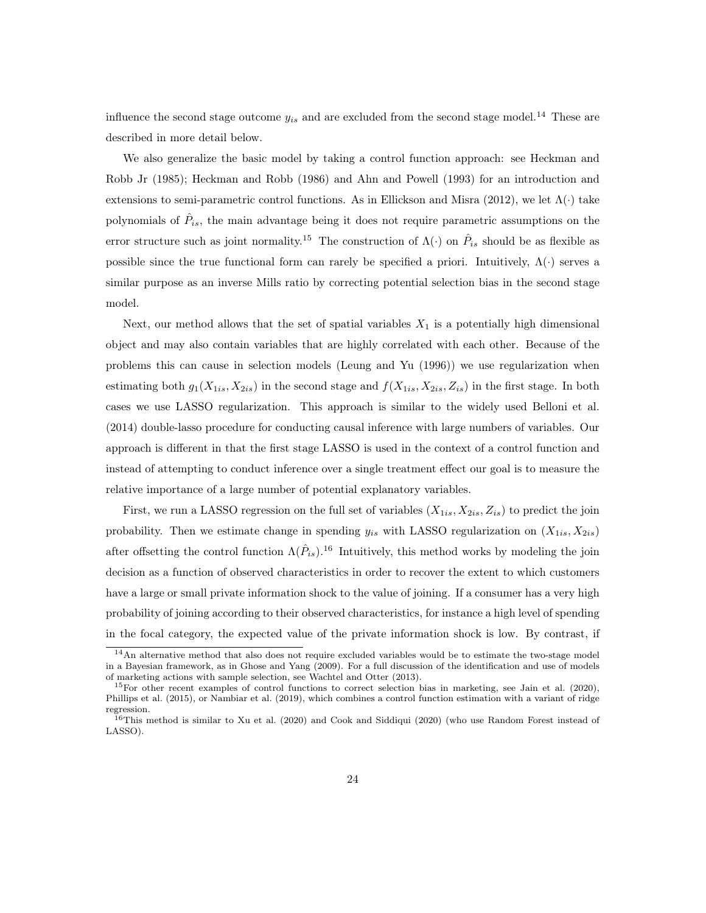influence the second stage outcome $y_{is}$ and are excluded from the second stage model.[14] These are described in more detail below.

We also generalize the basic model by taking a control function approach: see Heckman and Robb Jr (1985); Heckman and Robb (1986) and Ahn and Powell (1993) for an introduction and extensions to semi-parametric control functions. As in Ellickson and Misra (2012), we let $\Lambda(\cdot)$ take polynomials of $\hat{P}_{is}$, the main advantage being it does not require parametric assumptions on the error structure such as joint normality.[15] The construction of $\Lambda(\cdot)$ on $\hat{P}_{is}$ should be as flexible as possible since the true functional form can rarely be specified a priori. Intuitively, $\Lambda(\cdot)$ serves a similar purpose as an inverse Mills ratio by correcting potential selection bias in the second stage model.

Next, our method allows that the set of spatial variables $X_1$ is a potentially high dimensional object and may also contain variables that are highly correlated with each other. Because of the problems this can cause in selection models (Leung and Yu (1996)) we use regularization when estimating both $g_1(X_{1is}, X_{2is})$ in the second stage and $f(X_{1is}, X_{2is}, Z_{is})$ in the first stage. In both cases we use LASSO regularization. This approach is similar to the widely used Belloni et al. (2014) double-lasso procedure for conducting causal inference with large numbers of variables. Our approach is different in that the first stage LASSO is used in the context of a control function and instead of attempting to conduct inference over a single treatment effect our goal is to measure the relative importance of a large number of potential explanatory variables.

First, we run a LASSO regression on the full set of variables $(X_{1is}, X_{2is}, Z_{is})$ to predict the join probability. Then we estimate change in spending $y_{is}$ with LASSO regularization on $(X_{1is}, X_{2is})$ after offsetting the control function $\Lambda(\hat{P}_{is})$.[16] Intuitively, this method works by modeling the join decision as a function of observed characteristics in order to recover the extent to which customers have a large or small private information shock to the value of joining. If a consumer has a very high probability of joining according to their observed characteristics, for instance a high level of spending in the focal category, the expected value of the private information shock is low. By contrast, if

[14] An alternative method that also does not require excluded variables would be to estimate the two-stage model in a Bayesian framework, as in Ghose and Yang (2009). For a full discussion of the identification and use of models of marketing actions with sample selection, see Wachtel and Otter (2013).

[15] For other recent examples of control functions to correct selection bias in marketing, see Jain et al. (2020), Phillips et al. (2015), or Nambiar et al. (2019), which combines a control function estimation with a variant of ridge regression.

[16] This method is similar to Xu et al. (2020) and Cook and Siddiqui (2020) (who use Random Forest instead of LASSO).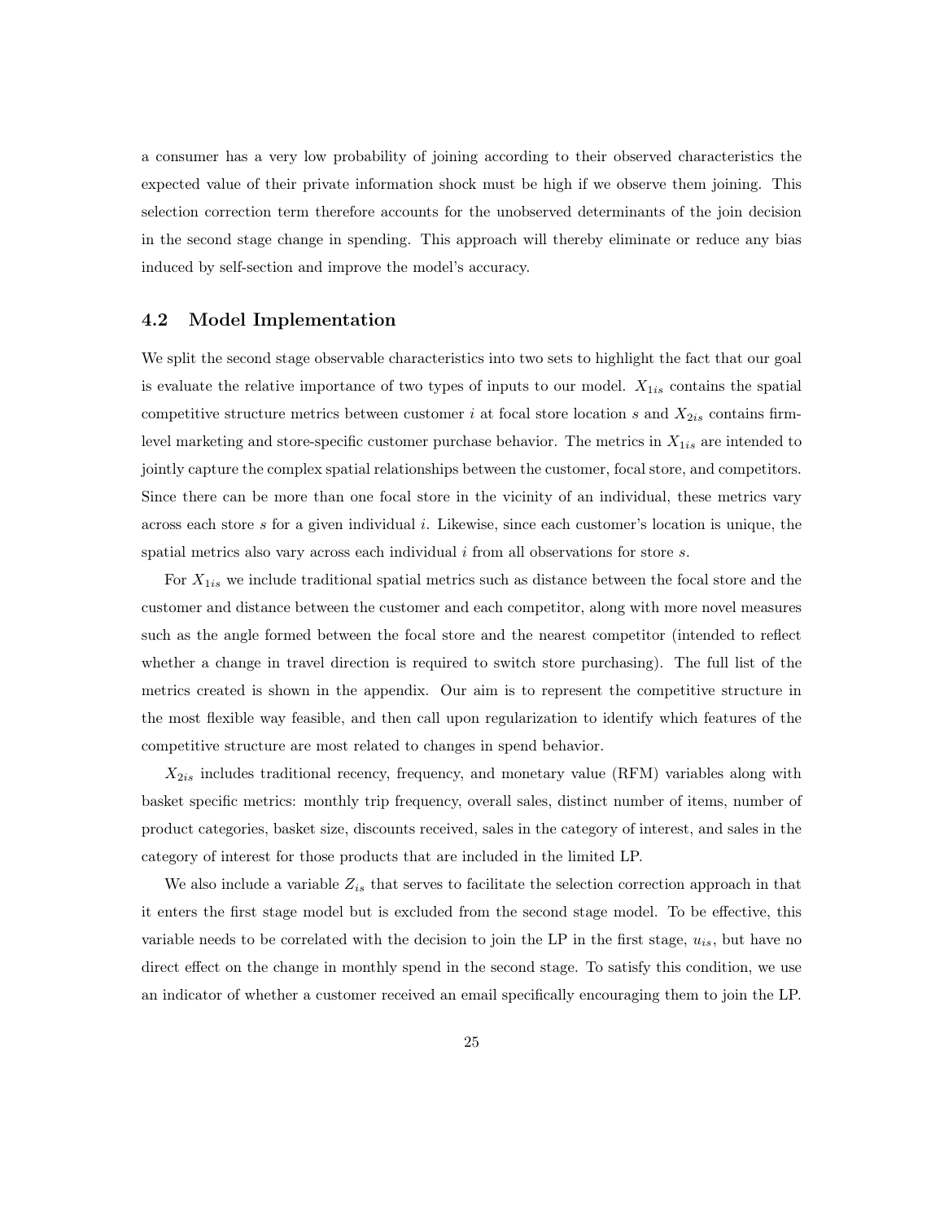a consumer has a very low probability of joining according to their observed characteristics the expected value of their private information shock must be high if we observe them joining. This selection correction term therefore accounts for the unobserved determinants of the join decision in the second stage change in spending. This approach will thereby eliminate or reduce any bias induced by self-section and improve the model's accuracy.

## 4.2 Model Implementation

We split the second stage observable characteristics into two sets to highlight the fact that our goal is evaluate the relative importance of two types of inputs to our model. $X_{1is}$ contains the spatial competitive structure metrics between customer $i$ at focal store location $s$ and $X_{2is}$ contains firm-level marketing and store-specific customer purchase behavior. The metrics in $X_{1is}$ are intended to jointly capture the complex spatial relationships between the customer, focal store, and competitors. Since there can be more than one focal store in the vicinity of an individual, these metrics vary across each store $s$ for a given individual $i$. Likewise, since each customer's location is unique, the spatial metrics also vary across each individual $i$ from all observations for store $s$.

For $X_{1is}$ we include traditional spatial metrics such as distance between the focal store and the customer and distance between the customer and each competitor, along with more novel measures such as the angle formed between the focal store and the nearest competitor (intended to reflect whether a change in travel direction is required to switch store purchasing). The full list of the metrics created is shown in the appendix. Our aim is to represent the competitive structure in the most flexible way feasible, and then call upon regularization to identify which features of the competitive structure are most related to changes in spend behavior.

$X_{2is}$ includes traditional recency, frequency, and monetary value (RFM) variables along with basket specific metrics: monthly trip frequency, overall sales, distinct number of items, number of product categories, basket size, discounts received, sales in the category of interest, and sales in the category of interest for those products that are included in the limited LP.

We also include a variable $Z_{is}$ that serves to facilitate the selection correction approach in that it enters the first stage model but is excluded from the second stage model. To be effective, this variable needs to be correlated with the decision to join the LP in the first stage, $u_{is}$, but have no direct effect on the change in monthly spend in the second stage. To satisfy this condition, we use an indicator of whether a customer received an email specifically encouraging them to join the LP.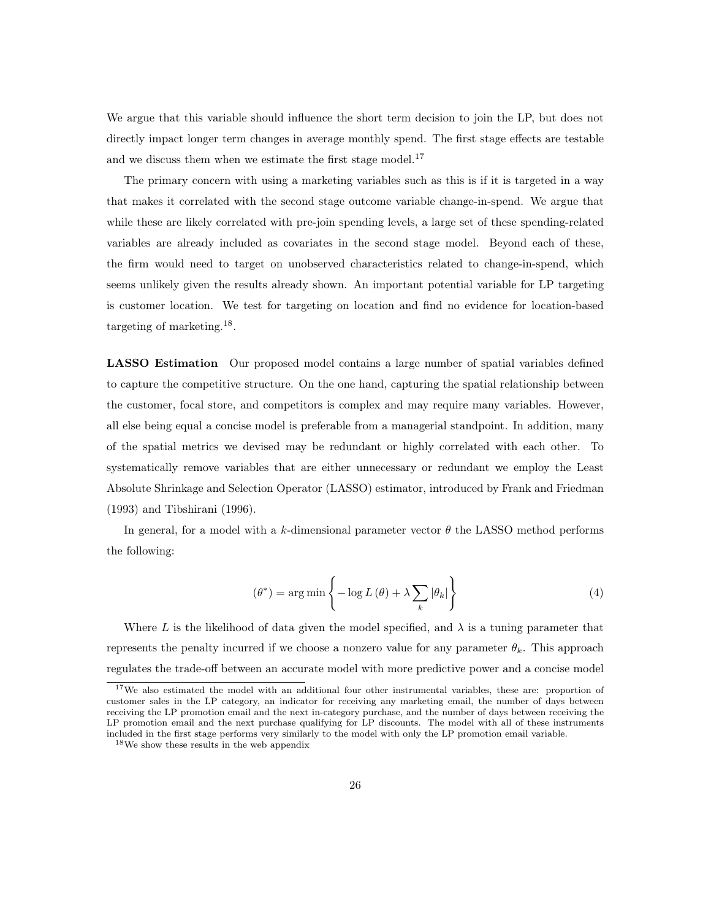We argue that this variable should influence the short term decision to join the LP, but does not directly impact longer term changes in average monthly spend. The first stage effects are testable and we discuss them when we estimate the first stage model.[17]

The primary concern with using a marketing variables such as this is if it is targeted in a way that makes it correlated with the second stage outcome variable change-in-spend. We argue that while these are likely correlated with pre-join spending levels, a large set of these spending-related variables are already included as covariates in the second stage model. Beyond each of these, the firm would need to target on unobserved characteristics related to change-in-spend, which seems unlikely given the results already shown. An important potential variable for LP targeting is customer location. We test for targeting on location and find no evidence for location-based targeting of marketing.[18].

**LASSO Estimation** Our proposed model contains a large number of spatial variables defined to capture the competitive structure. On the one hand, capturing the spatial relationship between the customer, focal store, and competitors is complex and may require many variables. However, all else being equal a concise model is preferable from a managerial standpoint. In addition, many of the spatial metrics we devised may be redundant or highly correlated with each other. To systematically remove variables that are either unnecessary or redundant we employ the Least Absolute Shrinkage and Selection Operator (LASSO) estimator, introduced by Frank and Friedman (1993) and Tibshirani (1996).

In general, for a model with a $k$-dimensional parameter vector $\theta$ the LASSO method performs the following:

$$(\theta^*) = \arg\min \left\{ -\log L(\theta) + \lambda \sum_k |\theta_k| \right\} \tag{4}$$

Where $L$ is the likelihood of data given the model specified, and $\lambda$ is a tuning parameter that represents the penalty incurred if we choose a nonzero value for any parameter $\theta_k$. This approach regulates the trade-off between an accurate model with more predictive power and a concise model

[17] We also estimated the model with an additional four other instrumental variables, these are: proportion of customer sales in the LP category, an indicator for receiving any marketing email, the number of days between receiving the LP promotion email and the next in-category purchase, and the number of days between receiving the LP promotion email and the next purchase qualifying for LP discounts. The model with all of these instruments included in the first stage performs very similarly to the model with only the LP promotion email variable.

[18] We show these results in the web appendix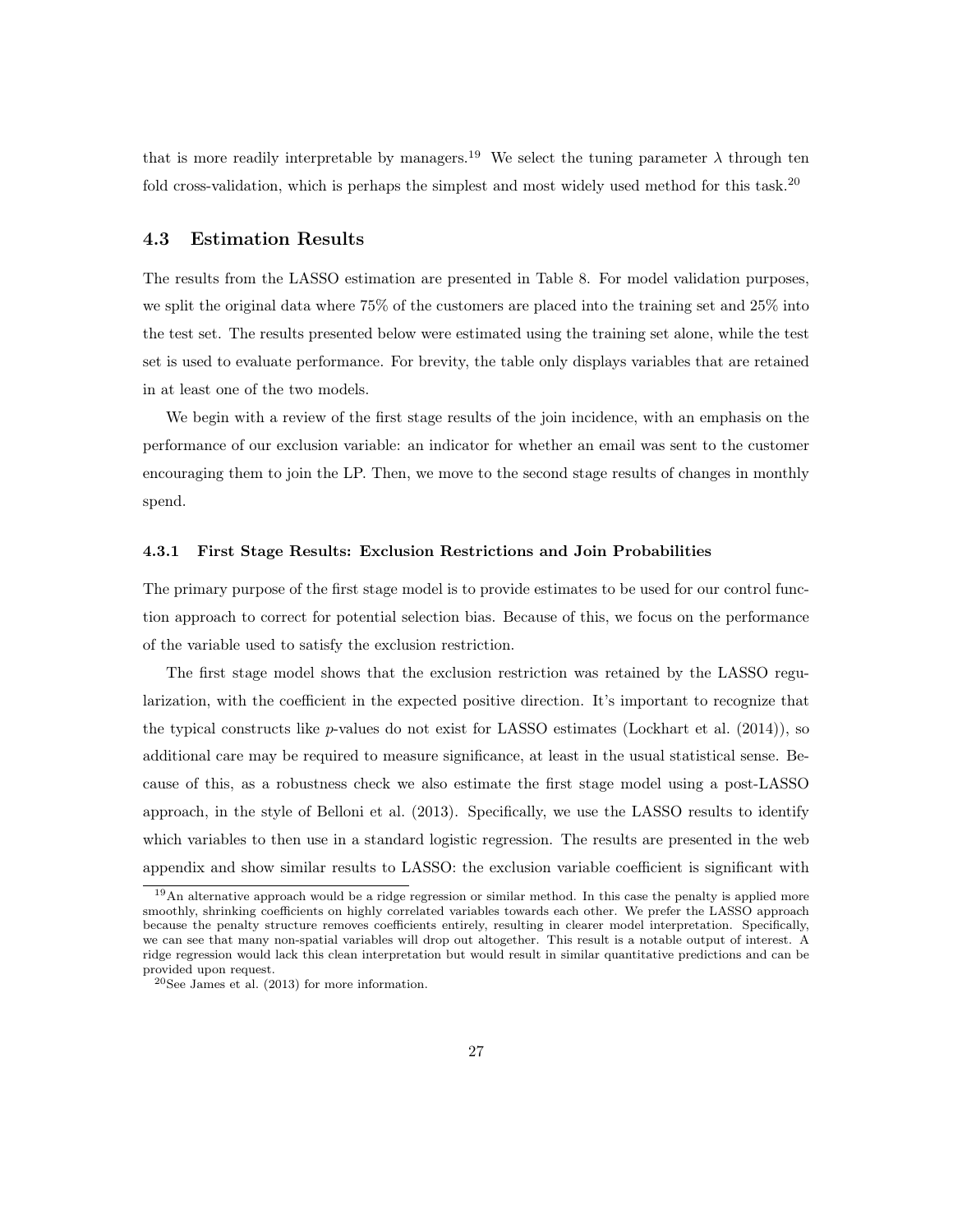that is more readily interpretable by managers.[19] We select the tuning parameter $\lambda$ through ten fold cross-validation, which is perhaps the simplest and most widely used method for this task.[20]

### 4.3 Estimation Results

The results from the LASSO estimation are presented in Table 8. For model validation purposes, we split the original data where 75% of the customers are placed into the training set and 25% into the test set. The results presented below were estimated using the training set alone, while the test set is used to evaluate performance. For brevity, the table only displays variables that are retained in at least one of the two models.

We begin with a review of the first stage results of the join incidence, with an emphasis on the performance of our exclusion variable: an indicator for whether an email was sent to the customer encouraging them to join the LP. Then, we move to the second stage results of changes in monthly spend.

#### 4.3.1 First Stage Results: Exclusion Restrictions and Join Probabilities

The primary purpose of the first stage model is to provide estimates to be used for our control function approach to correct for potential selection bias. Because of this, we focus on the performance of the variable used to satisfy the exclusion restriction.

The first stage model shows that the exclusion restriction was retained by the LASSO regularization, with the coefficient in the expected positive direction. It's important to recognize that the typical constructs like $p$-values do not exist for LASSO estimates (Lockhart et al. (2014)), so additional care may be required to measure significance, at least in the usual statistical sense. Because of this, as a robustness check we also estimate the first stage model using a post-LASSO approach, in the style of Belloni et al. (2013). Specifically, we use the LASSO results to identify which variables to then use in a standard logistic regression. The results are presented in the web appendix and show similar results to LASSO: the exclusion variable coefficient is significant with

[19] An alternative approach would be a ridge regression or similar method. In this case the penalty is applied more smoothly, shrinking coefficients on highly correlated variables towards each other. We prefer the LASSO approach because the penalty structure removes coefficients entirely, resulting in clearer model interpretation. Specifically, we can see that many non-spatial variables will drop out altogether. This result is a notable output of interest. A ridge regression would lack this clean interpretation but would result in similar quantitative predictions and can be provided upon request.

[20] See James et al. (2013) for more information.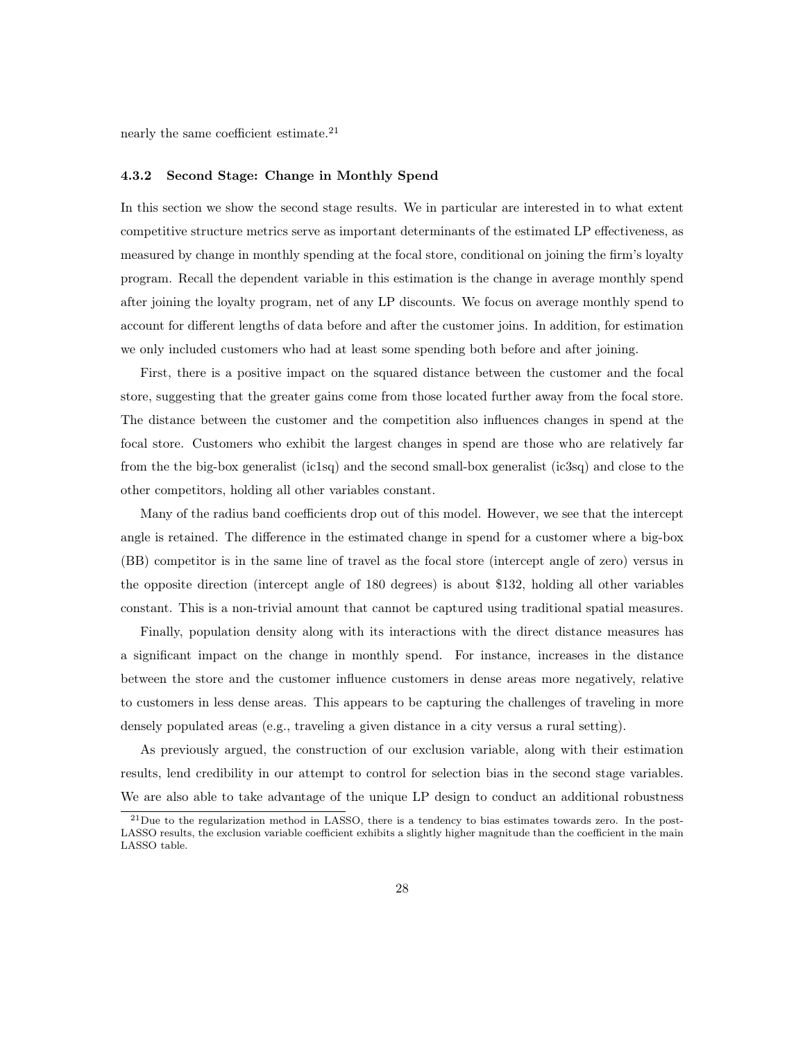nearly the same coefficient estimate.[21]

#### 4.3.2 Second Stage: Change in Monthly Spend

In this section we show the second stage results. We in particular are interested in to what extent competitive structure metrics serve as important determinants of the estimated LP effectiveness, as measured by change in monthly spending at the focal store, conditional on joining the firm's loyalty program. Recall the dependent variable in this estimation is the change in average monthly spend after joining the loyalty program, net of any LP discounts. We focus on average monthly spend to account for different lengths of data before and after the customer joins. In addition, for estimation we only included customers who had at least some spending both before and after joining.

First, there is a positive impact on the squared distance between the customer and the focal store, suggesting that the greater gains come from those located further away from the focal store. The distance between the customer and the competition also influences changes in spend at the focal store. Customers who exhibit the largest changes in spend are those who are relatively far from the the big-box generalist (ic1sq) and the second small-box generalist (ic3sq) and close to the other competitors, holding all other variables constant.

Many of the radius band coefficients drop out of this model. However, we see that the intercept angle is retained. The difference in the estimated change in spend for a customer where a big-box (BB) competitor is in the same line of travel as the focal store (intercept angle of zero) versus in the opposite direction (intercept angle of 180 degrees) is about $132, holding all other variables constant. This is a non-trivial amount that cannot be captured using traditional spatial measures.

Finally, population density along with its interactions with the direct distance measures has a significant impact on the change in monthly spend. For instance, increases in the distance between the store and the customer influence customers in dense areas more negatively, relative to customers in less dense areas. This appears to be capturing the challenges of traveling in more densely populated areas (e.g., traveling a given distance in a city versus a rural setting).

As previously argued, the construction of our exclusion variable, along with their estimation results, lend credibility in our attempt to control for selection bias in the second stage variables. We are also able to take advantage of the unique LP design to conduct an additional robustness

[21] Due to the regularization method in LASSO, there is a tendency to bias estimates towards zero. In the post-LASSO results, the exclusion variable coefficient exhibits a slightly higher magnitude than the coefficient in the main LASSO table.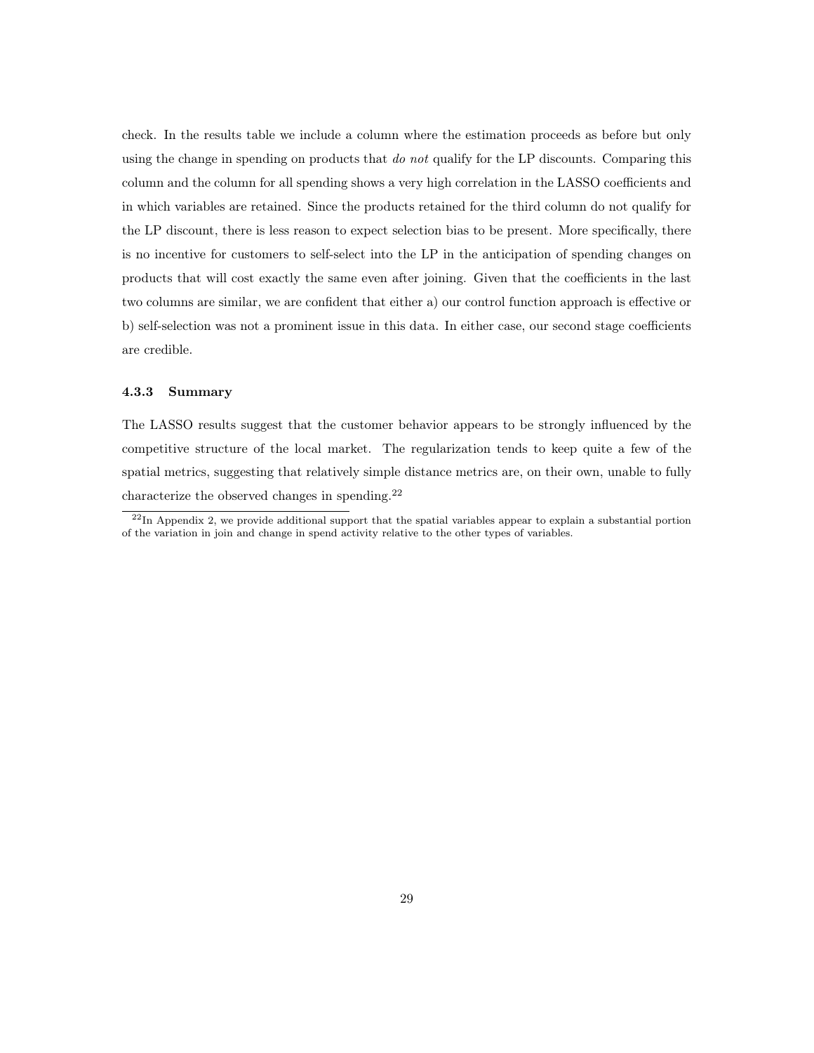check. In the results table we include a column where the estimation proceeds as before but only using the change in spending on products that *do not* qualify for the LP discounts. Comparing this column and the column for all spending shows a very high correlation in the LASSO coefficients and in which variables are retained. Since the products retained for the third column do not qualify for the LP discount, there is less reason to expect selection bias to be present. More specifically, there is no incentive for customers to self-select into the LP in the anticipation of spending changes on products that will cost exactly the same even after joining. Given that the coefficients in the last two columns are similar, we are confident that either a) our control function approach is effective or b) self-selection was not a prominent issue in this data. In either case, our second stage coefficients are credible.

#### 4.3.3 Summary

The LASSO results suggest that the customer behavior appears to be strongly influenced by the competitive structure of the local market. The regularization tends to keep quite a few of the spatial metrics, suggesting that relatively simple distance metrics are, on their own, unable to fully characterize the observed changes in spending.[22]

[22] In Appendix 2, we provide additional support that the spatial variables appear to explain a substantial portion of the variation in join and change in spend activity relative to the other types of variables.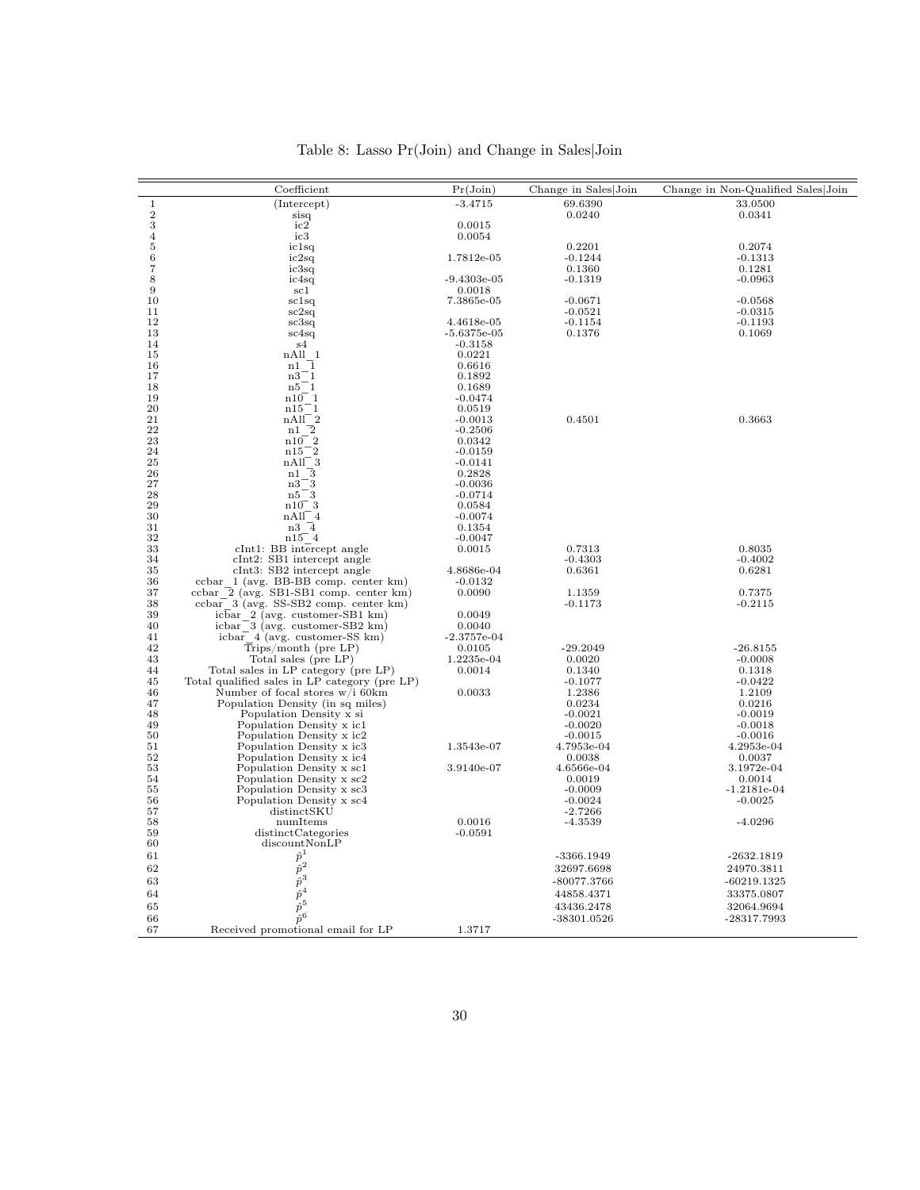Table 8: Lasso Pr(Join) and Change in Sales|Join

| | Coefficient | Pr(Join) | Change in Sales\|Join | Change in Non-Qualified Sales\|Join |
|---|---|---|---|---|
| 1 | (Intercept) | -3.4715 | 69.6390 | 33.0500 |
| 2 | sisq | | 0.0240 | 0.0341 |
| 3 | ic2 | 0.0015 | | |
| 4 | ic3 | 0.0054 | | |
| 5 | ic1sq | | 0.2201 | 0.2074 |
| 6 | ic2sq | 1.7812e-05 | -0.1244 | -0.1313 |
| 7 | ic3sq | | 0.1360 | 0.1281 |
| 8 | ic4sq | -9.4303e-05 | -0.1319 | -0.0963 |
| 9 | sc1 | 0.0018 | | |
| 10 | sc1sq | 7.3865e-05 | -0.0671 | -0.0568 |
| 11 | sc2sq | | -0.0521 | -0.0315 |
| 12 | sc3sq | 4.4618e-05 | -0.1154 | -0.1193 |
| 13 | sc4sq | -5.6375e-05 | 0.1376 | 0.1069 |
| 14 | s4 | -0.3158 | | |
| 15 | nAll_1 | 0.0221 | | |
| 16 | n1_1 | 0.6616 | | |
| 17 | n3_1 | 0.1892 | | |
| 18 | n5_1 | 0.1689 | | |
| 19 | n10_1 | -0.0474 | | |
| 20 | n15_1 | 0.0519 | | |
| 21 | nAll_2 | -0.0013 | 0.4501 | 0.3663 |
| 22 | n1_2 | -0.2506 | | |
| 23 | n10_2 | 0.0342 | | |
| 24 | n15_2 | -0.0159 | | |
| 25 | nAll_3 | -0.0141 | | |
| 26 | n1_3 | 0.2828 | | |
| 27 | n3_3 | -0.0036 | | |
| 28 | n5_3 | -0.0714 | | |
| 29 | n10_3 | 0.0584 | | |
| 30 | nAll_4 | -0.0074 | | |
| 31 | n3_4 | 0.1354 | | |
| 32 | n15_4 | -0.0047 | | |
| 33 | cInt1: BB intercept angle | 0.0015 | 0.7313 | 0.8035 |
| 34 | cInt2: SB1 intercept angle | | -0.4303 | -0.4002 |
| 35 | cInt3: SB2 intercept angle | 4.8686e-04 | 0.6361 | 0.6281 |
| 36 | ccbar_1 (avg. BB-BB comp. center km) | -0.0132 | | |
| 37 | ccbar_2 (avg. SB1-SB1 comp. center km) | 0.0090 | 1.1359 | 0.7375 |
| 38 | ccbar_3 (avg. SS-SB2 comp. center km) | | -0.1173 | -0.2115 |
| 39 | icbar_2 (avg. customer-SB1 km) | 0.0049 | | |
| 40 | icbar_3 (avg. customer-SB2 km) | 0.0040 | | |
| 41 | icbar_4 (avg. customer-SS km) | -2.3757e-04 | | |
| 42 | Trips/month (pre LP) | 0.0105 | -29.2049 | -26.8155 |
| 43 | Total sales (pre LP) | 1.2235e-04 | 0.0020 | -0.0008 |
| 44 | Total sales in LP category (pre LP) | 0.0014 | 0.1340 | 0.1318 |
| 45 | Total qualified sales in LP category (pre LP) | | -0.1077 | -0.0422 |
| 46 | Number of focal stores w/i 60km | 0.0033 | 1.2386 | 1.2109 |
| 47 | Population Density (in sq miles) | | 0.0234 | 0.0216 |
| 48 | Population Density x si | | -0.0021 | -0.0019 |
| 49 | Population Density x ic1 | | -0.0020 | -0.0018 |
| 50 | Population Density x ic2 | | -0.0015 | -0.0016 |
| 51 | Population Density x ic3 | 1.3543e-07 | 4.7953e-04 | 4.2953e-04 |
| 52 | Population Density x ic4 | | 0.0038 | 0.0037 |
| 53 | Population Density x sc1 | 3.9140e-07 | 4.6566e-04 | 3.1972e-04 |
| 54 | Population Density x sc2 | | 0.0019 | 0.0014 |
| 55 | Population Density x sc3 | | -0.0009 | -1.2181e-04 |
| 56 | Population Density x sc4 | | -0.0024 | -0.0025 |
| 57 | distinctSKU | | -2.7266 | |
| 58 | numItems | 0.0016 | -4.3539 | -4.0296 |
| 59 | distinctCategories | -0.0591 | | |
| 60 | discountNonLP | | | |
| 61 | $\hat{p}^1$ | | -3366.1949 | -2632.1819 |
| 62 | $\hat{p}^2$ | | 32697.6698 | 24970.3811 |
| 63 | $\hat{p}^3$ | | -80077.3766 | -60219.1325 |
| 64 | $\hat{p}^4$ | | 44858.4371 | 33375.0807 |
| 65 | $\hat{p}^5$ | | 43436.2478 | 32064.9694 |
| 66 | $\hat{p}^6$ | | -38301.0526 | -28317.7993 |
| 67 | Received promotional email for LP | 1.3717 | | |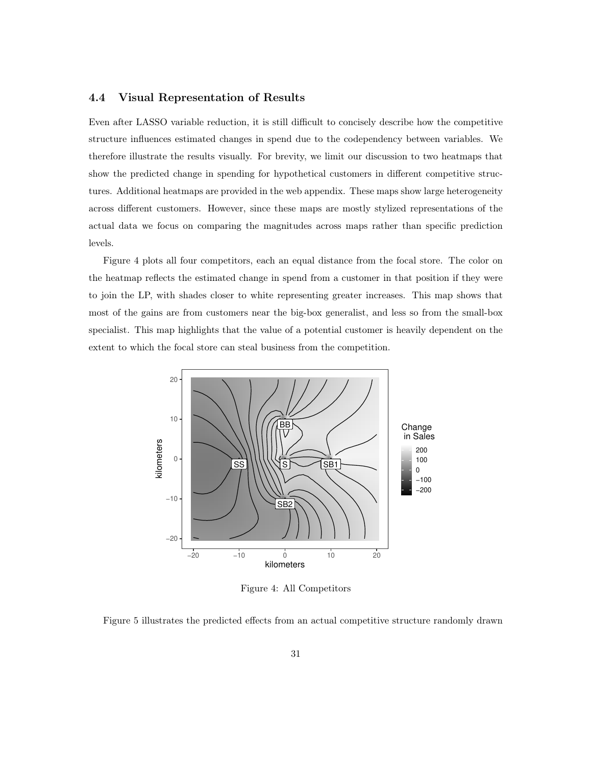### 4.4 Visual Representation of Results

Even after LASSO variable reduction, it is still difficult to concisely describe how the competitive structure influences estimated changes in spend due to the codependency between variables. We therefore illustrate the results visually. For brevity, we limit our discussion to two heatmaps that show the predicted change in spending for hypothetical customers in different competitive structures. Additional heatmaps are provided in the web appendix. These maps show large heterogeneity across different customers. However, since these maps are mostly stylized representations of the actual data we focus on comparing the magnitudes across maps rather than specific prediction levels.

Figure 4 plots all four competitors, each an equal distance from the focal store. The color on the heatmap reflects the estimated change in spend from a customer in that position if they were to join the LP, with shades closer to white representing greater increases. This map shows that most of the gains are from customers near the big-box generalist, and less so from the small-box specialist. This map highlights that the value of a potential customer is heavily dependent on the extent to which the focal store can steal business from the competition.

Figure 4: All Competitors

Figure 5 illustrates the predicted effects from an actual competitive structure randomly drawn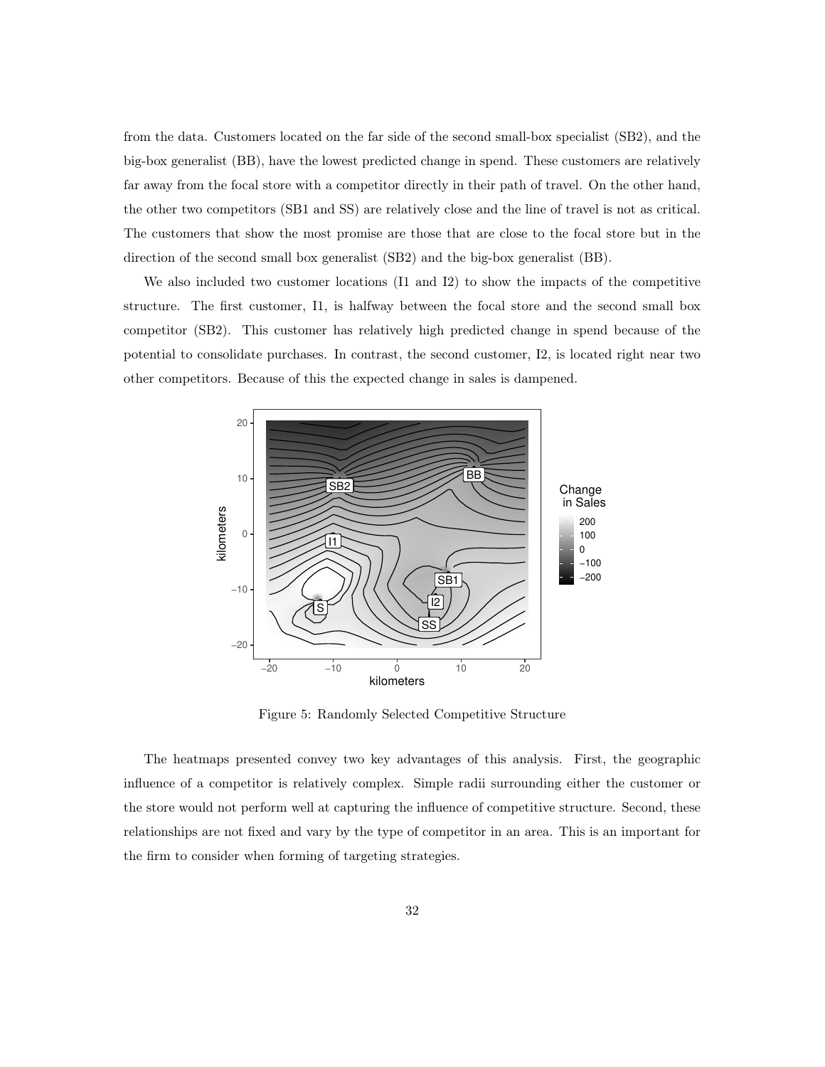from the data. Customers located on the far side of the second small-box specialist (SB2), and the big-box generalist (BB), have the lowest predicted change in spend. These customers are relatively far away from the focal store with a competitor directly in their path of travel. On the other hand, the other two competitors (SB1 and SS) are relatively close and the line of travel is not as critical. The customers that show the most promise are those that are close to the focal store but in the direction of the second small box generalist (SB2) and the big-box generalist (BB).

We also included two customer locations (I1 and I2) to show the impacts of the competitive structure. The first customer, I1, is halfway between the focal store and the second small box competitor (SB2). This customer has relatively high predicted change in spend because of the potential to consolidate purchases. In contrast, the second customer, I2, is located right near two other competitors. Because of this the expected change in sales is dampened.

Figure 5: Randomly Selected Competitive Structure

The heatmaps presented convey two key advantages of this analysis. First, the geographic influence of a competitor is relatively complex. Simple radii surrounding either the customer or the store would not perform well at capturing the influence of competitive structure. Second, these relationships are not fixed and vary by the type of competitor in an area. This is an important for the firm to consider when forming of targeting strategies.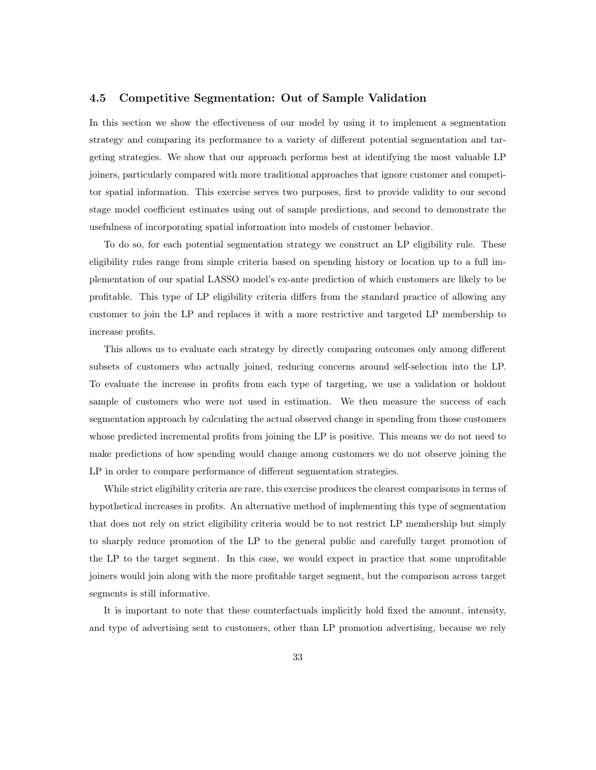### 4.5 Competitive Segmentation: Out of Sample Validation

In this section we show the effectiveness of our model by using it to implement a segmentation strategy and comparing its performance to a variety of different potential segmentation and targeting strategies. We show that our approach performs best at identifying the most valuable LP joiners, particularly compared with more traditional approaches that ignore customer and competitor spatial information. This exercise serves two purposes, first to provide validity to our second stage model coefficient estimates using out of sample predictions, and second to demonstrate the usefulness of incorporating spatial information into models of customer behavior.

To do so, for each potential segmentation strategy we construct an LP eligibility rule. These eligibility rules range from simple criteria based on spending history or location up to a full implementation of our spatial LASSO model's ex-ante prediction of which customers are likely to be profitable. This type of LP eligibility criteria differs from the standard practice of allowing any customer to join the LP and replaces it with a more restrictive and targeted LP membership to increase profits.

This allows us to evaluate each strategy by directly comparing outcomes only among different subsets of customers who actually joined, reducing concerns around self-selection into the LP. To evaluate the increase in profits from each type of targeting, we use a validation or holdout sample of customers who were not used in estimation. We then measure the success of each segmentation approach by calculating the actual observed change in spending from those customers whose predicted incremental profits from joining the LP is positive. This means we do not need to make predictions of how spending would change among customers we do not observe joining the LP in order to compare performance of different segmentation strategies.

While strict eligibility criteria are rare, this exercise produces the clearest comparisons in terms of hypothetical increases in profits. An alternative method of implementing this type of segmentation that does not rely on strict eligibility criteria would be to not restrict LP membership but simply to sharply reduce promotion of the LP to the general public and carefully target promotion of the LP to the target segment. In this case, we would expect in practice that some unprofitable joiners would join along with the more profitable target segment, but the comparison across target segments is still informative.

It is important to note that these counterfactuals implicitly hold fixed the amount, intensity, and type of advertising sent to customers, other than LP promotion advertising, because we rely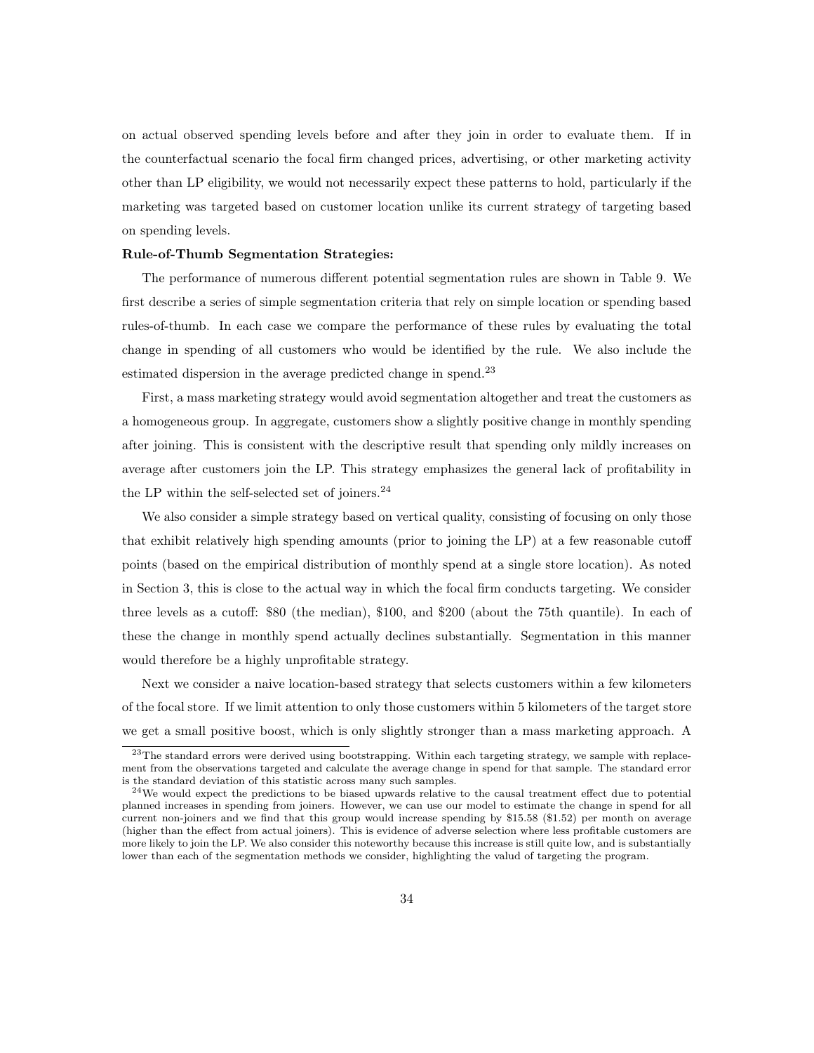on actual observed spending levels before and after they join in order to evaluate them. If in the counterfactual scenario the focal firm changed prices, advertising, or other marketing activity other than LP eligibility, we would not necessarily expect these patterns to hold, particularly if the marketing was targeted based on customer location unlike its current strategy of targeting based on spending levels.

**Rule-of-Thumb Segmentation Strategies:**

The performance of numerous different potential segmentation rules are shown in Table 9. We first describe a series of simple segmentation criteria that rely on simple location or spending based rules-of-thumb. In each case we compare the performance of these rules by evaluating the total change in spending of all customers who would be identified by the rule. We also include the estimated dispersion in the average predicted change in spend.[23]

First, a mass marketing strategy would avoid segmentation altogether and treat the customers as a homogeneous group. In aggregate, customers show a slightly positive change in monthly spending after joining. This is consistent with the descriptive result that spending only mildly increases on average after customers join the LP. This strategy emphasizes the general lack of profitability in the LP within the self-selected set of joiners.[24]

We also consider a simple strategy based on vertical quality, consisting of focusing on only those that exhibit relatively high spending amounts (prior to joining the LP) at a few reasonable cutoff points (based on the empirical distribution of monthly spend at a single store location). As noted in Section 3, this is close to the actual way in which the focal firm conducts targeting. We consider three levels as a cutoff: $80 (the median), $100, and $200 (about the 75th quantile). In each of these the change in monthly spend actually declines substantially. Segmentation in this manner would therefore be a highly unprofitable strategy.

Next we consider a naive location-based strategy that selects customers within a few kilometers of the focal store. If we limit attention to only those customers within 5 kilometers of the target store we get a small positive boost, which is only slightly stronger than a mass marketing approach. A

[23]The standard errors were derived using bootstrapping. Within each targeting strategy, we sample with replacement from the observations targeted and calculate the average change in spend for that sample. The standard error is the standard deviation of this statistic across many such samples.

[24]We would expect the predictions to be biased upwards relative to the causal treatment effect due to potential planned increases in spending from joiners. However, we can use our model to estimate the change in spend for all current non-joiners and we find that this group would increase spending by $15.58 ($1.52) per month on average (higher than the effect from actual joiners). This is evidence of adverse selection where less profitable customers are more likely to join the LP. We also consider this noteworthy because this increase is still quite low, and is substantially lower than each of the segmentation methods we consider, highlighting the valud of targeting the program.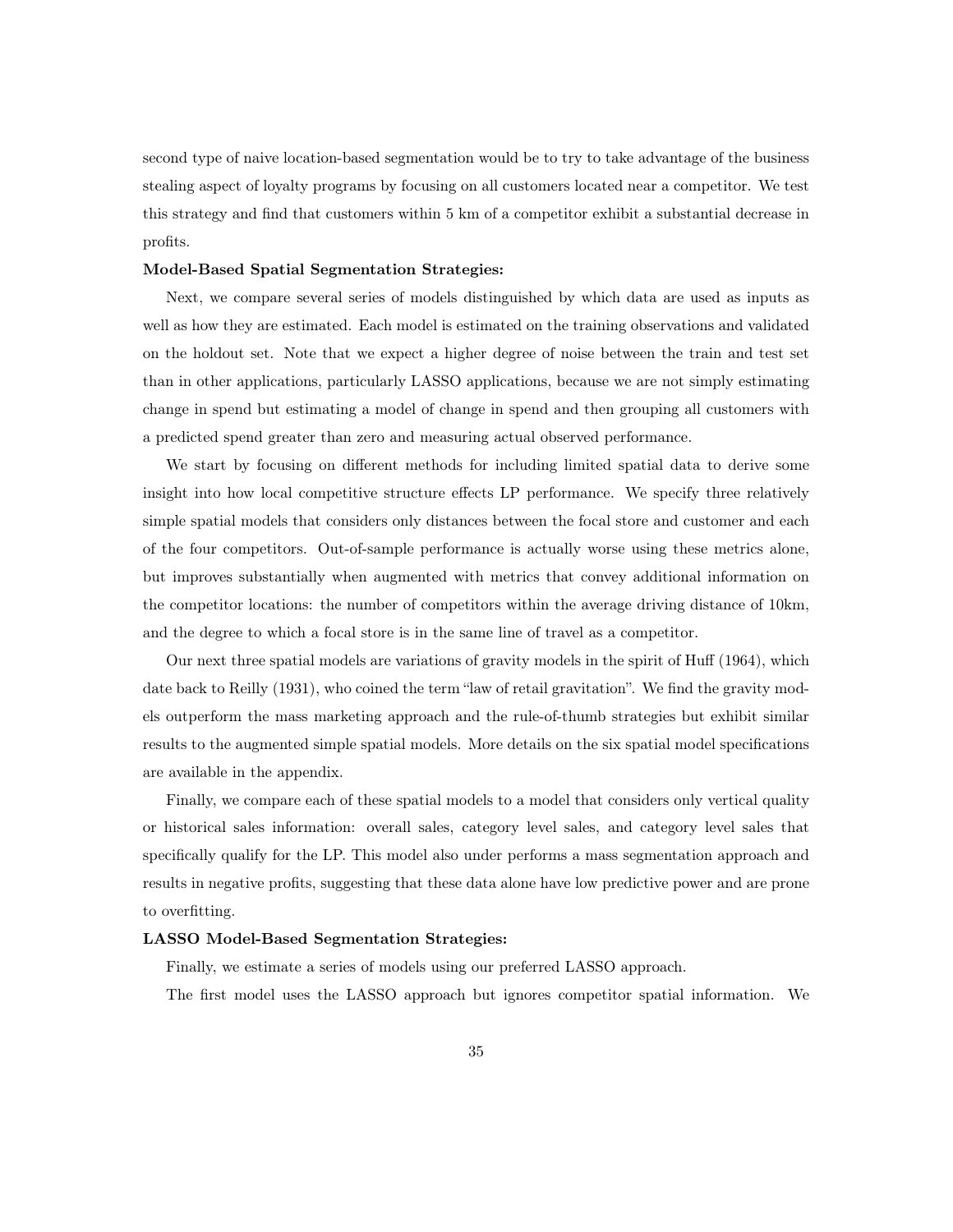second type of naive location-based segmentation would be to try to take advantage of the business stealing aspect of loyalty programs by focusing on all customers located near a competitor. We test this strategy and find that customers within 5 km of a competitor exhibit a substantial decrease in profits.

**Model-Based Spatial Segmentation Strategies:**

Next, we compare several series of models distinguished by which data are used as inputs as well as how they are estimated. Each model is estimated on the training observations and validated on the holdout set. Note that we expect a higher degree of noise between the train and test set than in other applications, particularly LASSO applications, because we are not simply estimating change in spend but estimating a model of change in spend and then grouping all customers with a predicted spend greater than zero and measuring actual observed performance.

We start by focusing on different methods for including limited spatial data to derive some insight into how local competitive structure effects LP performance. We specify three relatively simple spatial models that considers only distances between the focal store and customer and each of the four competitors. Out-of-sample performance is actually worse using these metrics alone, but improves substantially when augmented with metrics that convey additional information on the competitor locations: the number of competitors within the average driving distance of 10km, and the degree to which a focal store is in the same line of travel as a competitor.

Our next three spatial models are variations of gravity models in the spirit of Huff (1964), which date back to Reilly (1931), who coined the term "law of retail gravitation". We find the gravity models outperform the mass marketing approach and the rule-of-thumb strategies but exhibit similar results to the augmented simple spatial models. More details on the six spatial model specifications are available in the appendix.

Finally, we compare each of these spatial models to a model that considers only vertical quality or historical sales information: overall sales, category level sales, and category level sales that specifically qualify for the LP. This model also under performs a mass segmentation approach and results in negative profits, suggesting that these data alone have low predictive power and are prone to overfitting.

**LASSO Model-Based Segmentation Strategies:**

Finally, we estimate a series of models using our preferred LASSO approach.

The first model uses the LASSO approach but ignores competitor spatial information. We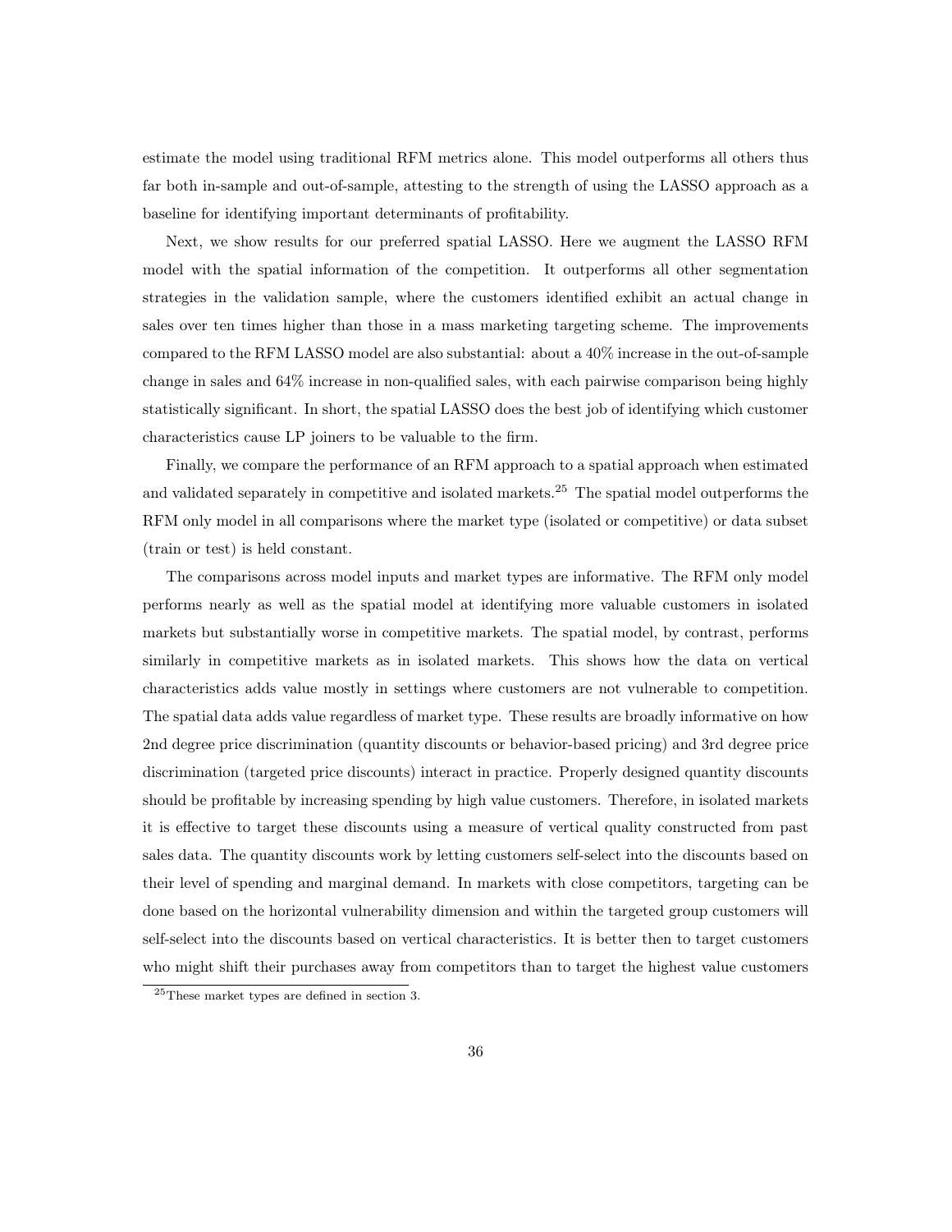estimate the model using traditional RFM metrics alone. This model outperforms all others thus far both in-sample and out-of-sample, attesting to the strength of using the LASSO approach as a baseline for identifying important determinants of profitability.

Next, we show results for our preferred spatial LASSO. Here we augment the LASSO RFM model with the spatial information of the competition. It outperforms all other segmentation strategies in the validation sample, where the customers identified exhibit an actual change in sales over ten times higher than those in a mass marketing targeting scheme. The improvements compared to the RFM LASSO model are also substantial: about a 40% increase in the out-of-sample change in sales and 64% increase in non-qualified sales, with each pairwise comparison being highly statistically significant. In short, the spatial LASSO does the best job of identifying which customer characteristics cause LP joiners to be valuable to the firm.

Finally, we compare the performance of an RFM approach to a spatial approach when estimated and validated separately in competitive and isolated markets.[25] The spatial model outperforms the RFM only model in all comparisons where the market type (isolated or competitive) or data subset (train or test) is held constant.

The comparisons across model inputs and market types are informative. The RFM only model performs nearly as well as the spatial model at identifying more valuable customers in isolated markets but substantially worse in competitive markets. The spatial model, by contrast, performs similarly in competitive markets as in isolated markets. This shows how the data on vertical characteristics adds value mostly in settings where customers are not vulnerable to competition. The spatial data adds value regardless of market type. These results are broadly informative on how 2nd degree price discrimination (quantity discounts or behavior-based pricing) and 3rd degree price discrimination (targeted price discounts) interact in practice. Properly designed quantity discounts should be profitable by increasing spending by high value customers. Therefore, in isolated markets it is effective to target these discounts using a measure of vertical quality constructed from past sales data. The quantity discounts work by letting customers self-select into the discounts based on their level of spending and marginal demand. In markets with close competitors, targeting can be done based on the horizontal vulnerability dimension and within the targeted group customers will self-select into the discounts based on vertical characteristics. It is better then to target customers who might shift their purchases away from competitors than to target the highest value customers

[25] These market types are defined in section 3.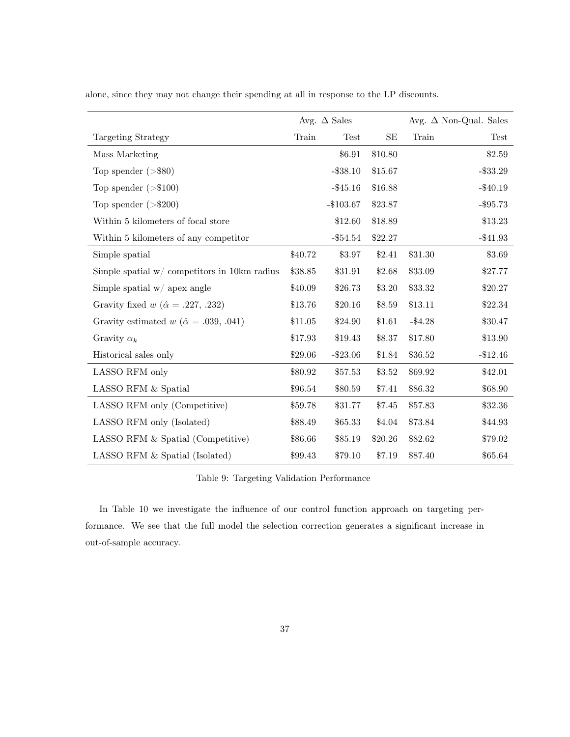alone, since they may not change their spending at all in response to the LP discounts.

| | Avg. Δ Sales | | | Avg. Δ Non-Qual. Sales | |
|---|---|---|---|---|---|
| Targeting Strategy | Train | Test | SE | Train | Test |
| Mass Marketing | | $6.91 | $10.80 | | $2.59 |
| Top spender (>$80) | | -$38.10 | $15.67 | | -$33.29 |
| Top spender (>$100) | | -$45.16 | $16.88 | | -$40.19 |
| Top spender (>$200) | | -$103.67 | $23.87 | | -$95.73 |
| Within 5 kilometers of focal store | | $12.60 | $18.89 | | $13.23 |
| Within 5 kilometers of any competitor | | -$54.54 | $22.27 | | -$41.93 |
| Simple spatial | $40.72 | $3.97 | $2.41 | $31.30 | $3.69 |
| Simple spatial w/ competitors in 10km radius | $38.85 | $31.91 | $2.68 | $33.09 | $27.77 |
| Simple spatial w/ apex angle | $40.09 | $26.73 | $3.20 | $33.32 | $20.27 |
| Gravity fixed $w$ ($\hat{\alpha}$ = .227, .232) | $13.76 | $20.16 | $8.59 | $13.11 | $22.34 |
| Gravity estimated $w$ ($\hat{\alpha}$ = .039, .041) | $11.05 | $24.90 | $1.61 | -$4.28 | $30.47 |
| Gravity $\alpha_k$ | $17.93 | $19.43 | $8.37 | $17.80 | $13.90 |
| Historical sales only | $29.06 | -$23.06 | $1.84 | $36.52 | -$12.46 |
| LASSO RFM only | $80.92 | $57.53 | $3.52 | $69.92 | $42.01 |
| LASSO RFM & Spatial | $96.54 | $80.59 | $7.41 | $86.32 | $68.90 |
| LASSO RFM only (Competitive) | $59.78 | $31.77 | $7.45 | $57.83 | $32.36 |
| LASSO RFM only (Isolated) | $88.49 | $65.33 | $4.04 | $73.84 | $44.93 |
| LASSO RFM & Spatial (Competitive) | $86.66 | $85.19 | $20.26 | $82.62 | $79.02 |
| LASSO RFM & Spatial (Isolated) | $99.43 | $79.10 | $7.19 | $87.40 | $65.64 |

Table 9: Targeting Validation Performance

In Table 10 we investigate the influence of our control function approach on targeting performance. We see that the full model the selection correction generates a significant increase in out-of-sample accuracy.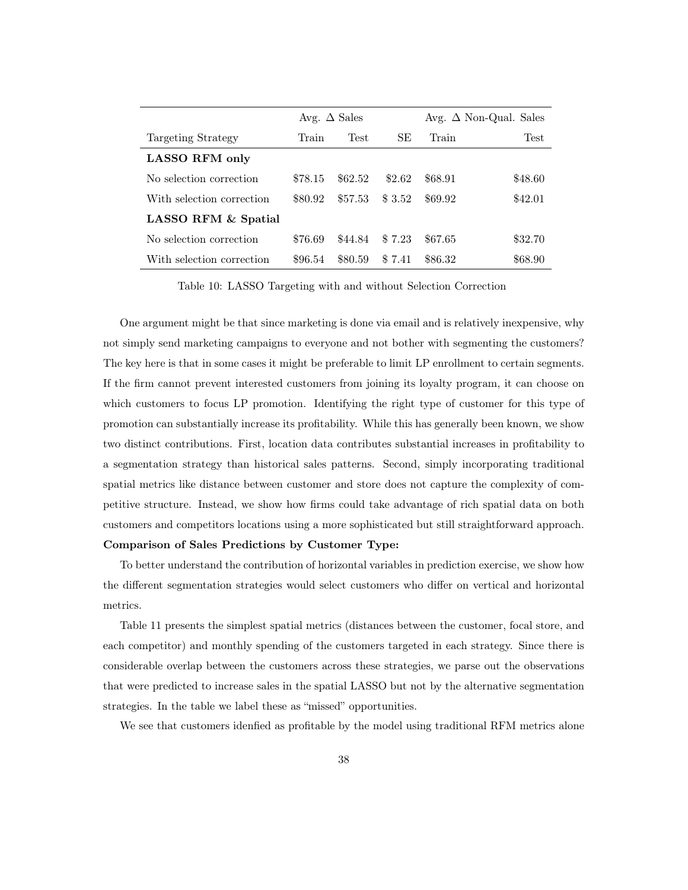| | Avg. Δ Sales | | | Avg. Δ Non-Qual. Sales | |
|---|---|---|---|---|---|
| Targeting Strategy | Train | Test | SE | Train | Test |
| **LASSO RFM only** | | | | | |
| No selection correction | \$78.15 | \$62.52 | \$2.62 | \$68.91 | \$48.60 |
| With selection correction | \$80.92 | \$57.53 | \$ 3.52 | \$69.92 | \$42.01 |
| **LASSO RFM & Spatial** | | | | | |
| No selection correction | \$76.69 | \$44.84 | \$ 7.23 | \$67.65 | \$32.70 |
| With selection correction | \$96.54 | \$80.59 | \$ 7.41 | \$86.32 | \$68.90 |

Table 10: LASSO Targeting with and without Selection Correction

One argument might be that since marketing is done via email and is relatively inexpensive, why not simply send marketing campaigns to everyone and not bother with segmenting the customers? The key here is that in some cases it might be preferable to limit LP enrollment to certain segments. If the firm cannot prevent interested customers from joining its loyalty program, it can choose on which customers to focus LP promotion. Identifying the right type of customer for this type of promotion can substantially increase its profitability. While this has generally been known, we show two distinct contributions. First, location data contributes substantial increases in profitability to a segmentation strategy than historical sales patterns. Second, simply incorporating traditional spatial metrics like distance between customer and store does not capture the complexity of competitive structure. Instead, we show how firms could take advantage of rich spatial data on both customers and competitors locations using a more sophisticated but still straightforward approach.

**Comparison of Sales Predictions by Customer Type:**

To better understand the contribution of horizontal variables in prediction exercise, we show how the different segmentation strategies would select customers who differ on vertical and horizontal metrics.

Table 11 presents the simplest spatial metrics (distances between the customer, focal store, and each competitor) and monthly spending of the customers targeted in each strategy. Since there is considerable overlap between the customers across these strategies, we parse out the observations that were predicted to increase sales in the spatial LASSO but not by the alternative segmentation strategies. In the table we label these as "missed" opportunities.

We see that customers idenfied as profitable by the model using traditional RFM metrics alone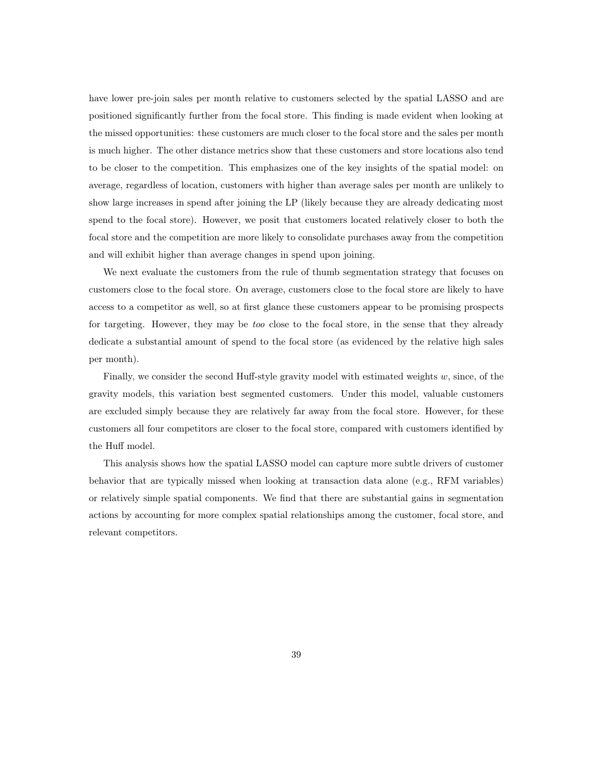have lower pre-join sales per month relative to customers selected by the spatial LASSO and are positioned significantly further from the focal store. This finding is made evident when looking at the missed opportunities: these customers are much closer to the focal store and the sales per month is much higher. The other distance metrics show that these customers and store locations also tend to be closer to the competition. This emphasizes one of the key insights of the spatial model: on average, regardless of location, customers with higher than average sales per month are unlikely to show large increases in spend after joining the LP (likely because they are already dedicating most spend to the focal store). However, we posit that customers located relatively closer to both the focal store and the competition are more likely to consolidate purchases away from the competition and will exhibit higher than average changes in spend upon joining.

We next evaluate the customers from the rule of thumb segmentation strategy that focuses on customers close to the focal store. On average, customers close to the focal store are likely to have access to a competitor as well, so at first glance these customers appear to be promising prospects for targeting. However, they may be *too* close to the focal store, in the sense that they already dedicate a substantial amount of spend to the focal store (as evidenced by the relative high sales per month).

Finally, we consider the second Huff-style gravity model with estimated weights $w$, since, of the gravity models, this variation best segmented customers. Under this model, valuable customers are excluded simply because they are relatively far away from the focal store. However, for these customers all four competitors are closer to the focal store, compared with customers identified by the Huff model.

This analysis shows how the spatial LASSO model can capture more subtle drivers of customer behavior that are typically missed when looking at transaction data alone (e.g., RFM variables) or relatively simple spatial components. We find that there are substantial gains in segmentation actions by accounting for more complex spatial relationships among the customer, focal store, and relevant competitors.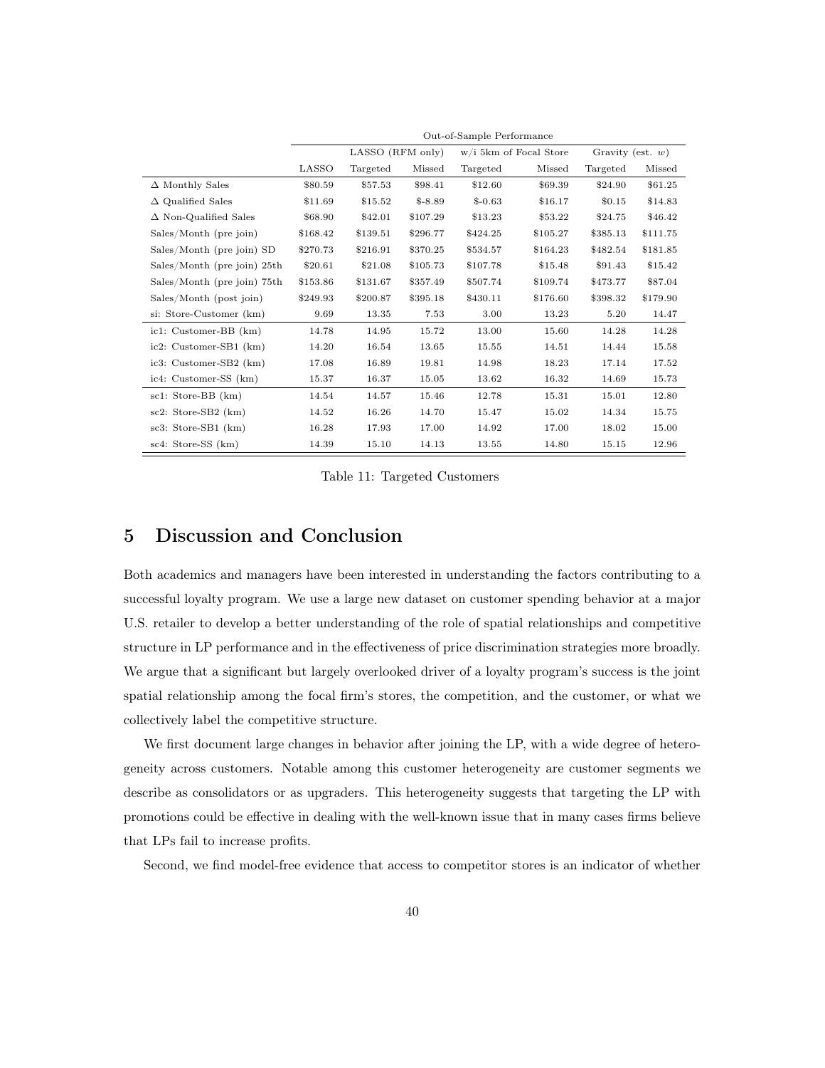| | Out-of-Sample Performance | | | | | | |
|---|---|---|---|---|---|---|---|
| | | LASSO (RFM only) | | w/i 5km of Focal Store | | Gravity (est. $w$) | |
| | LASSO | Targeted | Missed | Targeted | Missed | Targeted | Missed |
| Δ Monthly Sales | \$80.59 | \$57.53 | \$98.41 | \$12.60 | \$69.39 | \$24.90 | \$61.25 |
| Δ Qualified Sales | \$11.69 | \$15.52 | \$-8.89 | \$-0.63 | \$16.17 | \$0.15 | \$14.83 |
| Δ Non-Qualified Sales | \$68.90 | \$42.01 | \$107.29 | \$13.23 | \$53.22 | \$24.75 | \$46.42 |
| Sales/Month (pre join) | \$168.42 | \$139.51 | \$296.77 | \$424.25 | \$105.27 | \$385.13 | \$111.75 |
| Sales/Month (pre join) SD | \$270.73 | \$216.91 | \$370.25 | \$534.57 | \$164.23 | \$482.54 | \$181.85 |
| Sales/Month (pre join) 25th | \$20.61 | \$21.08 | \$105.73 | \$107.78 | \$15.48 | \$91.43 | \$15.42 |
| Sales/Month (pre join) 75th | \$153.86 | \$131.67 | \$357.49 | \$507.74 | \$109.74 | \$473.77 | \$87.04 |
| Sales/Month (post join) | \$249.93 | \$200.87 | \$395.18 | \$430.11 | \$176.60 | \$398.32 | \$179.90 |
| si: Store-Customer (km) | 9.69 | 13.35 | 7.53 | 3.00 | 13.23 | 5.20 | 14.47 |
| ic1: Customer-BB (km) | 14.78 | 14.95 | 15.72 | 13.00 | 15.60 | 14.28 | 14.28 |
| ic2: Customer-SB1 (km) | 14.20 | 16.54 | 13.65 | 15.55 | 14.51 | 14.44 | 15.58 |
| ic3: Customer-SB2 (km) | 17.08 | 16.89 | 19.81 | 14.98 | 18.23 | 17.14 | 17.52 |
| ic4: Customer-SS (km) | 15.37 | 16.37 | 15.05 | 13.62 | 16.32 | 14.69 | 15.73 |
| sc1: Store-BB (km) | 14.54 | 14.57 | 15.46 | 12.78 | 15.31 | 15.01 | 12.80 |
| sc2: Store-SB2 (km) | 14.52 | 16.26 | 14.70 | 15.47 | 15.02 | 14.34 | 15.75 |
| sc3: Store-SB1 (km) | 16.28 | 17.93 | 17.00 | 14.92 | 17.00 | 18.02 | 15.00 |
| sc4: Store-SS (km) | 14.39 | 15.10 | 14.13 | 13.55 | 14.80 | 15.15 | 12.96 |

Table 11: Targeted Customers

# 5 Discussion and Conclusion

Both academics and managers have been interested in understanding the factors contributing to a successful loyalty program. We use a large new dataset on customer spending behavior at a major U.S. retailer to develop a better understanding of the role of spatial relationships and competitive structure in LP performance and in the effectiveness of price discrimination strategies more broadly. We argue that a significant but largely overlooked driver of a loyalty program's success is the joint spatial relationship among the focal firm's stores, the competition, and the customer, or what we collectively label the competitive structure.

We first document large changes in behavior after joining the LP, with a wide degree of heterogeneity across customers. Notable among this customer heterogeneity are customer segments we describe as consolidators or as upgraders. This heterogeneity suggests that targeting the LP with promotions could be effective in dealing with the well-known issue that in many cases firms believe that LPs fail to increase profits.

Second, we find model-free evidence that access to competitor stores is an indicator of whether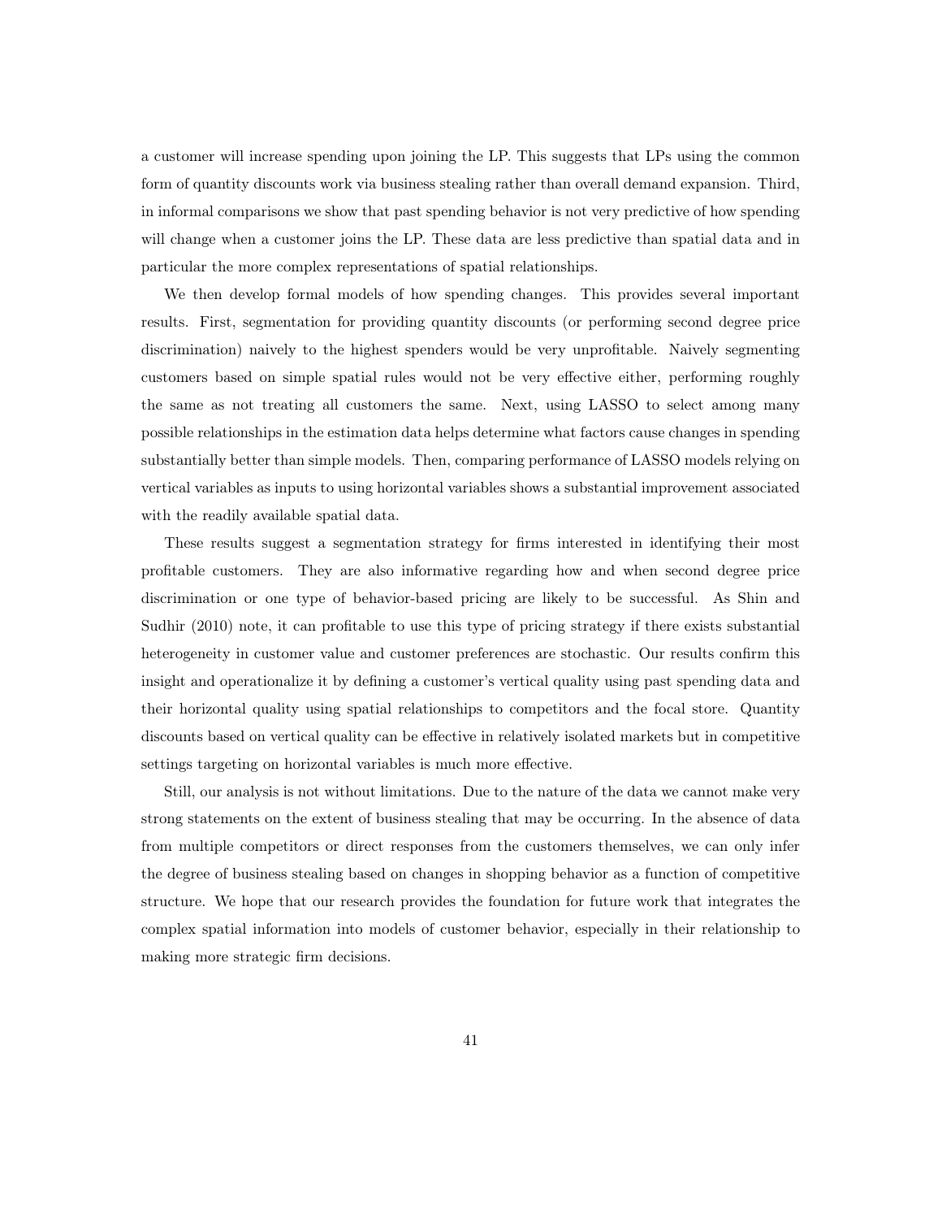a customer will increase spending upon joining the LP. This suggests that LPs using the common form of quantity discounts work via business stealing rather than overall demand expansion. Third, in informal comparisons we show that past spending behavior is not very predictive of how spending will change when a customer joins the LP. These data are less predictive than spatial data and in particular the more complex representations of spatial relationships.

We then develop formal models of how spending changes. This provides several important results. First, segmentation for providing quantity discounts (or performing second degree price discrimination) naively to the highest spenders would be very unprofitable. Naively segmenting customers based on simple spatial rules would not be very effective either, performing roughly the same as not treating all customers the same. Next, using LASSO to select among many possible relationships in the estimation data helps determine what factors cause changes in spending substantially better than simple models. Then, comparing performance of LASSO models relying on vertical variables as inputs to using horizontal variables shows a substantial improvement associated with the readily available spatial data.

These results suggest a segmentation strategy for firms interested in identifying their most profitable customers. They are also informative regarding how and when second degree price discrimination or one type of behavior-based pricing are likely to be successful. As Shin and Sudhir (2010) note, it can profitable to use this type of pricing strategy if there exists substantial heterogeneity in customer value and customer preferences are stochastic. Our results confirm this insight and operationalize it by defining a customer's vertical quality using past spending data and their horizontal quality using spatial relationships to competitors and the focal store. Quantity discounts based on vertical quality can be effective in relatively isolated markets but in competitive settings targeting on horizontal variables is much more effective.

Still, our analysis is not without limitations. Due to the nature of the data we cannot make very strong statements on the extent of business stealing that may be occurring. In the absence of data from multiple competitors or direct responses from the customers themselves, we can only infer the degree of business stealing based on changes in shopping behavior as a function of competitive structure. We hope that our research provides the foundation for future work that integrates the complex spatial information into models of customer behavior, especially in their relationship to making more strategic firm decisions.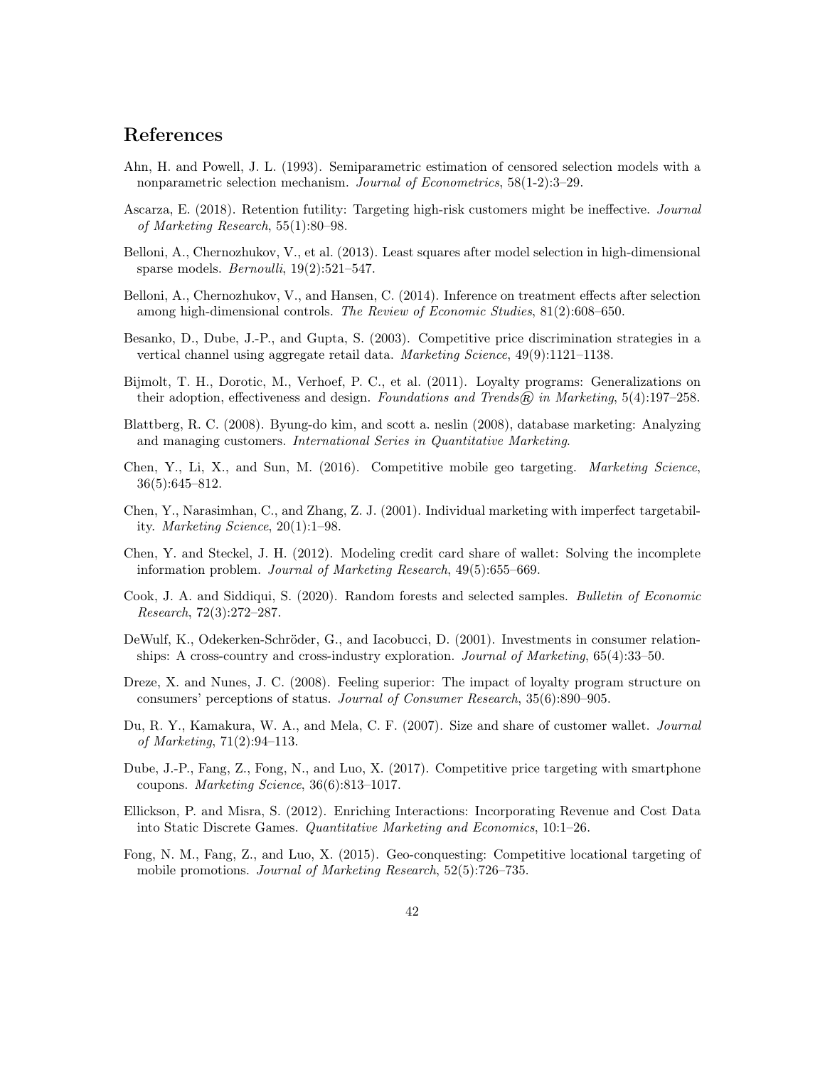## References

Ahn, H. and Powell, J. L. (1993). Semiparametric estimation of censored selection models with a nonparametric selection mechanism. *Journal of Econometrics*, 58(1-2):3–29.

Ascarza, E. (2018). Retention futility: Targeting high-risk customers might be ineffective. *Journal of Marketing Research*, 55(1):80–98.

Belloni, A., Chernozhukov, V., et al. (2013). Least squares after model selection in high-dimensional sparse models. *Bernoulli*, 19(2):521–547.

Belloni, A., Chernozhukov, V., and Hansen, C. (2014). Inference on treatment effects after selection among high-dimensional controls. *The Review of Economic Studies*, 81(2):608–650.

Besanko, D., Dube, J.-P., and Gupta, S. (2003). Competitive price discrimination strategies in a vertical channel using aggregate retail data. *Marketing Science*, 49(9):1121–1138.

Bijmolt, T. H., Dorotic, M., Verhoef, P. C., et al. (2011). Loyalty programs: Generalizations on their adoption, effectiveness and design. *Foundations and Trends® in Marketing*, 5(4):197–258.

Blattberg, R. C. (2008). Byung-do kim, and scott a. neslin (2008), database marketing: Analyzing and managing customers. *International Series in Quantitative Marketing*.

Chen, Y., Li, X., and Sun, M. (2016). Competitive mobile geo targeting. *Marketing Science*, 36(5):645–812.

Chen, Y., Narasimhan, C., and Zhang, Z. J. (2001). Individual marketing with imperfect targetability. *Marketing Science*, 20(1):1–98.

Chen, Y. and Steckel, J. H. (2012). Modeling credit card share of wallet: Solving the incomplete information problem. *Journal of Marketing Research*, 49(5):655–669.

Cook, J. A. and Siddiqui, S. (2020). Random forests and selected samples. *Bulletin of Economic Research*, 72(3):272–287.

DeWulf, K., Odekerken-Schröder, G., and Iacobucci, D. (2001). Investments in consumer relationships: A cross-country and cross-industry exploration. *Journal of Marketing*, 65(4):33–50.

Dreze, X. and Nunes, J. C. (2008). Feeling superior: The impact of loyalty program structure on consumers' perceptions of status. *Journal of Consumer Research*, 35(6):890–905.

Du, R. Y., Kamakura, W. A., and Mela, C. F. (2007). Size and share of customer wallet. *Journal of Marketing*, 71(2):94–113.

Dube, J.-P., Fang, Z., Fong, N., and Luo, X. (2017). Competitive price targeting with smartphone coupons. *Marketing Science*, 36(6):813–1017.

Ellickson, P. and Misra, S. (2012). Enriching Interactions: Incorporating Revenue and Cost Data into Static Discrete Games. *Quantitative Marketing and Economics*, 10:1–26.

Fong, N. M., Fang, Z., and Luo, X. (2015). Geo-conquesting: Competitive locational targeting of mobile promotions. *Journal of Marketing Research*, 52(5):726–735.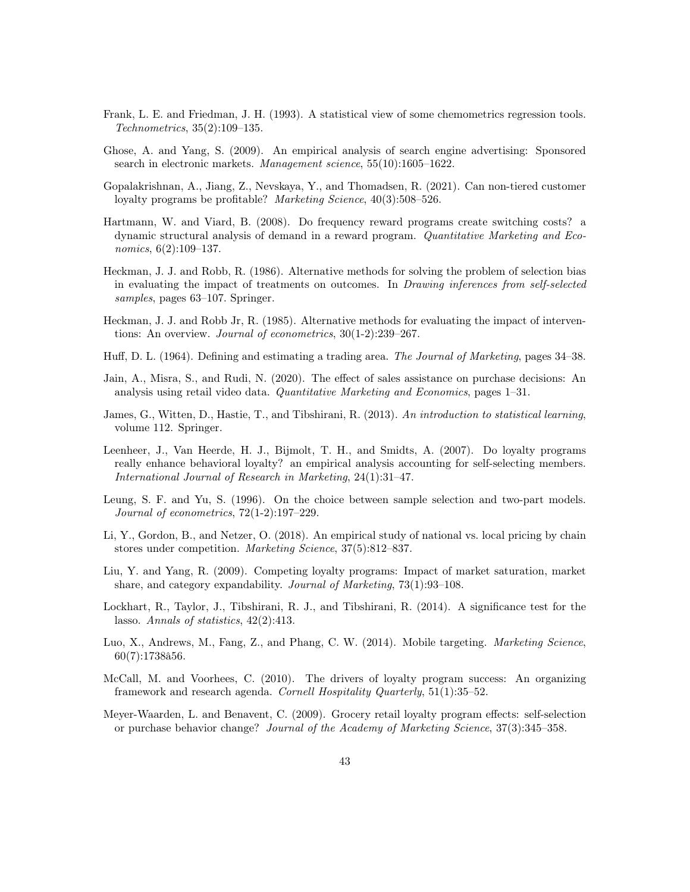Frank, L. E. and Friedman, J. H. (1993). A statistical view of some chemometrics regression tools. *Technometrics*, 35(2):109–135.

Ghose, A. and Yang, S. (2009). An empirical analysis of search engine advertising: Sponsored search in electronic markets. *Management science*, 55(10):1605–1622.

Gopalakrishnan, A., Jiang, Z., Nevskaya, Y., and Thomadsen, R. (2021). Can non-tiered customer loyalty programs be profitable? *Marketing Science*, 40(3):508–526.

Hartmann, W. and Viard, B. (2008). Do frequency reward programs create switching costs? a dynamic structural analysis of demand in a reward program. *Quantitative Marketing and Economics*, 6(2):109–137.

Heckman, J. J. and Robb, R. (1986). Alternative methods for solving the problem of selection bias in evaluating the impact of treatments on outcomes. In *Drawing inferences from self-selected samples*, pages 63–107. Springer.

Heckman, J. J. and Robb Jr, R. (1985). Alternative methods for evaluating the impact of interventions: An overview. *Journal of econometrics*, 30(1-2):239–267.

Huff, D. L. (1964). Defining and estimating a trading area. *The Journal of Marketing*, pages 34–38.

Jain, A., Misra, S., and Rudi, N. (2020). The effect of sales assistance on purchase decisions: An analysis using retail video data. *Quantitative Marketing and Economics*, pages 1–31.

James, G., Witten, D., Hastie, T., and Tibshirani, R. (2013). *An introduction to statistical learning*, volume 112. Springer.

Leenheer, J., Van Heerde, H. J., Bijmolt, T. H., and Smidts, A. (2007). Do loyalty programs really enhance behavioral loyalty? an empirical analysis accounting for self-selecting members. *International Journal of Research in Marketing*, 24(1):31–47.

Leung, S. F. and Yu, S. (1996). On the choice between sample selection and two-part models. *Journal of econometrics*, 72(1-2):197–229.

Li, Y., Gordon, B., and Netzer, O. (2018). An empirical study of national vs. local pricing by chain stores under competition. *Marketing Science*, 37(5):812–837.

Liu, Y. and Yang, R. (2009). Competing loyalty programs: Impact of market saturation, market share, and category expandability. *Journal of Marketing*, 73(1):93–108.

Lockhart, R., Taylor, J., Tibshirani, R. J., and Tibshirani, R. (2014). A significance test for the lasso. *Annals of statistics*, 42(2):413.

Luo, X., Andrews, M., Fang, Z., and Phang, C. W. (2014). Mobile targeting. *Marketing Science*, 60(7):1738â56.

McCall, M. and Voorhees, C. (2010). The drivers of loyalty program success: An organizing framework and research agenda. *Cornell Hospitality Quarterly*, 51(1):35–52.

Meyer-Waarden, L. and Benavent, C. (2009). Grocery retail loyalty program effects: self-selection or purchase behavior change? *Journal of the Academy of Marketing Science*, 37(3):345–358.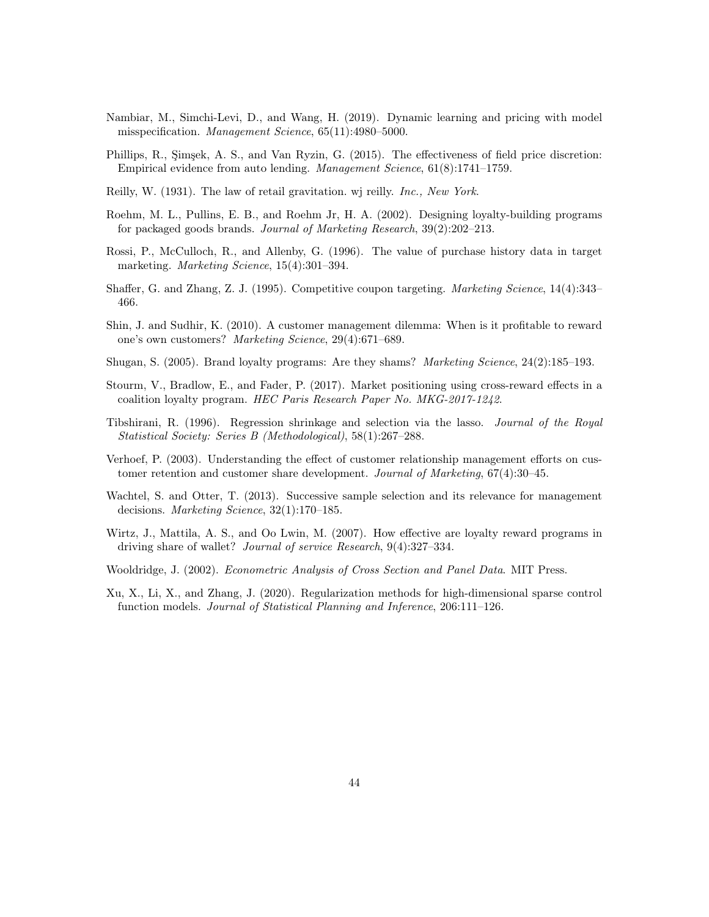Nambiar, M., Simchi-Levi, D., and Wang, H. (2019). Dynamic learning and pricing with model misspecification. *Management Science*, 65(11):4980–5000.

Phillips, R., Şimşek, A. S., and Van Ryzin, G. (2015). The effectiveness of field price discretion: Empirical evidence from auto lending. *Management Science*, 61(8):1741–1759.

Reilly, W. (1931). The law of retail gravitation. wj reilly. *Inc., New York*.

Roehm, M. L., Pullins, E. B., and Roehm Jr, H. A. (2002). Designing loyalty-building programs for packaged goods brands. *Journal of Marketing Research*, 39(2):202–213.

Rossi, P., McCulloch, R., and Allenby, G. (1996). The value of purchase history data in target marketing. *Marketing Science*, 15(4):301–394.

Shaffer, G. and Zhang, Z. J. (1995). Competitive coupon targeting. *Marketing Science*, 14(4):343–466.

Shin, J. and Sudhir, K. (2010). A customer management dilemma: When is it profitable to reward one's own customers? *Marketing Science*, 29(4):671–689.

Shugan, S. (2005). Brand loyalty programs: Are they shams? *Marketing Science*, 24(2):185–193.

Stourm, V., Bradlow, E., and Fader, P. (2017). Market positioning using cross-reward effects in a coalition loyalty program. *HEC Paris Research Paper No. MKG-2017-1242*.

Tibshirani, R. (1996). Regression shrinkage and selection via the lasso. *Journal of the Royal Statistical Society: Series B (Methodological)*, 58(1):267–288.

Verhoef, P. (2003). Understanding the effect of customer relationship management efforts on customer retention and customer share development. *Journal of Marketing*, 67(4):30–45.

Wachtel, S. and Otter, T. (2013). Successive sample selection and its relevance for management decisions. *Marketing Science*, 32(1):170–185.

Wirtz, J., Mattila, A. S., and Oo Lwin, M. (2007). How effective are loyalty reward programs in driving share of wallet? *Journal of service Research*, 9(4):327–334.

Wooldridge, J. (2002). *Econometric Analysis of Cross Section and Panel Data*. MIT Press.

Xu, X., Li, X., and Zhang, J. (2020). Regularization methods for high-dimensional sparse control function models. *Journal of Statistical Planning and Inference*, 206:111–126.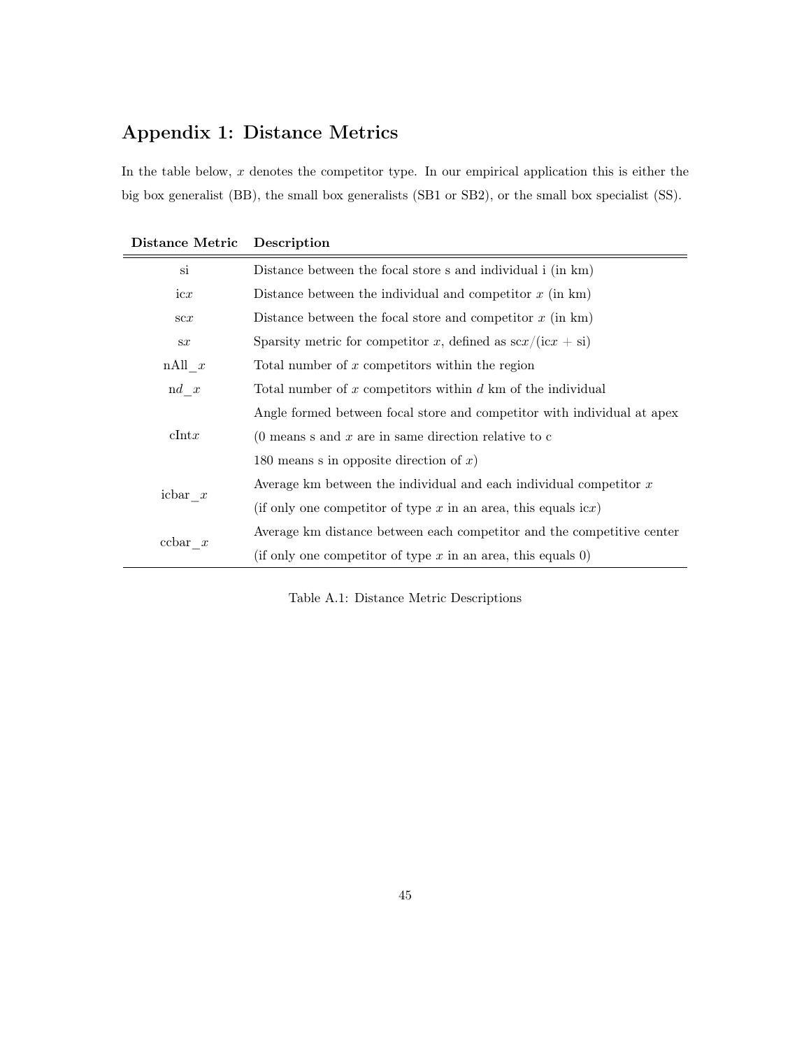# Appendix 1: Distance Metrics

In the table below, $x$ denotes the competitor type. In our empirical application this is either the big box generalist (BB), the small box generalists (SB1 or SB2), or the small box specialist (SS).

| Distance Metric | Description |
|---|---|
| si | Distance between the focal store s and individual i (in km) |
| ic$x$ | Distance between the individual and competitor $x$ (in km) |
| sc$x$ | Distance between the focal store and competitor $x$ (in km) |
| s$x$ | Sparsity metric for competitor $x$, defined as sc$x$/(ic$x$ + si) |
| nAll_$x$ | Total number of $x$ competitors within the region |
| n$d$_$x$ | Total number of $x$ competitors within $d$ km of the individual |
| cInt$x$ | Angle formed between focal store and competitor with individual at apex (0 means s and $x$ are in same direction relative to c 180 means s in opposite direction of $x$) |
| icbar_$x$ | Average km between the individual and each individual competitor $x$ (if only one competitor of type $x$ in an area, this equals ic$x$) |
| ccbar_$x$ | Average km distance between each competitor and the competitive center (if only one competitor of type $x$ in an area, this equals 0) |

Table A.1: Distance Metric Descriptions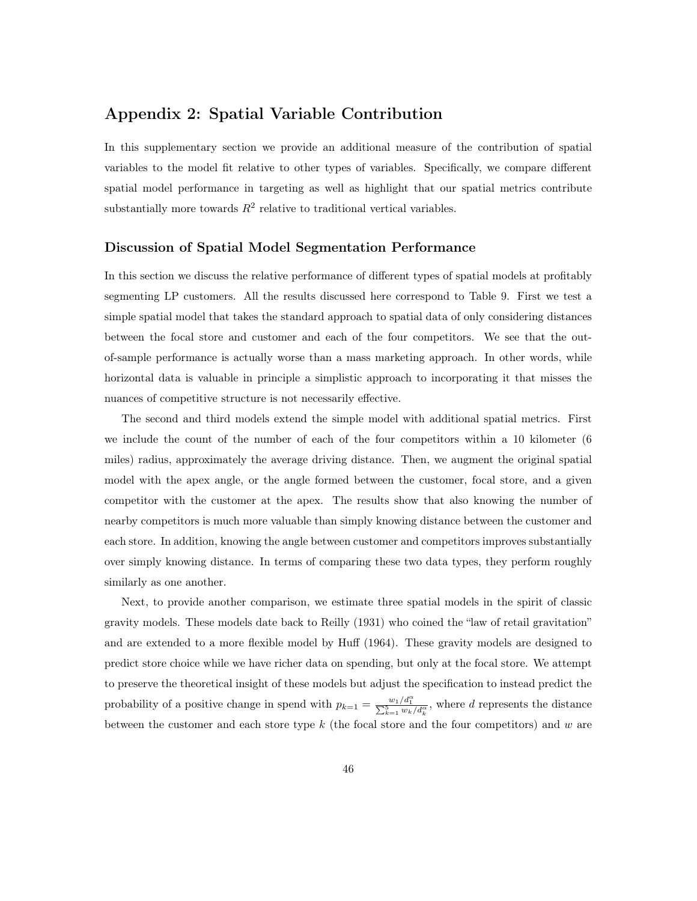# Appendix 2: Spatial Variable Contribution

In this supplementary section we provide an additional measure of the contribution of spatial variables to the model fit relative to other types of variables. Specifically, we compare different spatial model performance in targeting as well as highlight that our spatial metrics contribute substantially more towards $R^2$ relative to traditional vertical variables.

### Discussion of Spatial Model Segmentation Performance

In this section we discuss the relative performance of different types of spatial models at profitably segmenting LP customers. All the results discussed here correspond to Table 9. First we test a simple spatial model that takes the standard approach to spatial data of only considering distances between the focal store and customer and each of the four competitors. We see that the out-of-sample performance is actually worse than a mass marketing approach. In other words, while horizontal data is valuable in principle a simplistic approach to incorporating it that misses the nuances of competitive structure is not necessarily effective.

The second and third models extend the simple model with additional spatial metrics. First we include the count of the number of each of the four competitors within a 10 kilometer (6 miles) radius, approximately the average driving distance. Then, we augment the original spatial model with the apex angle, or the angle formed between the customer, focal store, and a given competitor with the customer at the apex. The results show that also knowing the number of nearby competitors is much more valuable than simply knowing distance between the customer and each store. In addition, knowing the angle between customer and competitors improves substantially over simply knowing distance. In terms of comparing these two data types, they perform roughly similarly as one another.

Next, to provide another comparison, we estimate three spatial models in the spirit of classic gravity models. These models date back to Reilly (1931) who coined the "law of retail gravitation" and are extended to a more flexible model by Huff (1964). These gravity models are designed to predict store choice while we have richer data on spending, but only at the focal store. We attempt to preserve the theoretical insight of these models but adjust the specification to instead predict the probability of a positive change in spend with $p_{k=1} = \frac{w_1/d_1^{\alpha}}{\sum_{k=1}^{5} w_k/d_k^{\alpha}}$, where $d$ represents the distance between the customer and each store type $k$ (the focal store and the four competitors) and $w$ are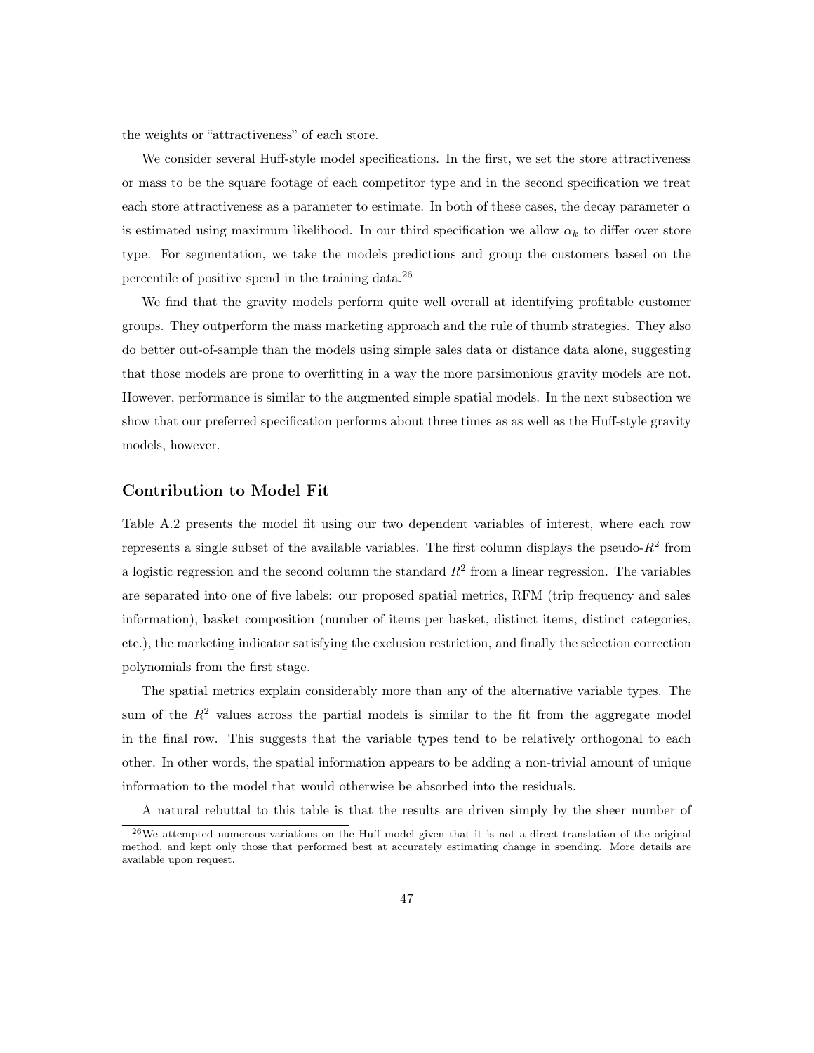the weights or "attractiveness" of each store.

We consider several Huff-style model specifications. In the first, we set the store attractiveness or mass to be the square footage of each competitor type and in the second specification we treat each store attractiveness as a parameter to estimate. In both of these cases, the decay parameter $\alpha$ is estimated using maximum likelihood. In our third specification we allow $\alpha_k$ to differ over store type. For segmentation, we take the models predictions and group the customers based on the percentile of positive spend in the training data.[26]

We find that the gravity models perform quite well overall at identifying profitable customer groups. They outperform the mass marketing approach and the rule of thumb strategies. They also do better out-of-sample than the models using simple sales data or distance data alone, suggesting that those models are prone to overfitting in a way the more parsimonious gravity models are not. However, performance is similar to the augmented simple spatial models. In the next subsection we show that our preferred specification performs about three times as as well as the Huff-style gravity models, however.

### Contribution to Model Fit

Table A.2 presents the model fit using our two dependent variables of interest, where each row represents a single subset of the available variables. The first column displays the pseudo-$R^2$ from a logistic regression and the second column the standard $R^2$ from a linear regression. The variables are separated into one of five labels: our proposed spatial metrics, RFM (trip frequency and sales information), basket composition (number of items per basket, distinct items, distinct categories, etc.), the marketing indicator satisfying the exclusion restriction, and finally the selection correction polynomials from the first stage.

The spatial metrics explain considerably more than any of the alternative variable types. The sum of the $R^2$ values across the partial models is similar to the fit from the aggregate model in the final row. This suggests that the variable types tend to be relatively orthogonal to each other. In other words, the spatial information appears to be adding a non-trivial amount of unique information to the model that would otherwise be absorbed into the residuals.

A natural rebuttal to this table is that the results are driven simply by the sheer number of

[26] We attempted numerous variations on the Huff model given that it is not a direct translation of the original method, and kept only those that performed best at accurately estimating change in spending. More details are available upon request.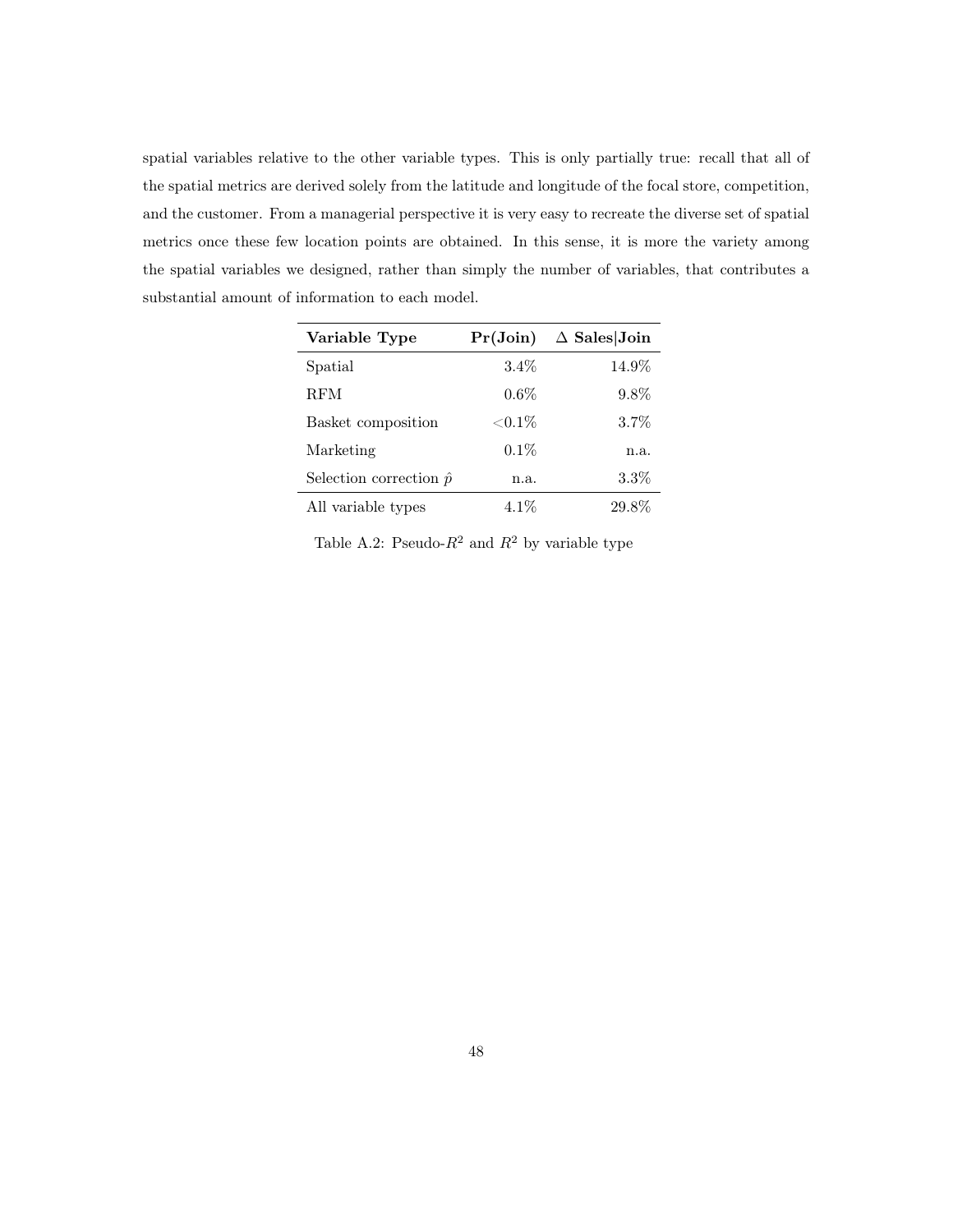spatial variables relative to the other variable types. This is only partially true: recall that all of the spatial metrics are derived solely from the latitude and longitude of the focal store, competition, and the customer. From a managerial perspective it is very easy to recreate the diverse set of spatial metrics once these few location points are obtained. In this sense, it is more the variety among the spatial variables we designed, rather than simply the number of variables, that contributes a substantial amount of information to each model.

| **Variable Type** | **Pr(Join)** | **$\Delta$ Sales\|Join** |
|---|---:|---:|
| Spatial | 3.4% | 14.9% |
| RFM | 0.6% | 9.8% |
| Basket composition | <0.1% | 3.7% |
| Marketing | 0.1% | n.a. |
| Selection correction $\hat{p}$ | n.a. | 3.3% |
| All variable types | 4.1% | 29.8% |

Table A.2: Pseudo-$R^2$ and $R^2$ by variable type